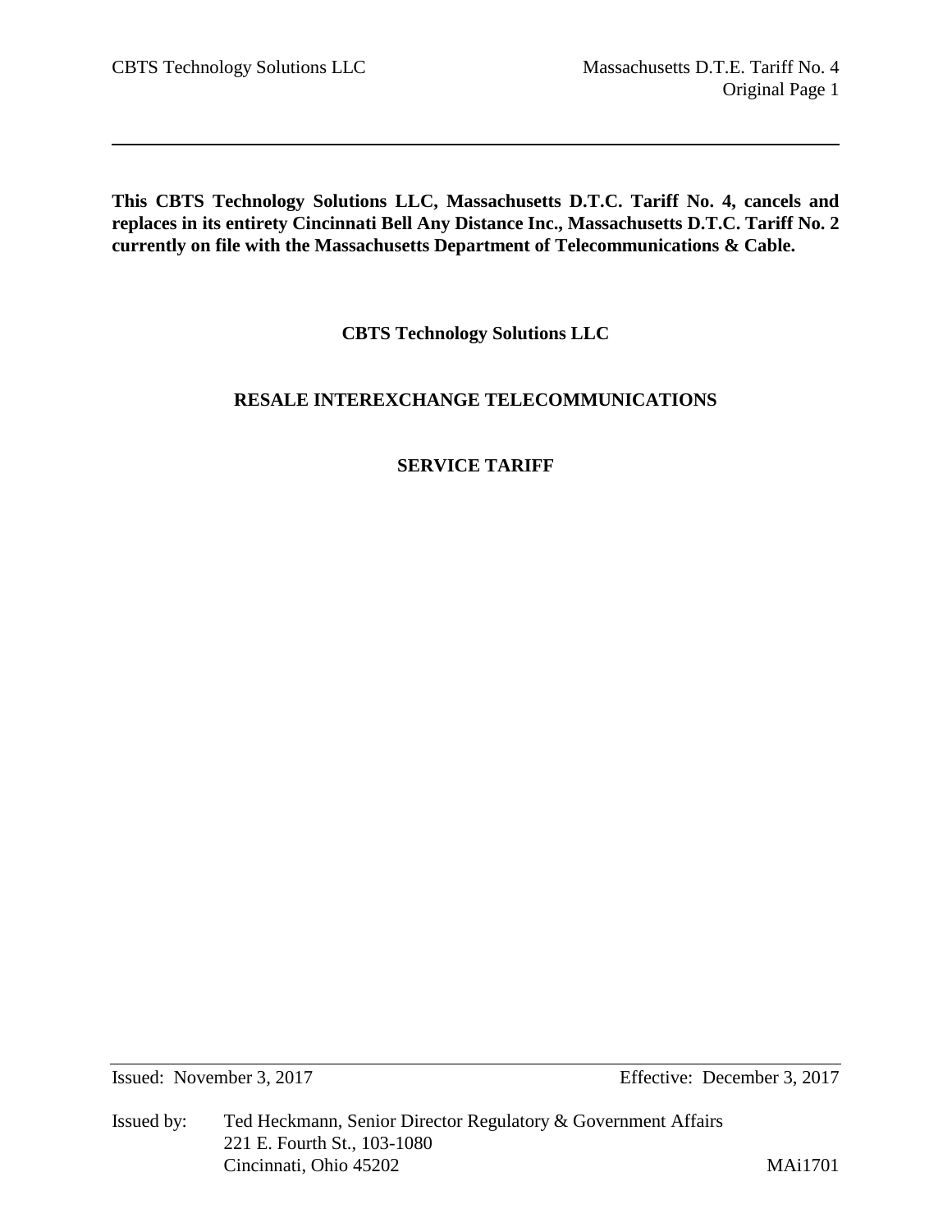**This CBTS Technology Solutions LLC, Massachusetts D.T.C. Tariff No. 4, cancels and replaces in its entirety Cincinnati Bell Any Distance Inc., Massachusetts D.T.C. Tariff No. 2 currently on file with the Massachusetts Department of Telecommunications & Cable.**

# CBTS Technology Solutions LLC

## RESALE INTEREXCHANGE TELECOMMUNICATIONS

## SERVICE TARIFF

Issued: November 3, 2017 Effective: December 3, 2017

Issued by: Ted Heckmann, Senior Director Regulatory & Government Affairs
221 E. Fourth St., 103-1080
Cincinnati, Ohio 45202

MAi1701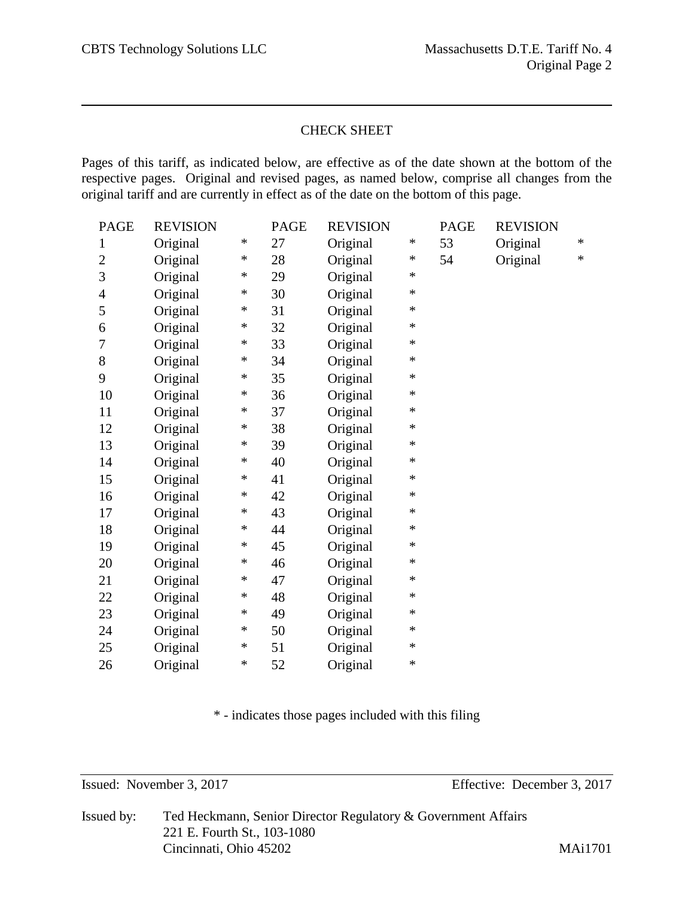## CHECK SHEET

Pages of this tariff, as indicated below, are effective as of the date shown at the bottom of the respective pages. Original and revised pages, as named below, comprise all changes from the original tariff and are currently in effect as of the date on the bottom of this page.

| PAGE | REVISION | | PAGE | REVISION | | PAGE | REVISION | |
|---|---|---|---|---|---|---|---|---|
| 1 | Original | * | 27 | Original | * | 53 | Original | * |
| 2 | Original | * | 28 | Original | * | 54 | Original | * |
| 3 | Original | * | 29 | Original | * | | | |
| 4 | Original | * | 30 | Original | * | | | |
| 5 | Original | * | 31 | Original | * | | | |
| 6 | Original | * | 32 | Original | * | | | |
| 7 | Original | * | 33 | Original | * | | | |
| 8 | Original | * | 34 | Original | * | | | |
| 9 | Original | * | 35 | Original | * | | | |
| 10 | Original | * | 36 | Original | * | | | |
| 11 | Original | * | 37 | Original | * | | | |
| 12 | Original | * | 38 | Original | * | | | |
| 13 | Original | * | 39 | Original | * | | | |
| 14 | Original | * | 40 | Original | * | | | |
| 15 | Original | * | 41 | Original | * | | | |
| 16 | Original | * | 42 | Original | * | | | |
| 17 | Original | * | 43 | Original | * | | | |
| 18 | Original | * | 44 | Original | * | | | |
| 19 | Original | * | 45 | Original | * | | | |
| 20 | Original | * | 46 | Original | * | | | |
| 21 | Original | * | 47 | Original | * | | | |
| 22 | Original | * | 48 | Original | * | | | |
| 23 | Original | * | 49 | Original | * | | | |
| 24 | Original | * | 50 | Original | * | | | |
| 25 | Original | * | 51 | Original | * | | | |
| 26 | Original | * | 52 | Original | * | | | |

* - indicates those pages included with this filing

Issued: November 3, 2017 Effective: December 3, 2017

Issued by: Ted Heckmann, Senior Director Regulatory & Government Affairs
221 E. Fourth St., 103-1080
Cincinnati, Ohio 45202

MAi1701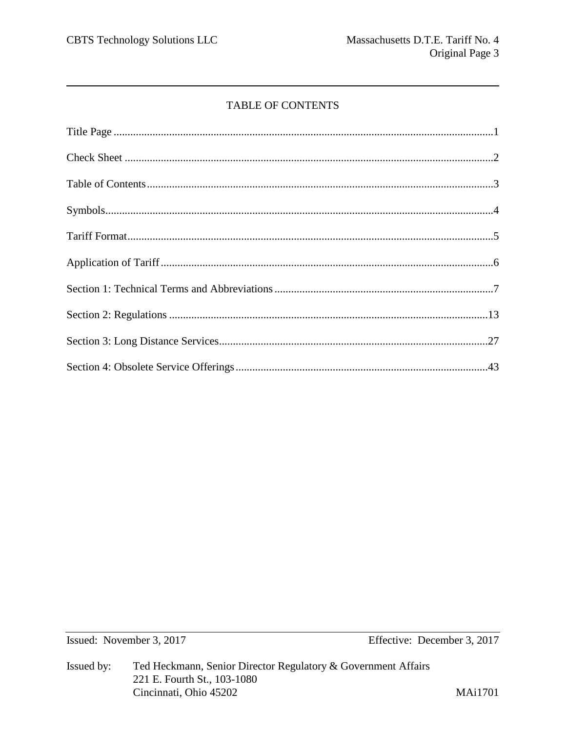# TABLE OF CONTENTS

| Section | Page |
|---|---|
| Title Page | 1 |
| Check Sheet | 2 |
| Table of Contents | 3 |
| Symbols | 4 |
| Tariff Format | 5 |
| Application of Tariff | 6 |
| Section 1: Technical Terms and Abbreviations | 7 |
| Section 2: Regulations | 13 |
| Section 3: Long Distance Services | 27 |
| Section 4: Obsolete Service Offerings | 43 |

Issued: November 3, 2017 Effective: December 3, 2017

Issued by: Ted Heckmann, Senior Director Regulatory & Government Affairs
221 E. Fourth St., 103-1080
Cincinnati, Ohio 45202

MAi1701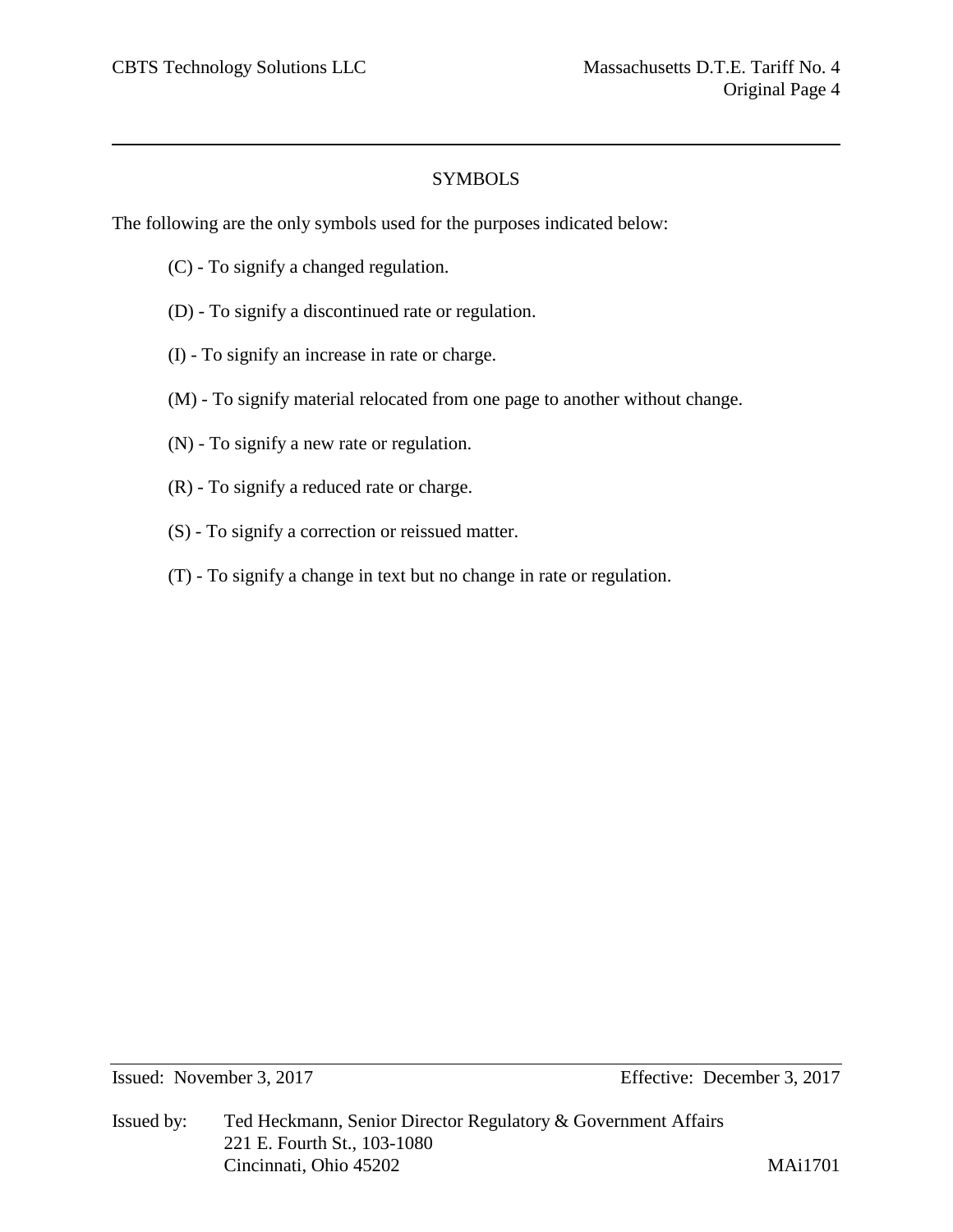# SYMBOLS

The following are the only symbols used for the purposes indicated below:

(C) - To signify a changed regulation.

(D) - To signify a discontinued rate or regulation.

(I) - To signify an increase in rate or charge.

(M) - To signify material relocated from one page to another without change.

(N) - To signify a new rate or regulation.

(R) - To signify a reduced rate or charge.

(S) - To signify a correction or reissued matter.

(T) - To signify a change in text but no change in rate or regulation.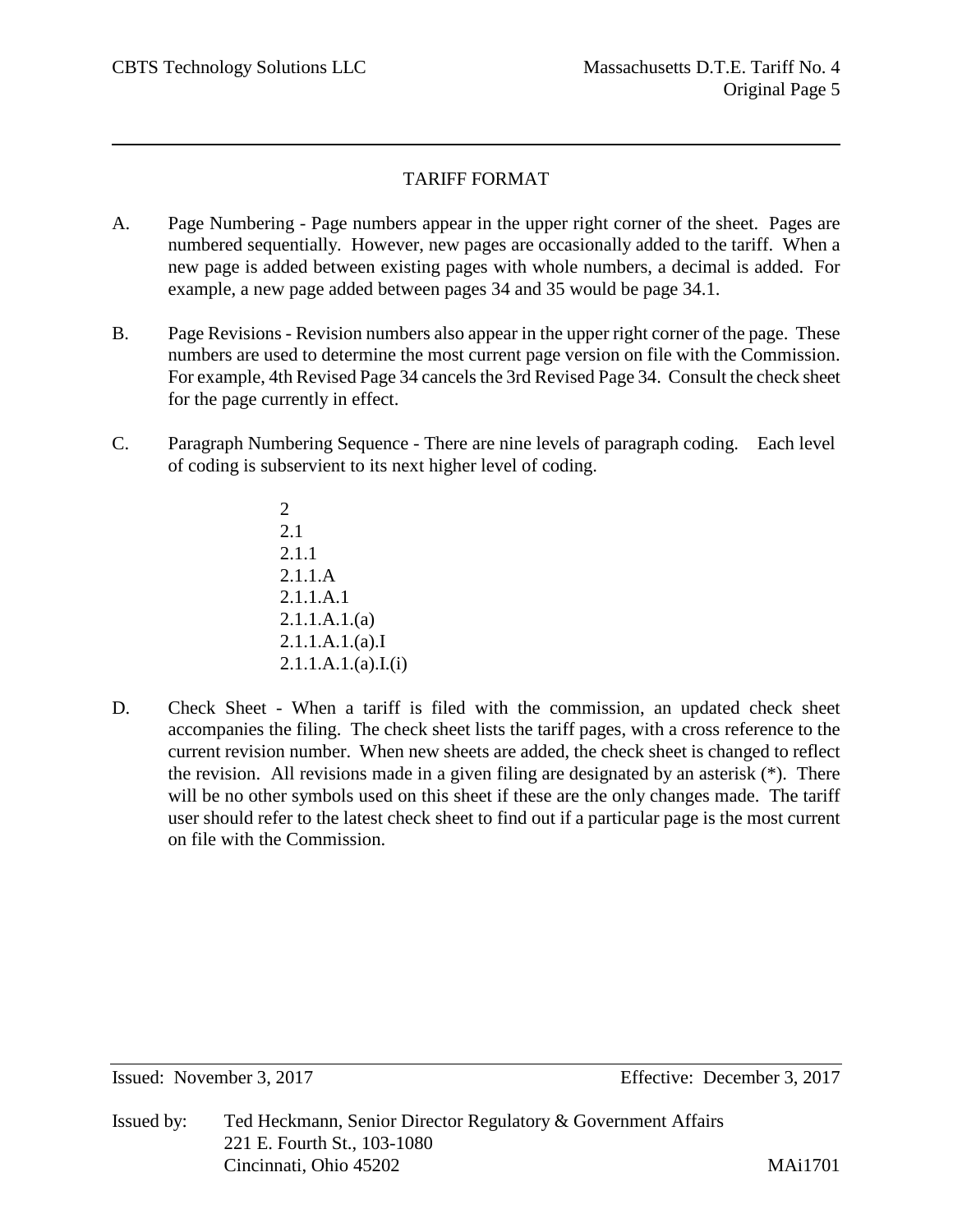## TARIFF FORMAT

A. Page Numbering - Page numbers appear in the upper right corner of the sheet. Pages are numbered sequentially. However, new pages are occasionally added to the tariff. When a new page is added between existing pages with whole numbers, a decimal is added. For example, a new page added between pages 34 and 35 would be page 34.1.

B. Page Revisions - Revision numbers also appear in the upper right corner of the page. These numbers are used to determine the most current page version on file with the Commission. For example, 4th Revised Page 34 cancels the 3rd Revised Page 34. Consult the check sheet for the page currently in effect.

C. Paragraph Numbering Sequence - There are nine levels of paragraph coding. Each level of coding is subservient to its next higher level of coding.

   2
   2.1
   2.1.1
   2.1.1.A
   2.1.1.A.1
   2.1.1.A.1.(a)
   2.1.1.A.1.(a).I
   2.1.1.A.1.(a).I.(i)

D. Check Sheet - When a tariff is filed with the commission, an updated check sheet accompanies the filing. The check sheet lists the tariff pages, with a cross reference to the current revision number. When new sheets are added, the check sheet is changed to reflect the revision. All revisions made in a given filing are designated by an asterisk (*). There will be no other symbols used on this sheet if these are the only changes made. The tariff user should refer to the latest check sheet to find out if a particular page is the most current on file with the Commission.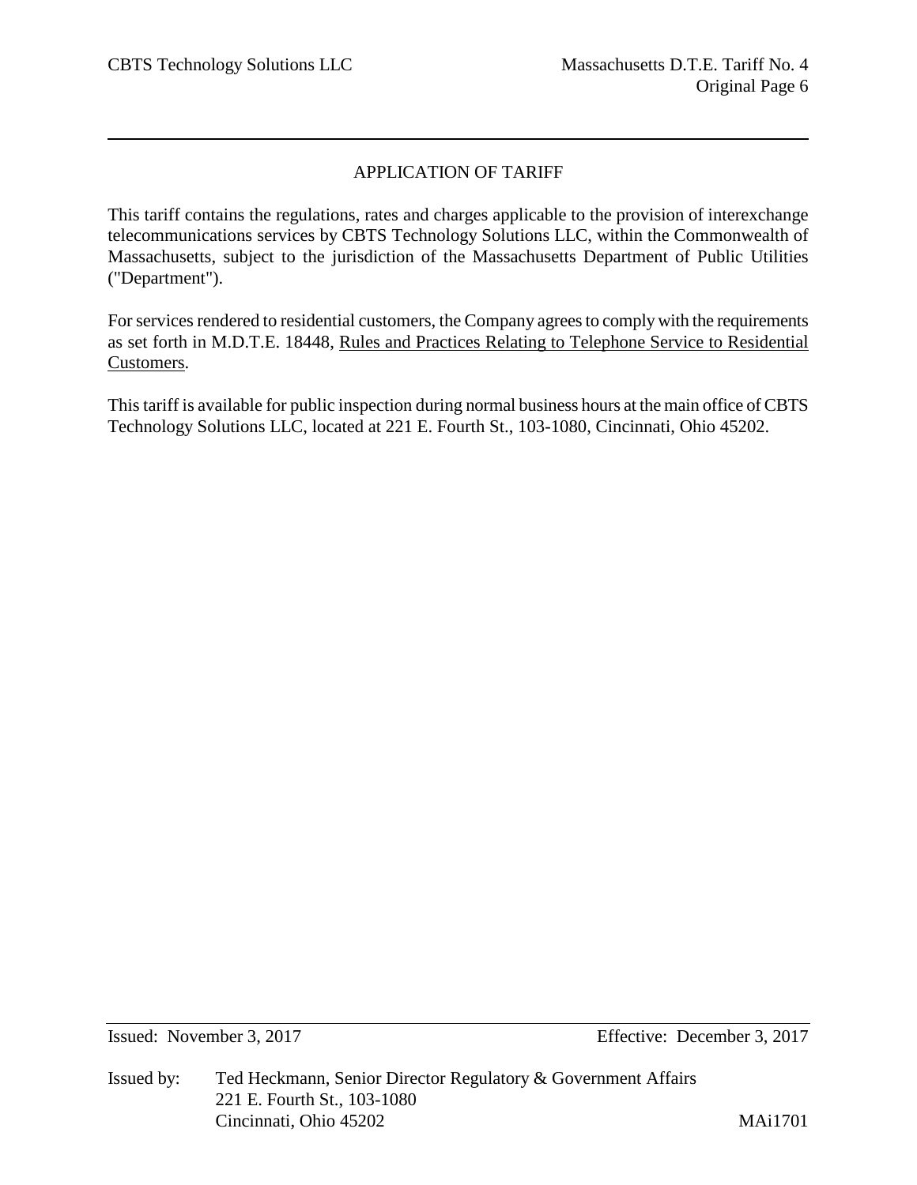# APPLICATION OF TARIFF

This tariff contains the regulations, rates and charges applicable to the provision of interexchange telecommunications services by CBTS Technology Solutions LLC, within the Commonwealth of Massachusetts, subject to the jurisdiction of the Massachusetts Department of Public Utilities ("Department").

For services rendered to residential customers, the Company agrees to comply with the requirements as set forth in M.D.T.E. 18448, Rules and Practices Relating to Telephone Service to Residential Customers.

This tariff is available for public inspection during normal business hours at the main office of CBTS Technology Solutions LLC, located at 221 E. Fourth St., 103-1080, Cincinnati, Ohio 45202.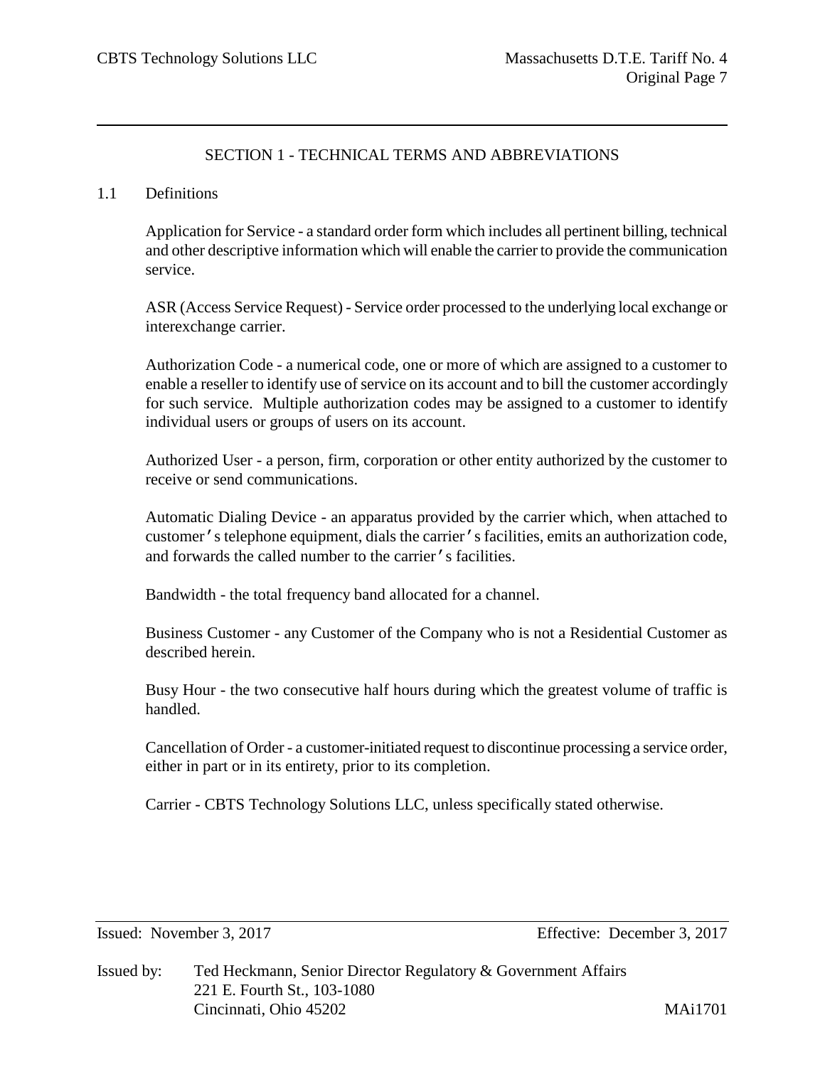## SECTION 1 - TECHNICAL TERMS AND ABBREVIATIONS

### 1.1 Definitions

Application for Service - a standard order form which includes all pertinent billing, technical and other descriptive information which will enable the carrier to provide the communication service.

ASR (Access Service Request) - Service order processed to the underlying local exchange or interexchange carrier.

Authorization Code - a numerical code, one or more of which are assigned to a customer to enable a reseller to identify use of service on its account and to bill the customer accordingly for such service. Multiple authorization codes may be assigned to a customer to identify individual users or groups of users on its account.

Authorized User - a person, firm, corporation or other entity authorized by the customer to receive or send communications.

Automatic Dialing Device - an apparatus provided by the carrier which, when attached to customer's telephone equipment, dials the carrier's facilities, emits an authorization code, and forwards the called number to the carrier's facilities.

Bandwidth - the total frequency band allocated for a channel.

Business Customer - any Customer of the Company who is not a Residential Customer as described herein.

Busy Hour - the two consecutive half hours during which the greatest volume of traffic is handled.

Cancellation of Order - a customer-initiated request to discontinue processing a service order, either in part or in its entirety, prior to its completion.

Carrier - CBTS Technology Solutions LLC, unless specifically stated otherwise.

Issued: November 3, 2017 Effective: December 3, 2017

Issued by: Ted Heckmann, Senior Director Regulatory & Government Affairs
221 E. Fourth St., 103-1080
Cincinnati, Ohio 45202 MAi1701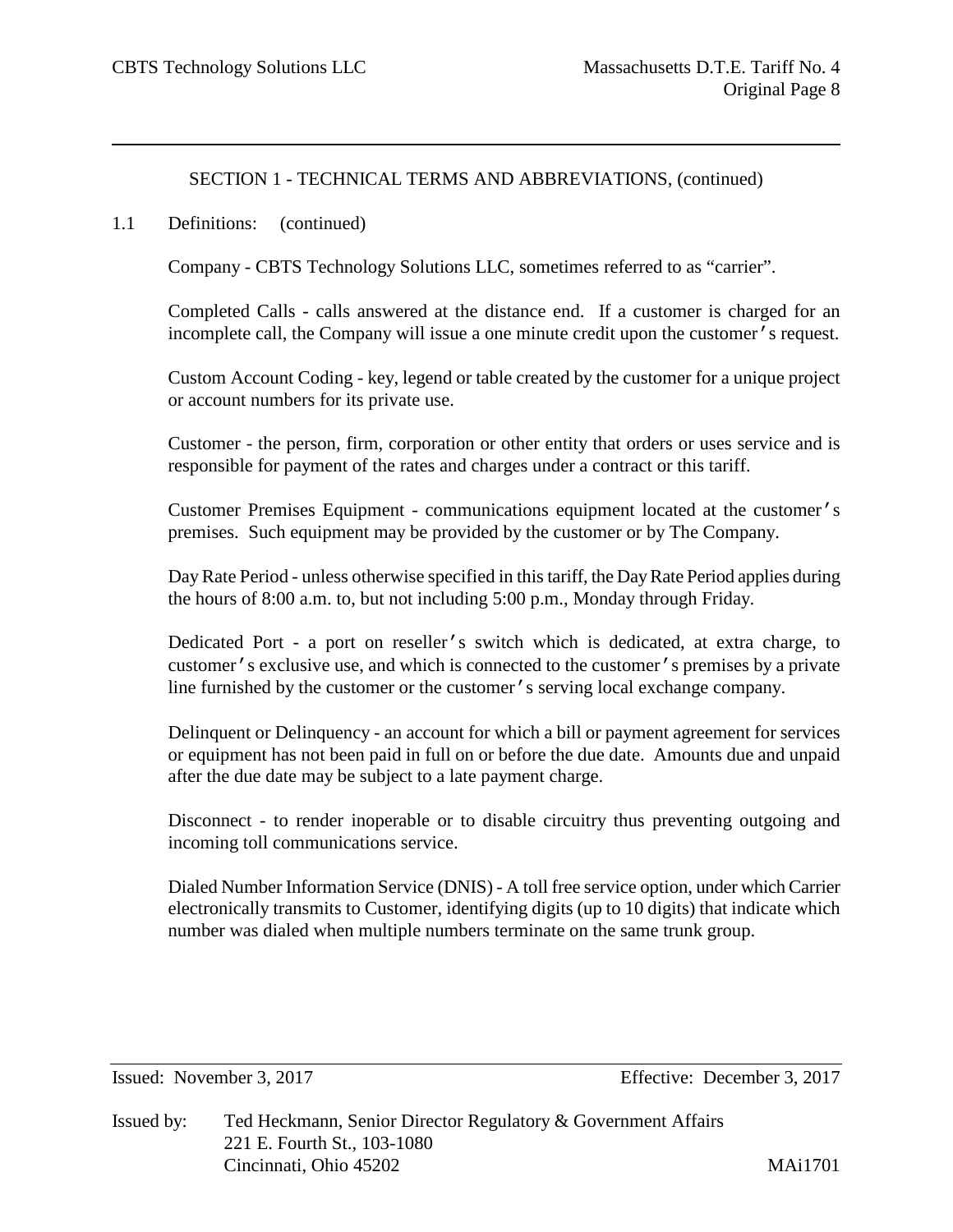SECTION 1 - TECHNICAL TERMS AND ABBREVIATIONS, (continued)

1.1 Definitions: (continued)

Company - CBTS Technology Solutions LLC, sometimes referred to as "carrier".

Completed Calls - calls answered at the distance end. If a customer is charged for an incomplete call, the Company will issue a one minute credit upon the customer's request.

Custom Account Coding - key, legend or table created by the customer for a unique project or account numbers for its private use.

Customer - the person, firm, corporation or other entity that orders or uses service and is responsible for payment of the rates and charges under a contract or this tariff.

Customer Premises Equipment - communications equipment located at the customer's premises. Such equipment may be provided by the customer or by The Company.

Day Rate Period - unless otherwise specified in this tariff, the Day Rate Period applies during the hours of 8:00 a.m. to, but not including 5:00 p.m., Monday through Friday.

Dedicated Port - a port on reseller's switch which is dedicated, at extra charge, to customer's exclusive use, and which is connected to the customer's premises by a private line furnished by the customer or the customer's serving local exchange company.

Delinquent or Delinquency - an account for which a bill or payment agreement for services or equipment has not been paid in full on or before the due date. Amounts due and unpaid after the due date may be subject to a late payment charge.

Disconnect - to render inoperable or to disable circuitry thus preventing outgoing and incoming toll communications service.

Dialed Number Information Service (DNIS) - A toll free service option, under which Carrier electronically transmits to Customer, identifying digits (up to 10 digits) that indicate which number was dialed when multiple numbers terminate on the same trunk group.

Issued: November 3, 2017 Effective: December 3, 2017

Issued by: Ted Heckmann, Senior Director Regulatory & Government Affairs
221 E. Fourth St., 103-1080
Cincinnati, Ohio 45202 MAi1701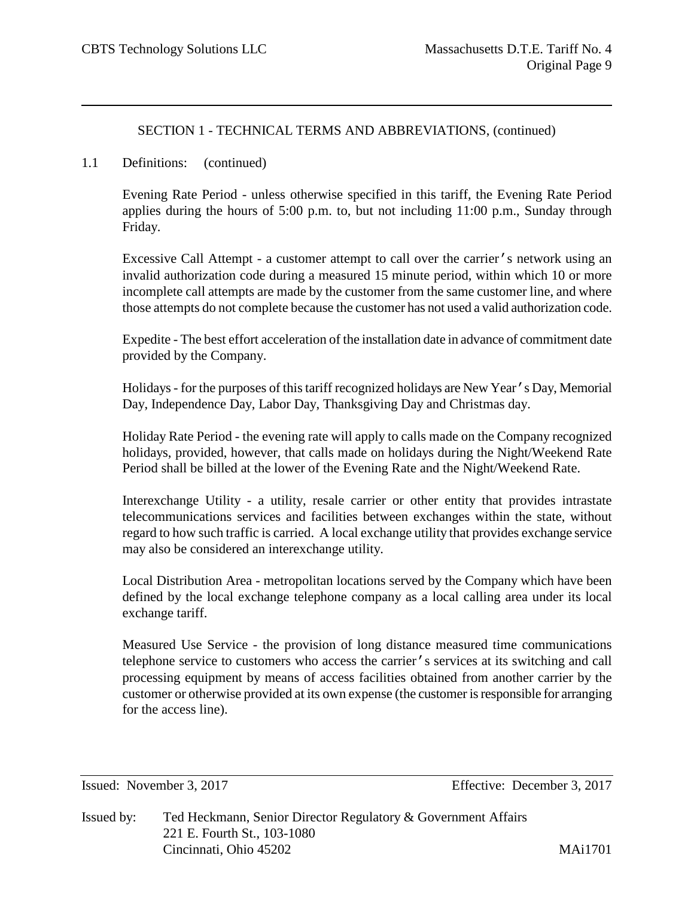SECTION 1 - TECHNICAL TERMS AND ABBREVIATIONS, (continued)

1.1 Definitions: (continued)

Evening Rate Period - unless otherwise specified in this tariff, the Evening Rate Period applies during the hours of 5:00 p.m. to, but not including 11:00 p.m., Sunday through Friday.

Excessive Call Attempt - a customer attempt to call over the carrier's network using an invalid authorization code during a measured 15 minute period, within which 10 or more incomplete call attempts are made by the customer from the same customer line, and where those attempts do not complete because the customer has not used a valid authorization code.

Expedite - The best effort acceleration of the installation date in advance of commitment date provided by the Company.

Holidays - for the purposes of this tariff recognized holidays are New Year's Day, Memorial Day, Independence Day, Labor Day, Thanksgiving Day and Christmas day.

Holiday Rate Period - the evening rate will apply to calls made on the Company recognized holidays, provided, however, that calls made on holidays during the Night/Weekend Rate Period shall be billed at the lower of the Evening Rate and the Night/Weekend Rate.

Interexchange Utility - a utility, resale carrier or other entity that provides intrastate telecommunications services and facilities between exchanges within the state, without regard to how such traffic is carried. A local exchange utility that provides exchange service may also be considered an interexchange utility.

Local Distribution Area - metropolitan locations served by the Company which have been defined by the local exchange telephone company as a local calling area under its local exchange tariff.

Measured Use Service - the provision of long distance measured time communications telephone service to customers who access the carrier's services at its switching and call processing equipment by means of access facilities obtained from another carrier by the customer or otherwise provided at its own expense (the customer is responsible for arranging for the access line).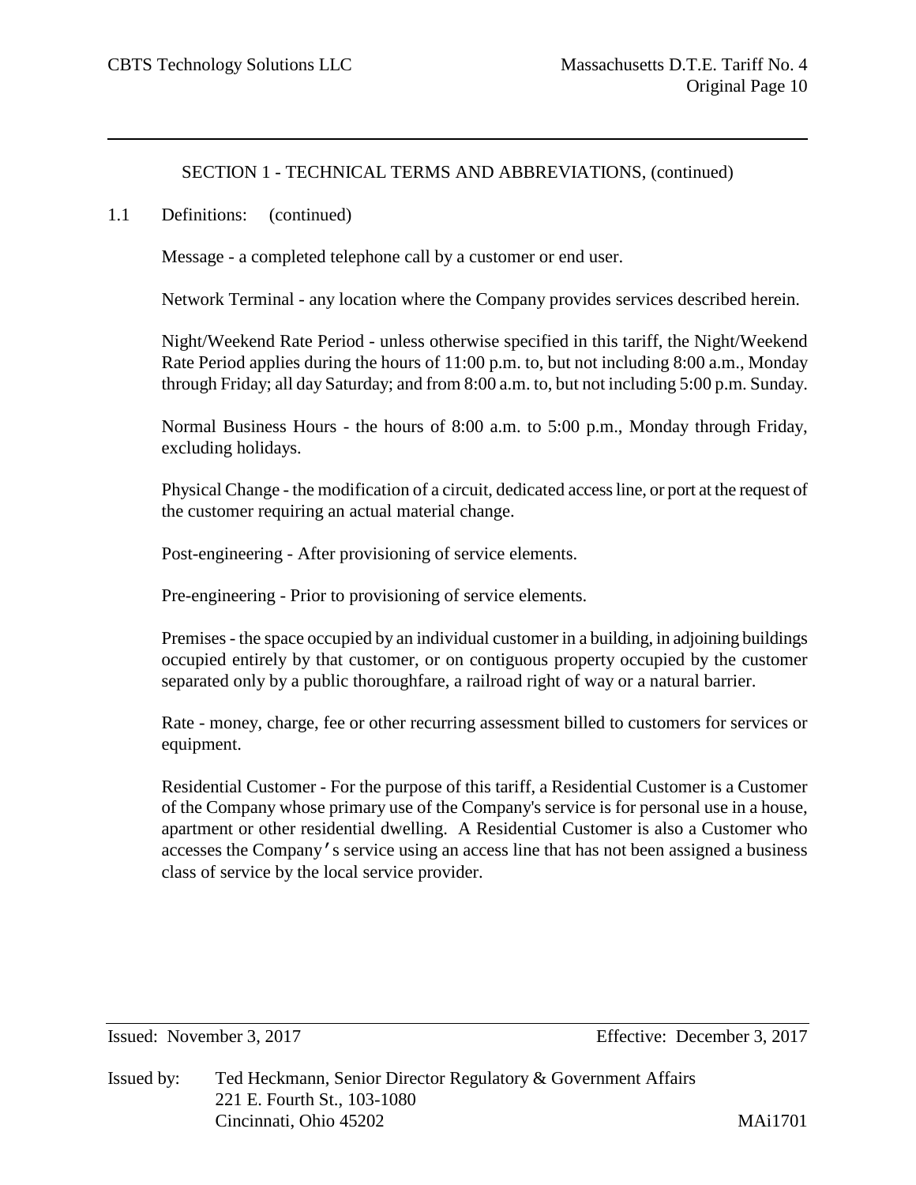SECTION 1 - TECHNICAL TERMS AND ABBREVIATIONS, (continued)

1.1 Definitions: (continued)

Message - a completed telephone call by a customer or end user.

Network Terminal - any location where the Company provides services described herein.

Night/Weekend Rate Period - unless otherwise specified in this tariff, the Night/Weekend Rate Period applies during the hours of 11:00 p.m. to, but not including 8:00 a.m., Monday through Friday; all day Saturday; and from 8:00 a.m. to, but not including 5:00 p.m. Sunday.

Normal Business Hours - the hours of 8:00 a.m. to 5:00 p.m., Monday through Friday, excluding holidays.

Physical Change - the modification of a circuit, dedicated access line, or port at the request of the customer requiring an actual material change.

Post-engineering - After provisioning of service elements.

Pre-engineering - Prior to provisioning of service elements.

Premises - the space occupied by an individual customer in a building, in adjoining buildings occupied entirely by that customer, or on contiguous property occupied by the customer separated only by a public thoroughfare, a railroad right of way or a natural barrier.

Rate - money, charge, fee or other recurring assessment billed to customers for services or equipment.

Residential Customer - For the purpose of this tariff, a Residential Customer is a Customer of the Company whose primary use of the Company's service is for personal use in a house, apartment or other residential dwelling. A Residential Customer is also a Customer who accesses the Company's service using an access line that has not been assigned a business class of service by the local service provider.

Issued: November 3, 2017 Effective: December 3, 2017

Issued by: Ted Heckmann, Senior Director Regulatory & Government Affairs
221 E. Fourth St., 103-1080
Cincinnati, Ohio 45202 MAi1701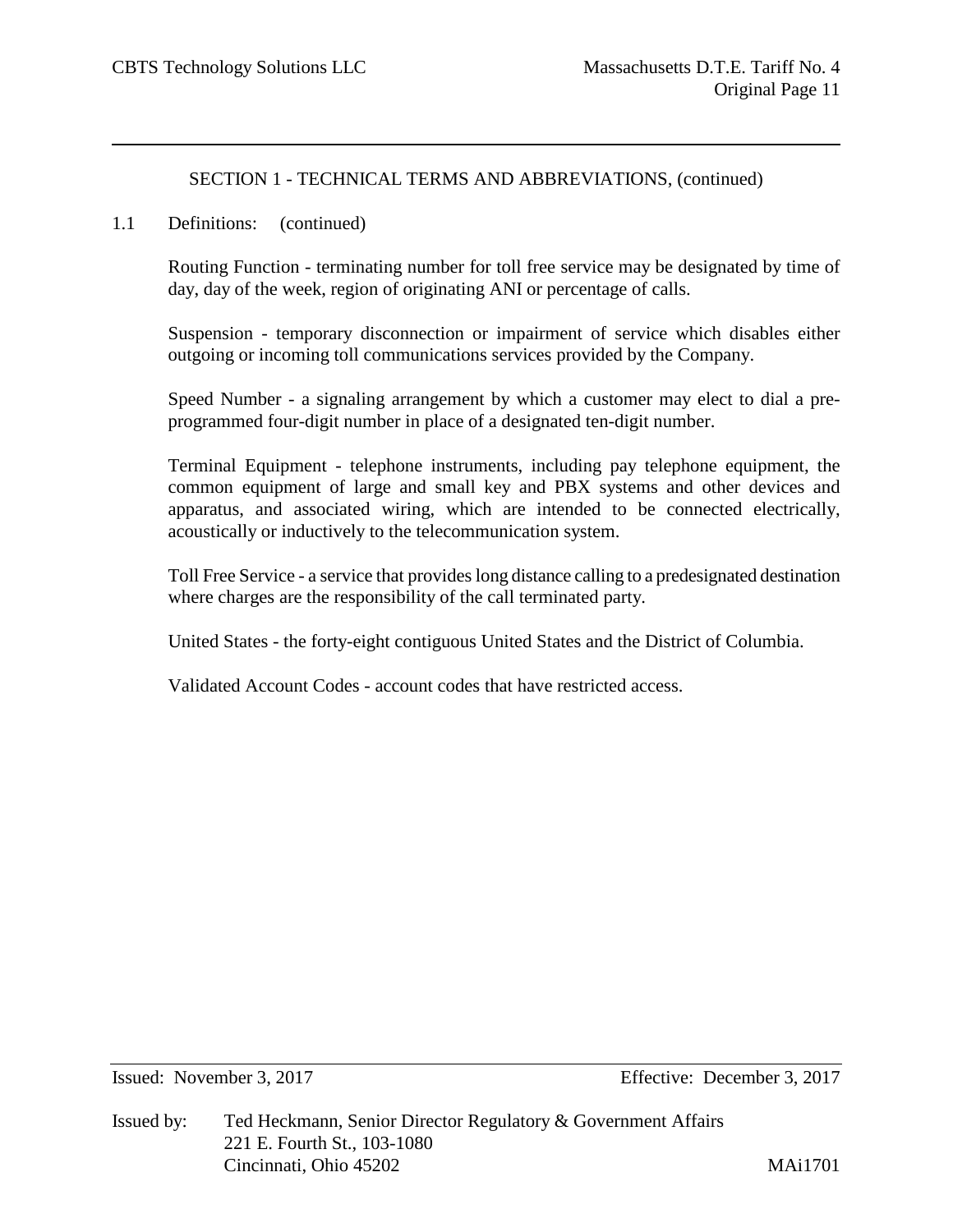SECTION 1 - TECHNICAL TERMS AND ABBREVIATIONS, (continued)

1.1 Definitions: (continued)

Routing Function - terminating number for toll free service may be designated by time of day, day of the week, region of originating ANI or percentage of calls.

Suspension - temporary disconnection or impairment of service which disables either outgoing or incoming toll communications services provided by the Company.

Speed Number - a signaling arrangement by which a customer may elect to dial a pre-programmed four-digit number in place of a designated ten-digit number.

Terminal Equipment - telephone instruments, including pay telephone equipment, the common equipment of large and small key and PBX systems and other devices and apparatus, and associated wiring, which are intended to be connected electrically, acoustically or inductively to the telecommunication system.

Toll Free Service - a service that provides long distance calling to a predesignated destination where charges are the responsibility of the call terminated party.

United States - the forty-eight contiguous United States and the District of Columbia.

Validated Account Codes - account codes that have restricted access.

Issued: November 3, 2017 Effective: December 3, 2017

Issued by: Ted Heckmann, Senior Director Regulatory & Government Affairs
221 E. Fourth St., 103-1080
Cincinnati, Ohio 45202 MAi1701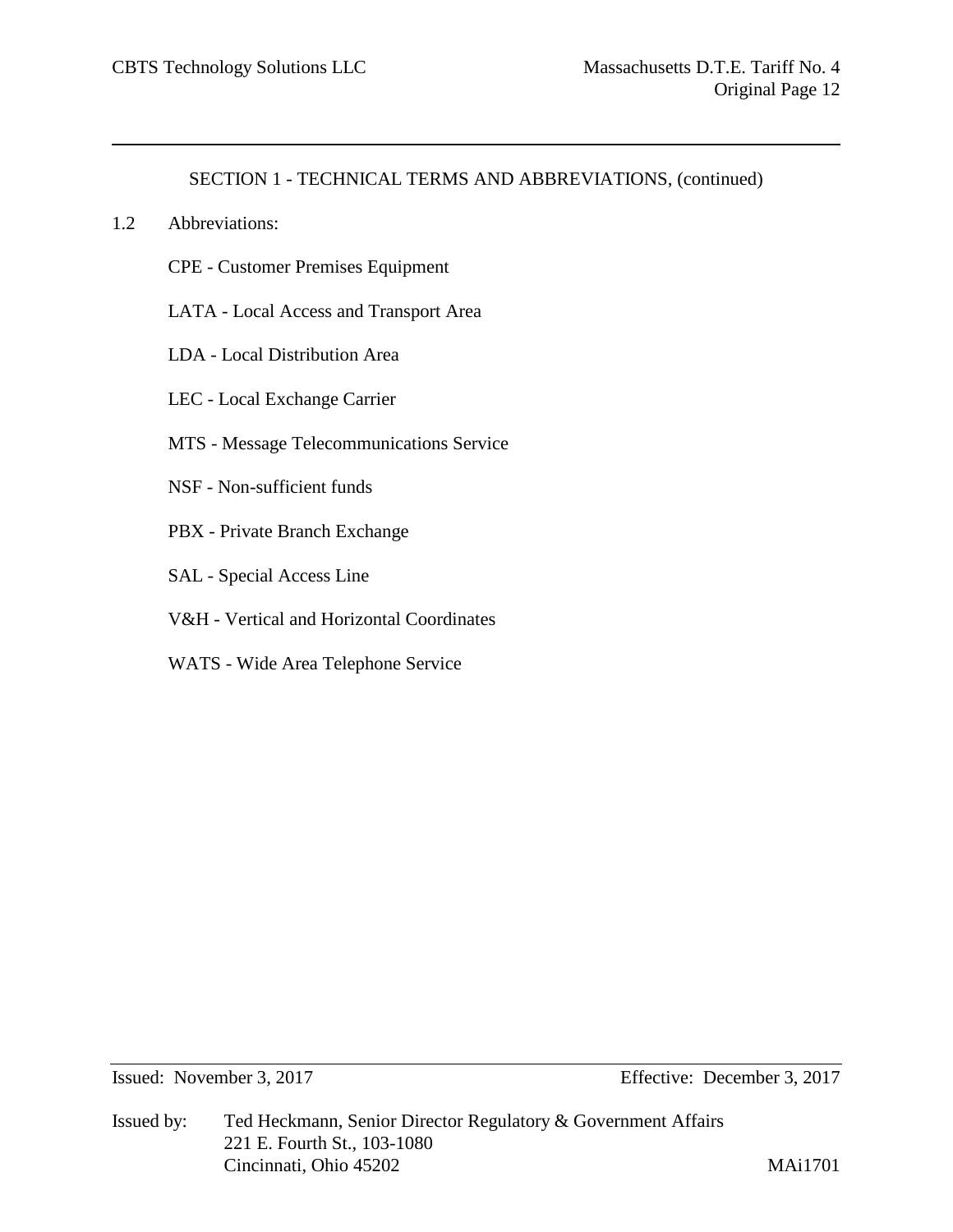SECTION 1 - TECHNICAL TERMS AND ABBREVIATIONS, (continued)

1.2 Abbreviations:

CPE - Customer Premises Equipment

LATA - Local Access and Transport Area

LDA - Local Distribution Area

LEC - Local Exchange Carrier

MTS - Message Telecommunications Service

NSF - Non-sufficient funds

PBX - Private Branch Exchange

SAL - Special Access Line

V&H - Vertical and Horizontal Coordinates

WATS - Wide Area Telephone Service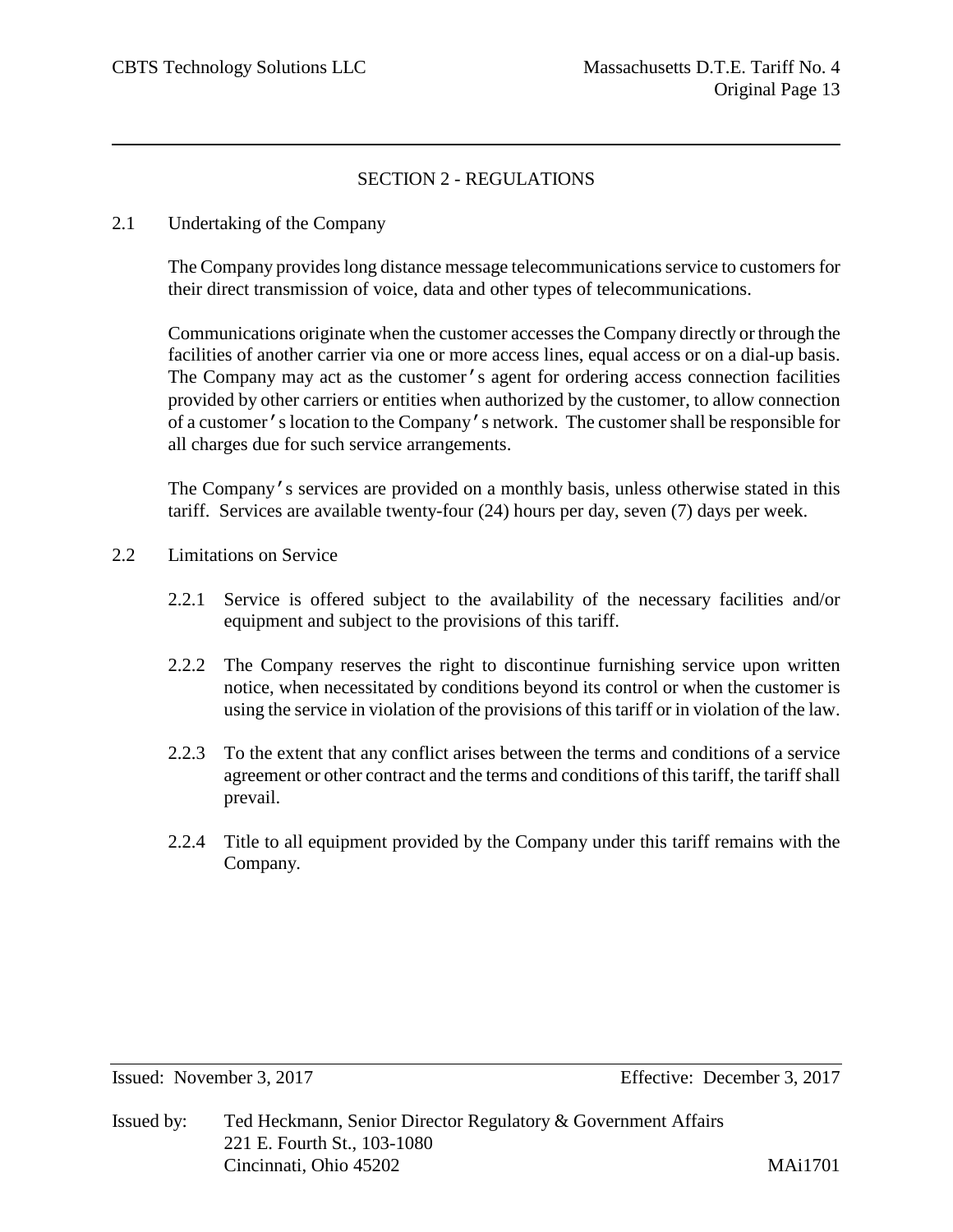# SECTION 2 - REGULATIONS

## 2.1 Undertaking of the Company

The Company provides long distance message telecommunications service to customers for their direct transmission of voice, data and other types of telecommunications.

Communications originate when the customer accesses the Company directly or through the facilities of another carrier via one or more access lines, equal access or on a dial-up basis. The Company may act as the customer's agent for ordering access connection facilities provided by other carriers or entities when authorized by the customer, to allow connection of a customer's location to the Company's network. The customer shall be responsible for all charges due for such service arrangements.

The Company's services are provided on a monthly basis, unless otherwise stated in this tariff. Services are available twenty-four (24) hours per day, seven (7) days per week.

## 2.2 Limitations on Service

2.2.1 Service is offered subject to the availability of the necessary facilities and/or equipment and subject to the provisions of this tariff.

2.2.2 The Company reserves the right to discontinue furnishing service upon written notice, when necessitated by conditions beyond its control or when the customer is using the service in violation of the provisions of this tariff or in violation of the law.

2.2.3 To the extent that any conflict arises between the terms and conditions of a service agreement or other contract and the terms and conditions of this tariff, the tariff shall prevail.

2.2.4 Title to all equipment provided by the Company under this tariff remains with the Company.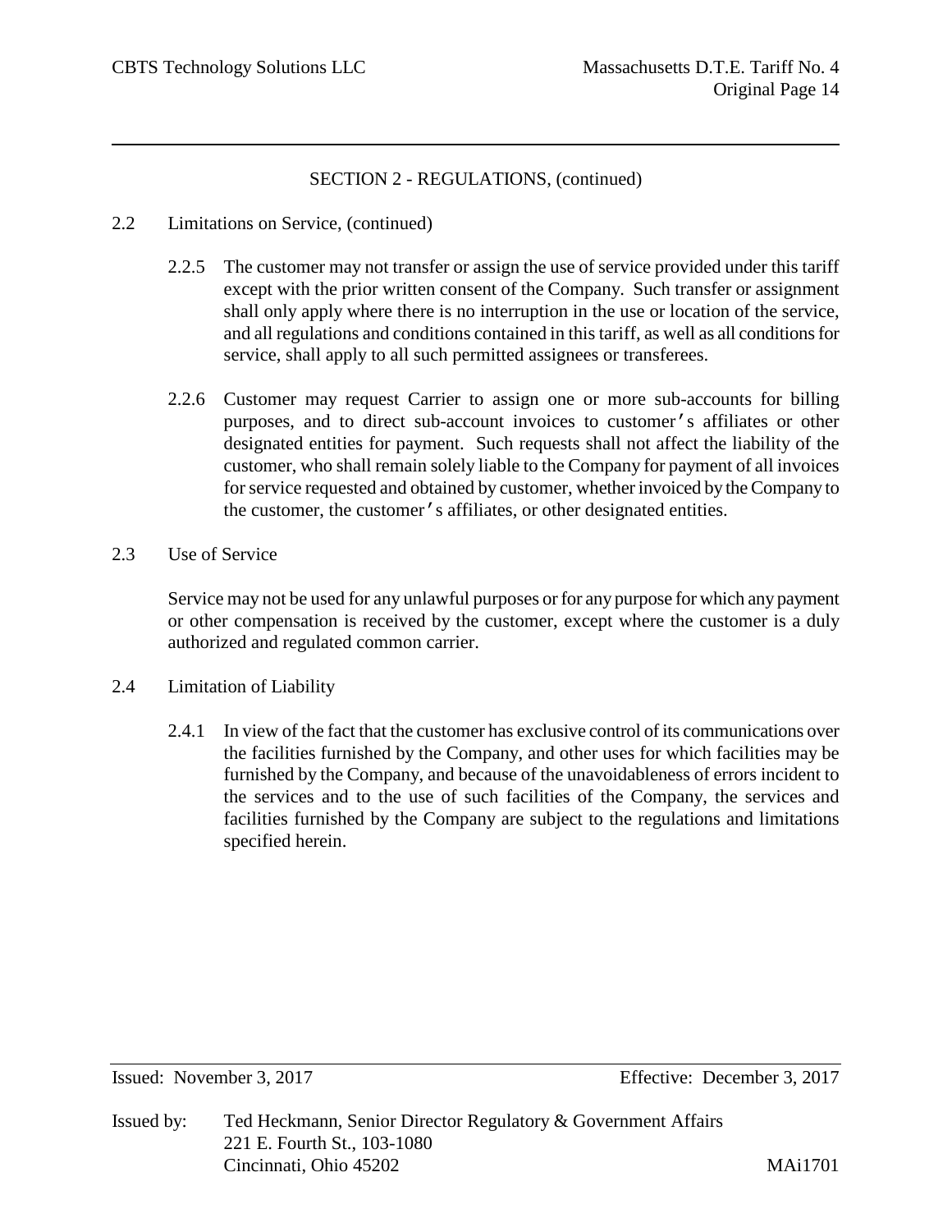## SECTION 2 - REGULATIONS, (continued)

2.2 Limitations on Service, (continued)

2.2.5 The customer may not transfer or assign the use of service provided under this tariff except with the prior written consent of the Company. Such transfer or assignment shall only apply where there is no interruption in the use or location of the service, and all regulations and conditions contained in this tariff, as well as all conditions for service, shall apply to all such permitted assignees or transferees.

2.2.6 Customer may request Carrier to assign one or more sub-accounts for billing purposes, and to direct sub-account invoices to customer's affiliates or other designated entities for payment. Such requests shall not affect the liability of the customer, who shall remain solely liable to the Company for payment of all invoices for service requested and obtained by customer, whether invoiced by the Company to the customer, the customer's affiliates, or other designated entities.

2.3 Use of Service

Service may not be used for any unlawful purposes or for any purpose for which any payment or other compensation is received by the customer, except where the customer is a duly authorized and regulated common carrier.

2.4 Limitation of Liability

2.4.1 In view of the fact that the customer has exclusive control of its communications over the facilities furnished by the Company, and other uses for which facilities may be furnished by the Company, and because of the unavoidableness of errors incident to the services and to the use of such facilities of the Company, the services and facilities furnished by the Company are subject to the regulations and limitations specified herein.

Issued: November 3, 2017 Effective: December 3, 2017

Issued by: Ted Heckmann, Senior Director Regulatory & Government Affairs
221 E. Fourth St., 103-1080
Cincinnati, Ohio 45202 MAi1701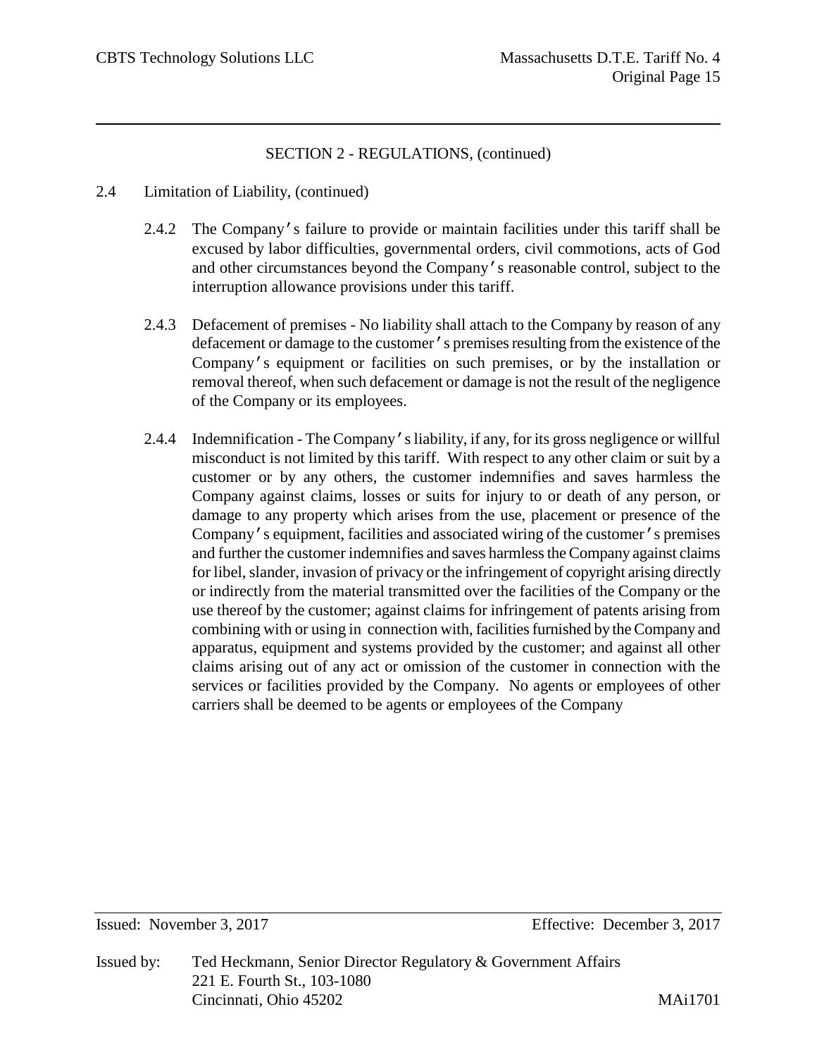## SECTION 2 - REGULATIONS, (continued)

2.4 Limitation of Liability, (continued)

2.4.2 The Company's failure to provide or maintain facilities under this tariff shall be excused by labor difficulties, governmental orders, civil commotions, acts of God and other circumstances beyond the Company's reasonable control, subject to the interruption allowance provisions under this tariff.

2.4.3 Defacement of premises - No liability shall attach to the Company by reason of any defacement or damage to the customer's premises resulting from the existence of the Company's equipment or facilities on such premises, or by the installation or removal thereof, when such defacement or damage is not the result of the negligence of the Company or its employees.

2.4.4 Indemnification - The Company's liability, if any, for its gross negligence or willful misconduct is not limited by this tariff. With respect to any other claim or suit by a customer or by any others, the customer indemnifies and saves harmless the Company against claims, losses or suits for injury to or death of any person, or damage to any property which arises from the use, placement or presence of the Company's equipment, facilities and associated wiring of the customer's premises and further the customer indemnifies and saves harmless the Company against claims for libel, slander, invasion of privacy or the infringement of copyright arising directly or indirectly from the material transmitted over the facilities of the Company or the use thereof by the customer; against claims for infringement of patents arising from combining with or using in connection with, facilities furnished by the Company and apparatus, equipment and systems provided by the customer; and against all other claims arising out of any act or omission of the customer in connection with the services or facilities provided by the Company. No agents or employees of other carriers shall be deemed to be agents or employees of the Company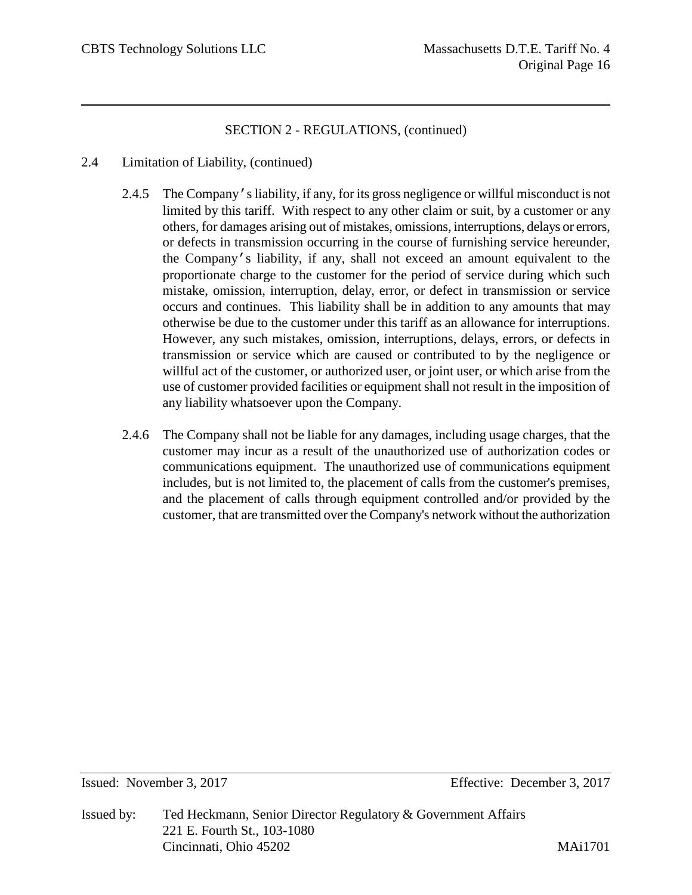SECTION 2 - REGULATIONS, (continued)

2.4 Limitation of Liability, (continued)

2.4.5 The Company's liability, if any, for its gross negligence or willful misconduct is not limited by this tariff. With respect to any other claim or suit, by a customer or any others, for damages arising out of mistakes, omissions, interruptions, delays or errors, or defects in transmission occurring in the course of furnishing service hereunder, the Company's liability, if any, shall not exceed an amount equivalent to the proportionate charge to the customer for the period of service during which such mistake, omission, interruption, delay, error, or defect in transmission or service occurs and continues. This liability shall be in addition to any amounts that may otherwise be due to the customer under this tariff as an allowance for interruptions. However, any such mistakes, omission, interruptions, delays, errors, or defects in transmission or service which are caused or contributed to by the negligence or willful act of the customer, or authorized user, or joint user, or which arise from the use of customer provided facilities or equipment shall not result in the imposition of any liability whatsoever upon the Company.

2.4.6 The Company shall not be liable for any damages, including usage charges, that the customer may incur as a result of the unauthorized use of authorization codes or communications equipment. The unauthorized use of communications equipment includes, but is not limited to, the placement of calls from the customer's premises, and the placement of calls through equipment controlled and/or provided by the customer, that are transmitted over the Company's network without the authorization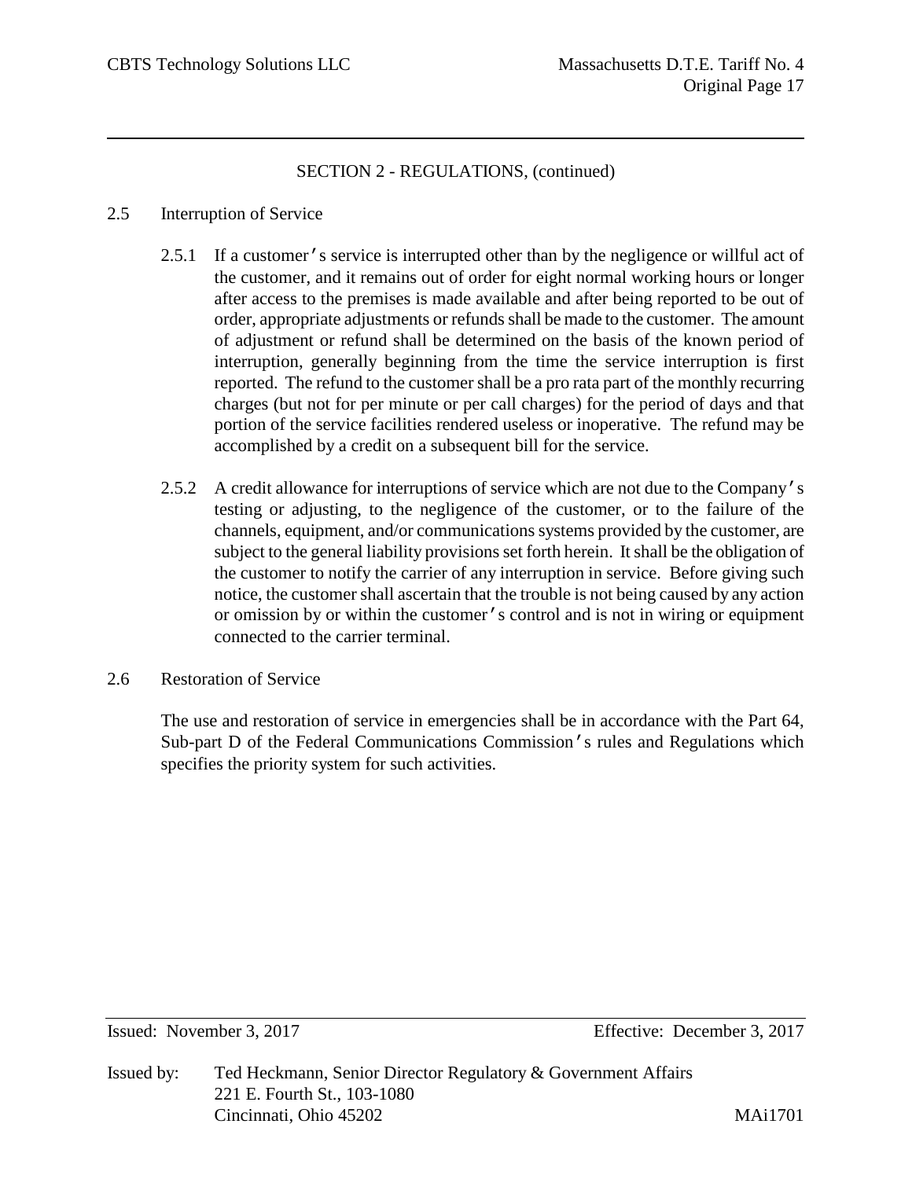SECTION 2 - REGULATIONS, (continued)

2.5 Interruption of Service

2.5.1 If a customer's service is interrupted other than by the negligence or willful act of the customer, and it remains out of order for eight normal working hours or longer after access to the premises is made available and after being reported to be out of order, appropriate adjustments or refunds shall be made to the customer. The amount of adjustment or refund shall be determined on the basis of the known period of interruption, generally beginning from the time the service interruption is first reported. The refund to the customer shall be a pro rata part of the monthly recurring charges (but not for per minute or per call charges) for the period of days and that portion of the service facilities rendered useless or inoperative. The refund may be accomplished by a credit on a subsequent bill for the service.

2.5.2 A credit allowance for interruptions of service which are not due to the Company's testing or adjusting, to the negligence of the customer, or to the failure of the channels, equipment, and/or communications systems provided by the customer, are subject to the general liability provisions set forth herein. It shall be the obligation of the customer to notify the carrier of any interruption in service. Before giving such notice, the customer shall ascertain that the trouble is not being caused by any action or omission by or within the customer's control and is not in wiring or equipment connected to the carrier terminal.

2.6 Restoration of Service

The use and restoration of service in emergencies shall be in accordance with the Part 64, Sub-part D of the Federal Communications Commission's rules and Regulations which specifies the priority system for such activities.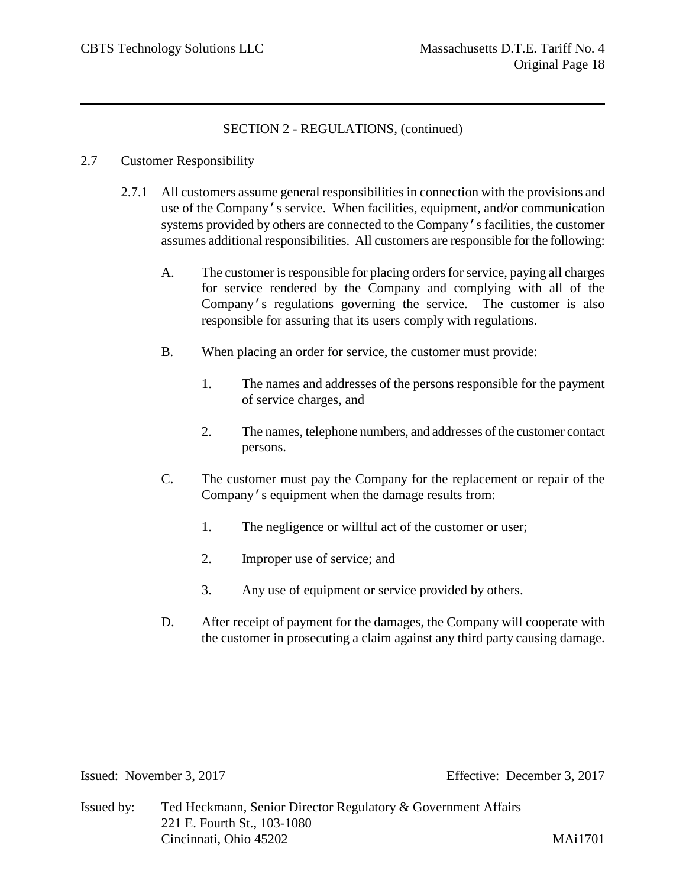SECTION 2 - REGULATIONS, (continued)

2.7 Customer Responsibility

2.7.1 All customers assume general responsibilities in connection with the provisions and use of the Company's service. When facilities, equipment, and/or communication systems provided by others are connected to the Company's facilities, the customer assumes additional responsibilities. All customers are responsible for the following:

A. The customer is responsible for placing orders for service, paying all charges for service rendered by the Company and complying with all of the Company's regulations governing the service. The customer is also responsible for assuring that its users comply with regulations.

B. When placing an order for service, the customer must provide:

1. The names and addresses of the persons responsible for the payment of service charges, and

2. The names, telephone numbers, and addresses of the customer contact persons.

C. The customer must pay the Company for the replacement or repair of the Company's equipment when the damage results from:

1. The negligence or willful act of the customer or user;

2. Improper use of service; and

3. Any use of equipment or service provided by others.

D. After receipt of payment for the damages, the Company will cooperate with the customer in prosecuting a claim against any third party causing damage.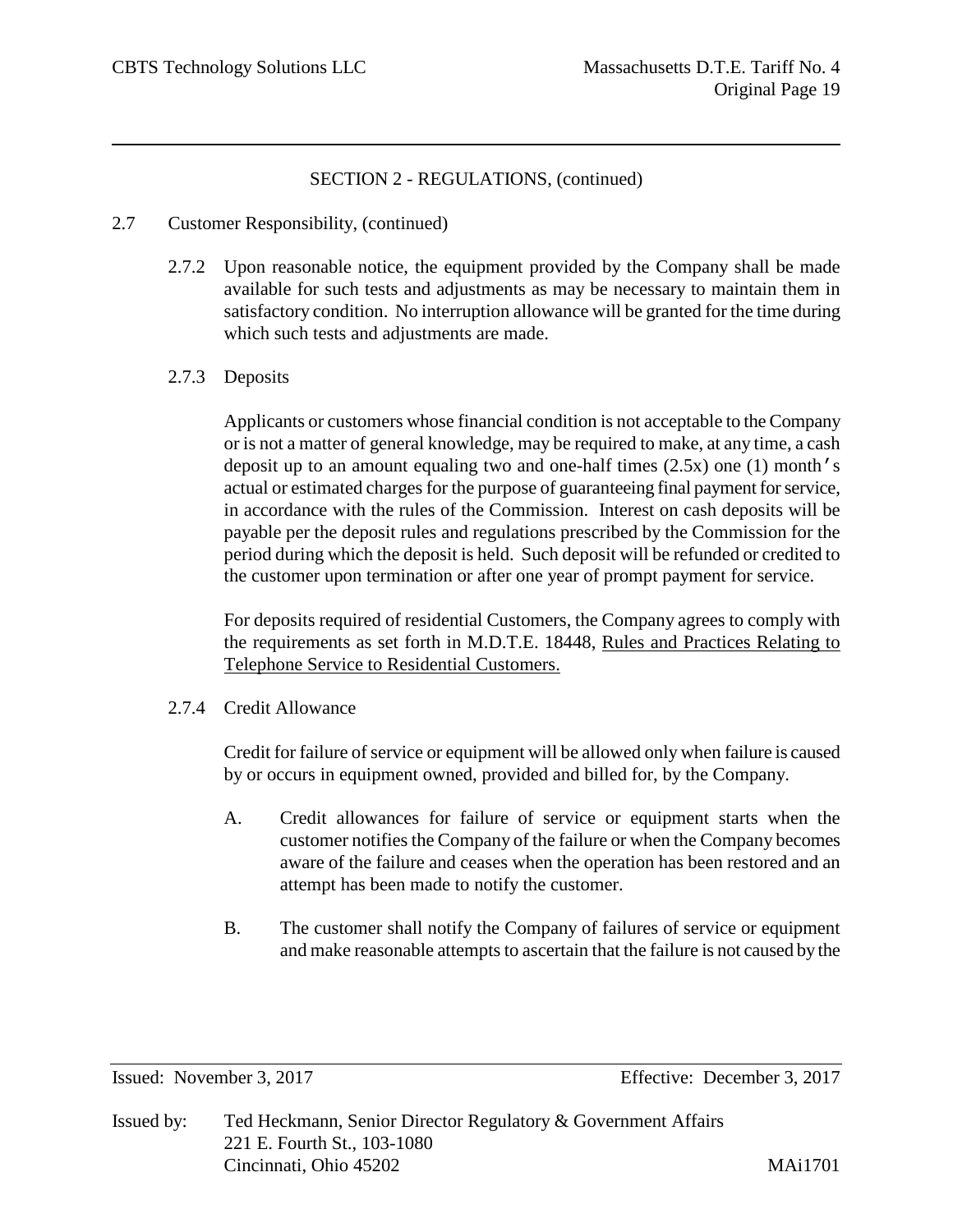SECTION 2 - REGULATIONS, (continued)

2.7 Customer Responsibility, (continued)

2.7.2 Upon reasonable notice, the equipment provided by the Company shall be made available for such tests and adjustments as may be necessary to maintain them in satisfactory condition. No interruption allowance will be granted for the time during which such tests and adjustments are made.

2.7.3 Deposits

Applicants or customers whose financial condition is not acceptable to the Company or is not a matter of general knowledge, may be required to make, at any time, a cash deposit up to an amount equaling two and one-half times (2.5x) one (1) month's actual or estimated charges for the purpose of guaranteeing final payment for service, in accordance with the rules of the Commission. Interest on cash deposits will be payable per the deposit rules and regulations prescribed by the Commission for the period during which the deposit is held. Such deposit will be refunded or credited to the customer upon termination or after one year of prompt payment for service.

For deposits required of residential Customers, the Company agrees to comply with the requirements as set forth in M.D.T.E. 18448, Rules and Practices Relating to Telephone Service to Residential Customers.

2.7.4 Credit Allowance

Credit for failure of service or equipment will be allowed only when failure is caused by or occurs in equipment owned, provided and billed for, by the Company.

A. Credit allowances for failure of service or equipment starts when the customer notifies the Company of the failure or when the Company becomes aware of the failure and ceases when the operation has been restored and an attempt has been made to notify the customer.

B. The customer shall notify the Company of failures of service or equipment and make reasonable attempts to ascertain that the failure is not caused by the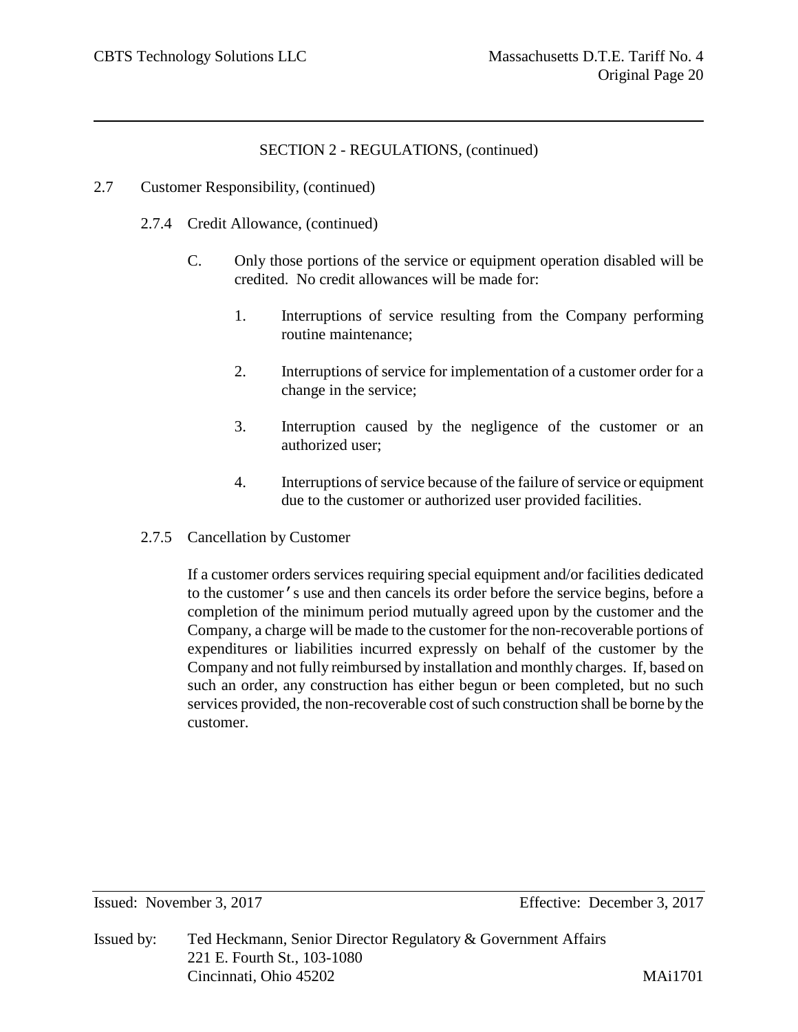SECTION 2 - REGULATIONS, (continued)

2.7 Customer Responsibility, (continued)

2.7.4 Credit Allowance, (continued)

C. Only those portions of the service or equipment operation disabled will be credited. No credit allowances will be made for:

1. Interruptions of service resulting from the Company performing routine maintenance;

2. Interruptions of service for implementation of a customer order for a change in the service;

3. Interruption caused by the negligence of the customer or an authorized user;

4. Interruptions of service because of the failure of service or equipment due to the customer or authorized user provided facilities.

2.7.5 Cancellation by Customer

If a customer orders services requiring special equipment and/or facilities dedicated to the customer's use and then cancels its order before the service begins, before a completion of the minimum period mutually agreed upon by the customer and the Company, a charge will be made to the customer for the non-recoverable portions of expenditures or liabilities incurred expressly on behalf of the customer by the Company and not fully reimbursed by installation and monthly charges. If, based on such an order, any construction has either begun or been completed, but no such services provided, the non-recoverable cost of such construction shall be borne by the customer.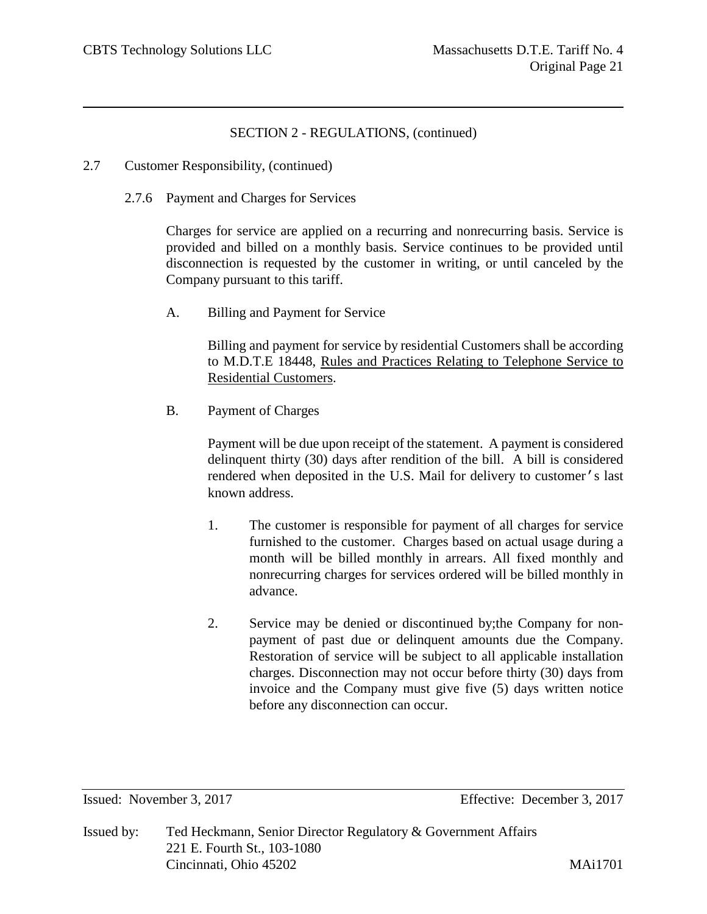SECTION 2 - REGULATIONS, (continued)

2.7 Customer Responsibility, (continued)

2.7.6 Payment and Charges for Services

Charges for service are applied on a recurring and nonrecurring basis. Service is provided and billed on a monthly basis. Service continues to be provided until disconnection is requested by the customer in writing, or until canceled by the Company pursuant to this tariff.

A. Billing and Payment for Service

Billing and payment for service by residential Customers shall be according to M.D.T.E 18448, Rules and Practices Relating to Telephone Service to Residential Customers.

B. Payment of Charges

Payment will be due upon receipt of the statement. A payment is considered delinquent thirty (30) days after rendition of the bill. A bill is considered rendered when deposited in the U.S. Mail for delivery to customer's last known address.

1. The customer is responsible for payment of all charges for service furnished to the customer. Charges based on actual usage during a month will be billed monthly in arrears. All fixed monthly and nonrecurring charges for services ordered will be billed monthly in advance.

2. Service may be denied or discontinued by;the Company for non-payment of past due or delinquent amounts due the Company. Restoration of service will be subject to all applicable installation charges. Disconnection may not occur before thirty (30) days from invoice and the Company must give five (5) days written notice before any disconnection can occur.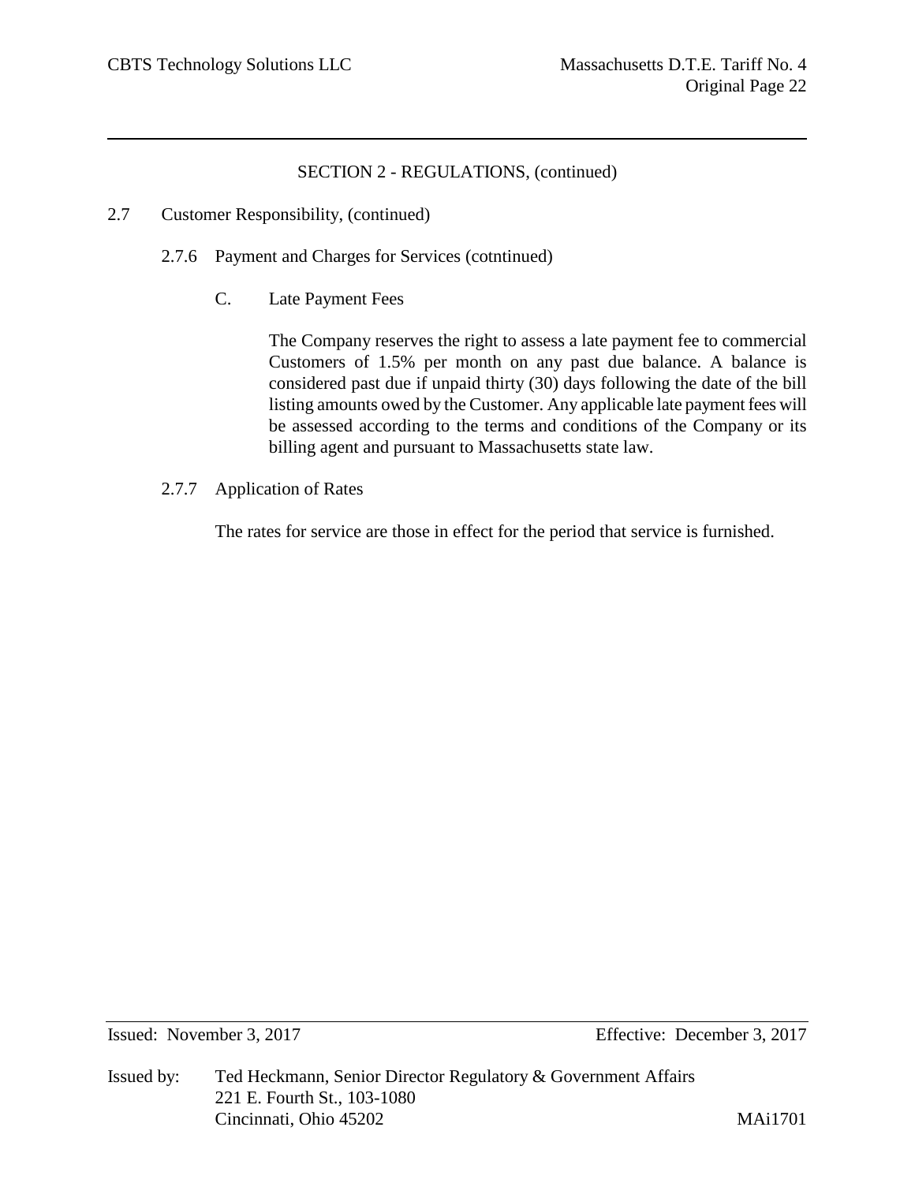SECTION 2 - REGULATIONS, (continued)

2.7 Customer Responsibility, (continued)

2.7.6 Payment and Charges for Services (cotntinued)

C. Late Payment Fees

The Company reserves the right to assess a late payment fee to commercial Customers of 1.5% per month on any past due balance. A balance is considered past due if unpaid thirty (30) days following the date of the bill listing amounts owed by the Customer. Any applicable late payment fees will be assessed according to the terms and conditions of the Company or its billing agent and pursuant to Massachusetts state law.

2.7.7 Application of Rates

The rates for service are those in effect for the period that service is furnished.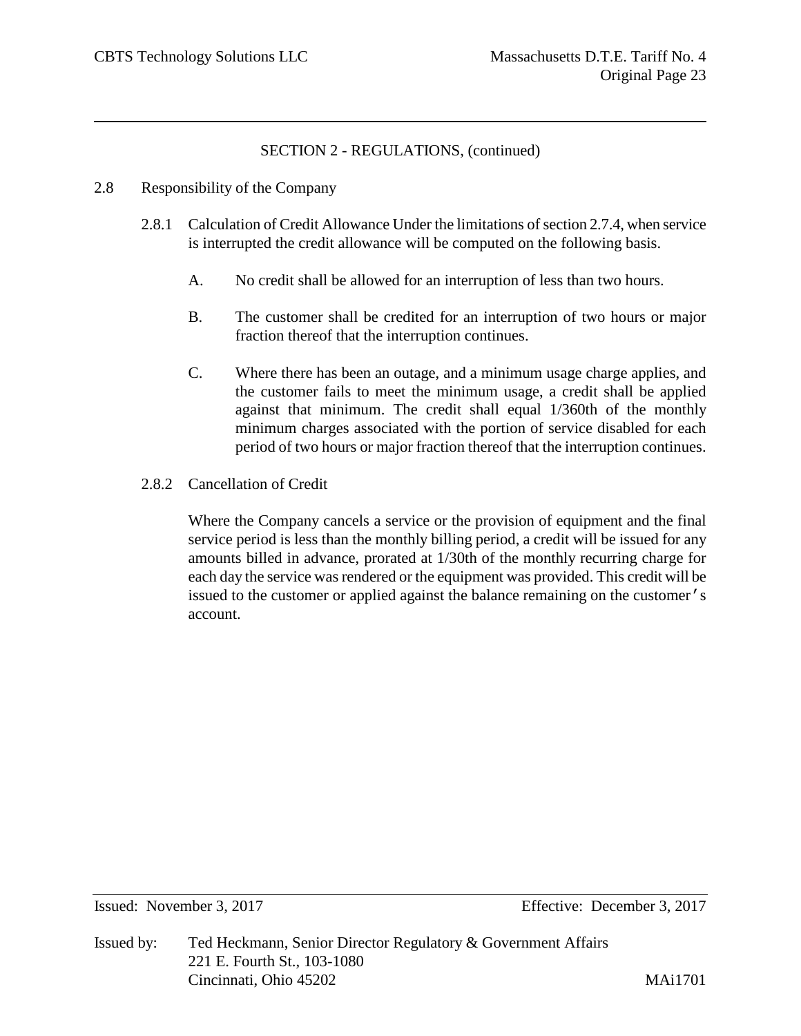SECTION 2 - REGULATIONS, (continued)

2.8 Responsibility of the Company

2.8.1 Calculation of Credit Allowance Under the limitations of section 2.7.4, when service is interrupted the credit allowance will be computed on the following basis.

A. No credit shall be allowed for an interruption of less than two hours.

B. The customer shall be credited for an interruption of two hours or major fraction thereof that the interruption continues.

C. Where there has been an outage, and a minimum usage charge applies, and the customer fails to meet the minimum usage, a credit shall be applied against that minimum. The credit shall equal 1/360th of the monthly minimum charges associated with the portion of service disabled for each period of two hours or major fraction thereof that the interruption continues.

2.8.2 Cancellation of Credit

Where the Company cancels a service or the provision of equipment and the final service period is less than the monthly billing period, a credit will be issued for any amounts billed in advance, prorated at 1/30th of the monthly recurring charge for each day the service was rendered or the equipment was provided. This credit will be issued to the customer or applied against the balance remaining on the customer's account.

Issued: November 3, 2017 Effective: December 3, 2017

Issued by: Ted Heckmann, Senior Director Regulatory & Government Affairs
221 E. Fourth St., 103-1080
Cincinnati, Ohio 45202 MAi1701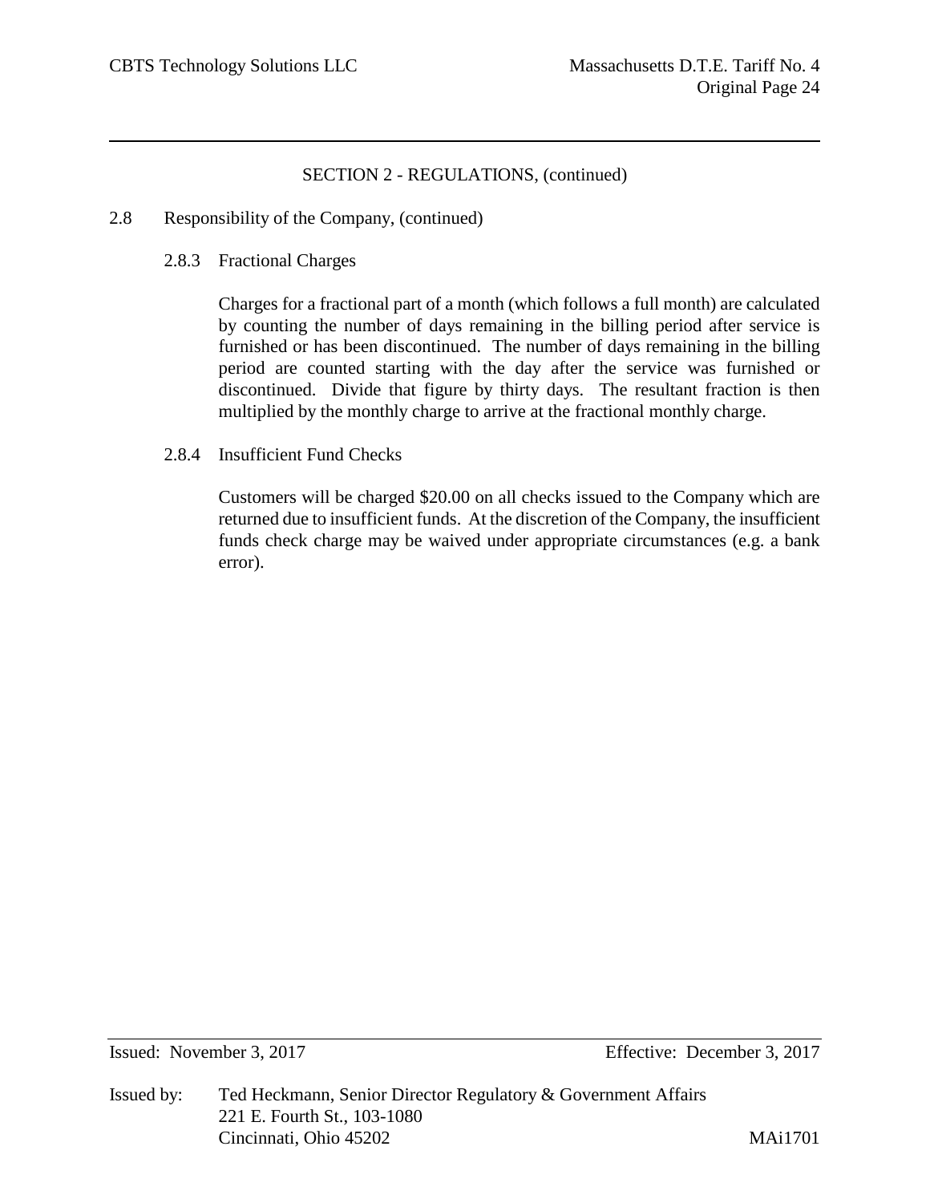SECTION 2 - REGULATIONS, (continued)

2.8 Responsibility of the Company, (continued)

2.8.3 Fractional Charges

Charges for a fractional part of a month (which follows a full month) are calculated by counting the number of days remaining in the billing period after service is furnished or has been discontinued. The number of days remaining in the billing period are counted starting with the day after the service was furnished or discontinued. Divide that figure by thirty days. The resultant fraction is then multiplied by the monthly charge to arrive at the fractional monthly charge.

2.8.4 Insufficient Fund Checks

Customers will be charged $20.00 on all checks issued to the Company which are returned due to insufficient funds. At the discretion of the Company, the insufficient funds check charge may be waived under appropriate circumstances (e.g. a bank error).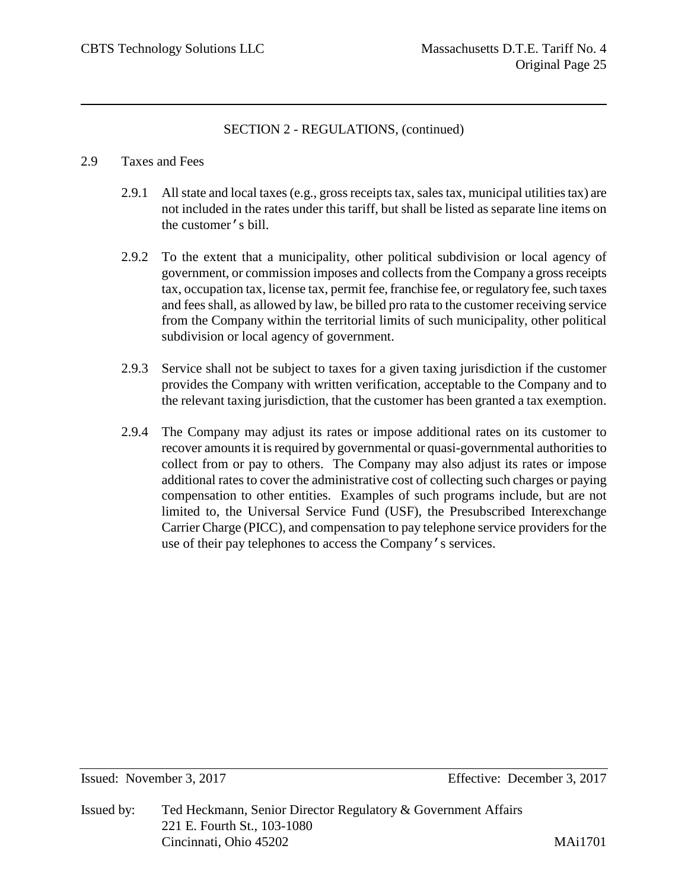SECTION 2 - REGULATIONS, (continued)

2.9 Taxes and Fees

2.9.1 All state and local taxes (e.g., gross receipts tax, sales tax, municipal utilities tax) are not included in the rates under this tariff, but shall be listed as separate line items on the customer's bill.

2.9.2 To the extent that a municipality, other political subdivision or local agency of government, or commission imposes and collects from the Company a gross receipts tax, occupation tax, license tax, permit fee, franchise fee, or regulatory fee, such taxes and fees shall, as allowed by law, be billed pro rata to the customer receiving service from the Company within the territorial limits of such municipality, other political subdivision or local agency of government.

2.9.3 Service shall not be subject to taxes for a given taxing jurisdiction if the customer provides the Company with written verification, acceptable to the Company and to the relevant taxing jurisdiction, that the customer has been granted a tax exemption.

2.9.4 The Company may adjust its rates or impose additional rates on its customer to recover amounts it is required by governmental or quasi-governmental authorities to collect from or pay to others. The Company may also adjust its rates or impose additional rates to cover the administrative cost of collecting such charges or paying compensation to other entities. Examples of such programs include, but are not limited to, the Universal Service Fund (USF), the Presubscribed Interexchange Carrier Charge (PICC), and compensation to pay telephone service providers for the use of their pay telephones to access the Company's services.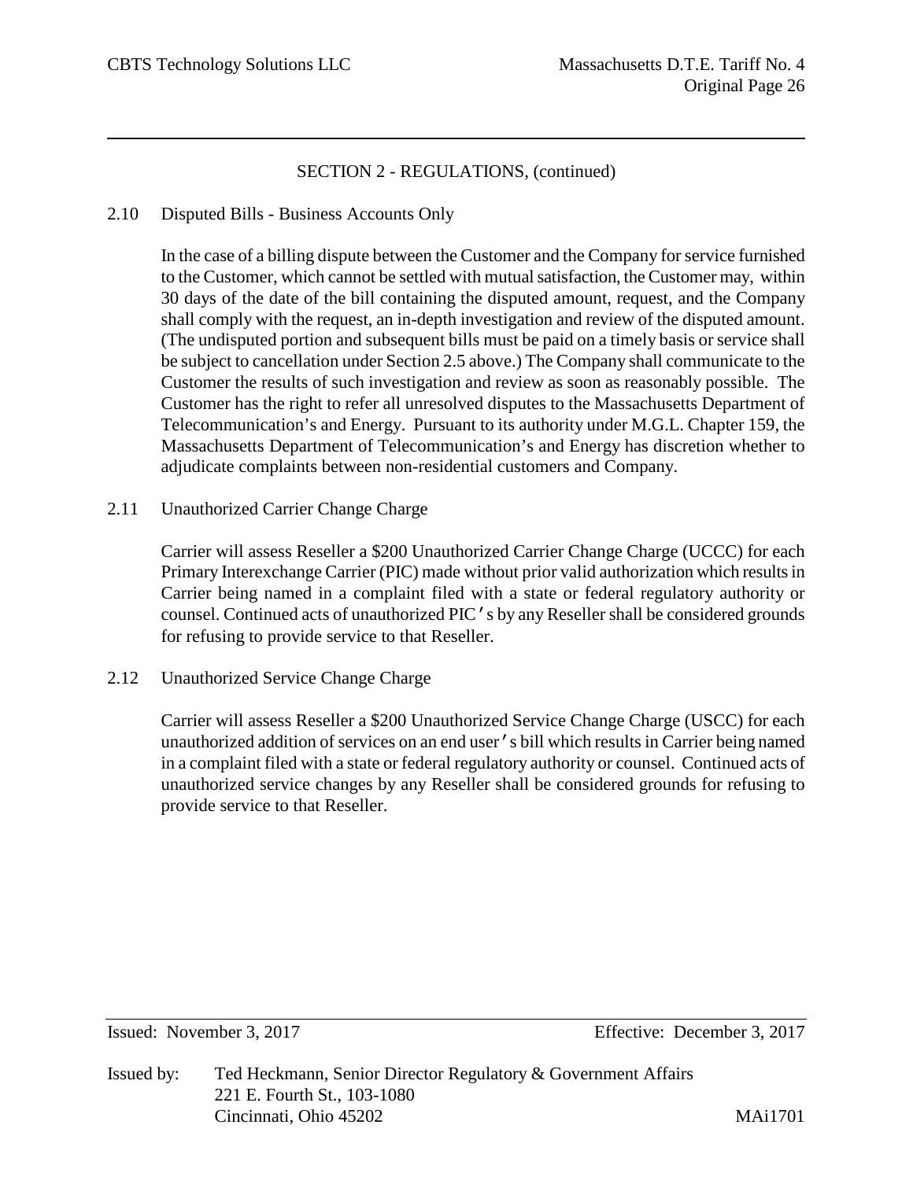## SECTION 2 - REGULATIONS, (continued)

### 2.10 Disputed Bills - Business Accounts Only

In the case of a billing dispute between the Customer and the Company for service furnished to the Customer, which cannot be settled with mutual satisfaction, the Customer may, within 30 days of the date of the bill containing the disputed amount, request, and the Company shall comply with the request, an in-depth investigation and review of the disputed amount. (The undisputed portion and subsequent bills must be paid on a timely basis or service shall be subject to cancellation under Section 2.5 above.) The Company shall communicate to the Customer the results of such investigation and review as soon as reasonably possible. The Customer has the right to refer all unresolved disputes to the Massachusetts Department of Telecommunication's and Energy. Pursuant to its authority under M.G.L. Chapter 159, the Massachusetts Department of Telecommunication's and Energy has discretion whether to adjudicate complaints between non-residential customers and Company.

### 2.11 Unauthorized Carrier Change Charge

Carrier will assess Reseller a $200 Unauthorized Carrier Change Charge (UCCC) for each Primary Interexchange Carrier (PIC) made without prior valid authorization which results in Carrier being named in a complaint filed with a state or federal regulatory authority or counsel. Continued acts of unauthorized PIC's by any Reseller shall be considered grounds for refusing to provide service to that Reseller.

### 2.12 Unauthorized Service Change Charge

Carrier will assess Reseller a $200 Unauthorized Service Change Charge (USCC) for each unauthorized addition of services on an end user's bill which results in Carrier being named in a complaint filed with a state or federal regulatory authority or counsel. Continued acts of unauthorized service changes by any Reseller shall be considered grounds for refusing to provide service to that Reseller.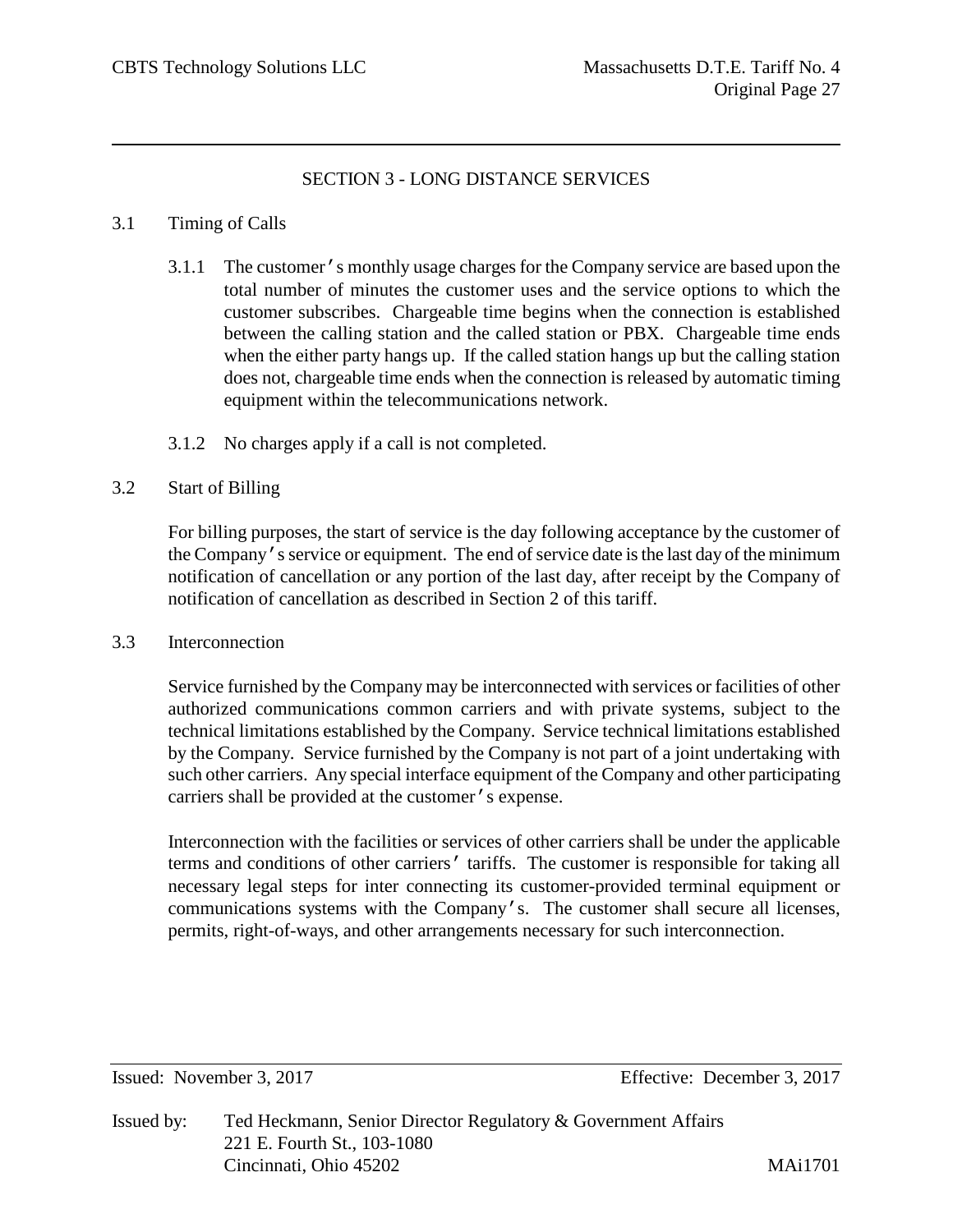## SECTION 3 - LONG DISTANCE SERVICES

3.1 Timing of Calls

3.1.1 The customer's monthly usage charges for the Company service are based upon the total number of minutes the customer uses and the service options to which the customer subscribes. Chargeable time begins when the connection is established between the calling station and the called station or PBX. Chargeable time ends when the either party hangs up. If the called station hangs up but the calling station does not, chargeable time ends when the connection is released by automatic timing equipment within the telecommunications network.

3.1.2 No charges apply if a call is not completed.

3.2 Start of Billing

For billing purposes, the start of service is the day following acceptance by the customer of the Company's service or equipment. The end of service date is the last day of the minimum notification of cancellation or any portion of the last day, after receipt by the Company of notification of cancellation as described in Section 2 of this tariff.

3.3 Interconnection

Service furnished by the Company may be interconnected with services or facilities of other authorized communications common carriers and with private systems, subject to the technical limitations established by the Company. Service technical limitations established by the Company. Service furnished by the Company is not part of a joint undertaking with such other carriers. Any special interface equipment of the Company and other participating carriers shall be provided at the customer's expense.

Interconnection with the facilities or services of other carriers shall be under the applicable terms and conditions of other carriers' tariffs. The customer is responsible for taking all necessary legal steps for inter connecting its customer-provided terminal equipment or communications systems with the Company's. The customer shall secure all licenses, permits, right-of-ways, and other arrangements necessary for such interconnection.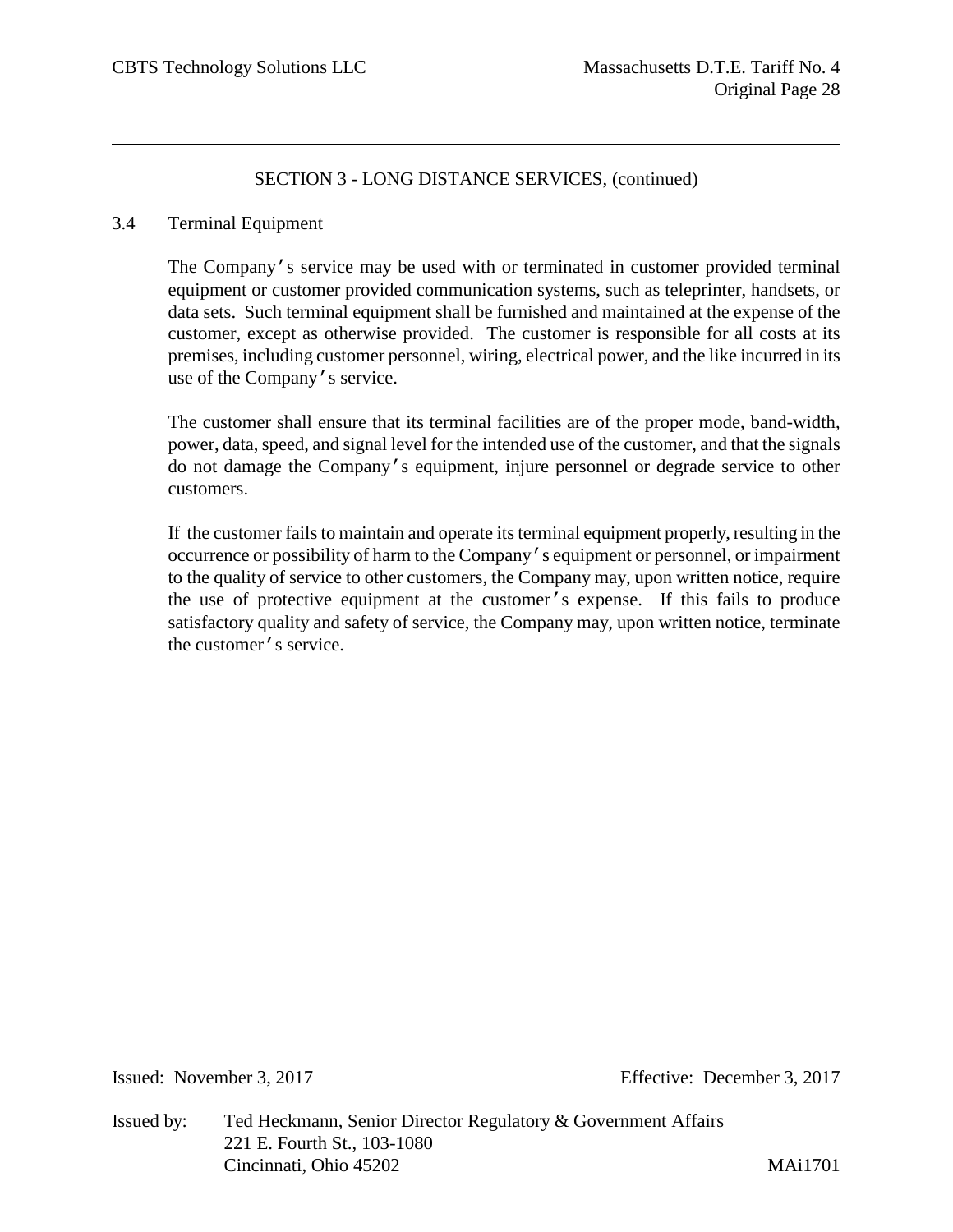SECTION 3 - LONG DISTANCE SERVICES, (continued)

## 3.4 Terminal Equipment

The Company's service may be used with or terminated in customer provided terminal equipment or customer provided communication systems, such as teleprinter, handsets, or data sets. Such terminal equipment shall be furnished and maintained at the expense of the customer, except as otherwise provided. The customer is responsible for all costs at its premises, including customer personnel, wiring, electrical power, and the like incurred in its use of the Company's service.

The customer shall ensure that its terminal facilities are of the proper mode, band-width, power, data, speed, and signal level for the intended use of the customer, and that the signals do not damage the Company's equipment, injure personnel or degrade service to other customers.

If the customer fails to maintain and operate its terminal equipment properly, resulting in the occurrence or possibility of harm to the Company's equipment or personnel, or impairment to the quality of service to other customers, the Company may, upon written notice, require the use of protective equipment at the customer's expense. If this fails to produce satisfactory quality and safety of service, the Company may, upon written notice, terminate the customer's service.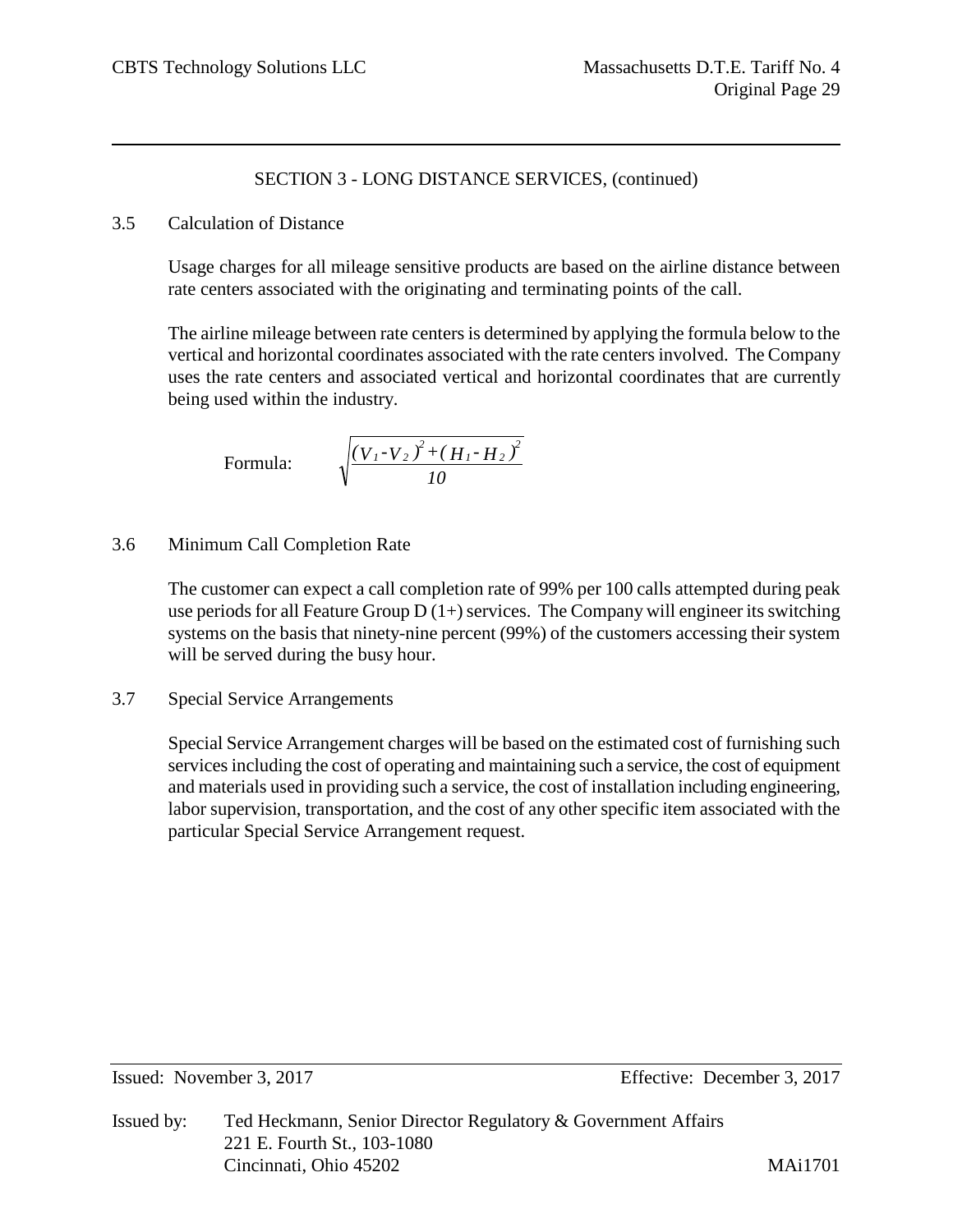SECTION 3 - LONG DISTANCE SERVICES, (continued)

3.5 Calculation of Distance

Usage charges for all mileage sensitive products are based on the airline distance between rate centers associated with the originating and terminating points of the call.

The airline mileage between rate centers is determined by applying the formula below to the vertical and horizontal coordinates associated with the rate centers involved. The Company uses the rate centers and associated vertical and horizontal coordinates that are currently being used within the industry.

Formula: $$\sqrt{\frac{(V_1 - V_2)^2 + (H_1 - H_2)^2}{10}}$$

3.6 Minimum Call Completion Rate

The customer can expect a call completion rate of 99% per 100 calls attempted during peak use periods for all Feature Group D (1+) services. The Company will engineer its switching systems on the basis that ninety-nine percent (99%) of the customers accessing their system will be served during the busy hour.

3.7 Special Service Arrangements

Special Service Arrangement charges will be based on the estimated cost of furnishing such services including the cost of operating and maintaining such a service, the cost of equipment and materials used in providing such a service, the cost of installation including engineering, labor supervision, transportation, and the cost of any other specific item associated with the particular Special Service Arrangement request.

Issued: November 3, 2017 Effective: December 3, 2017

Issued by: Ted Heckmann, Senior Director Regulatory & Government Affairs
221 E. Fourth St., 103-1080
Cincinnati, Ohio 45202 MAi1701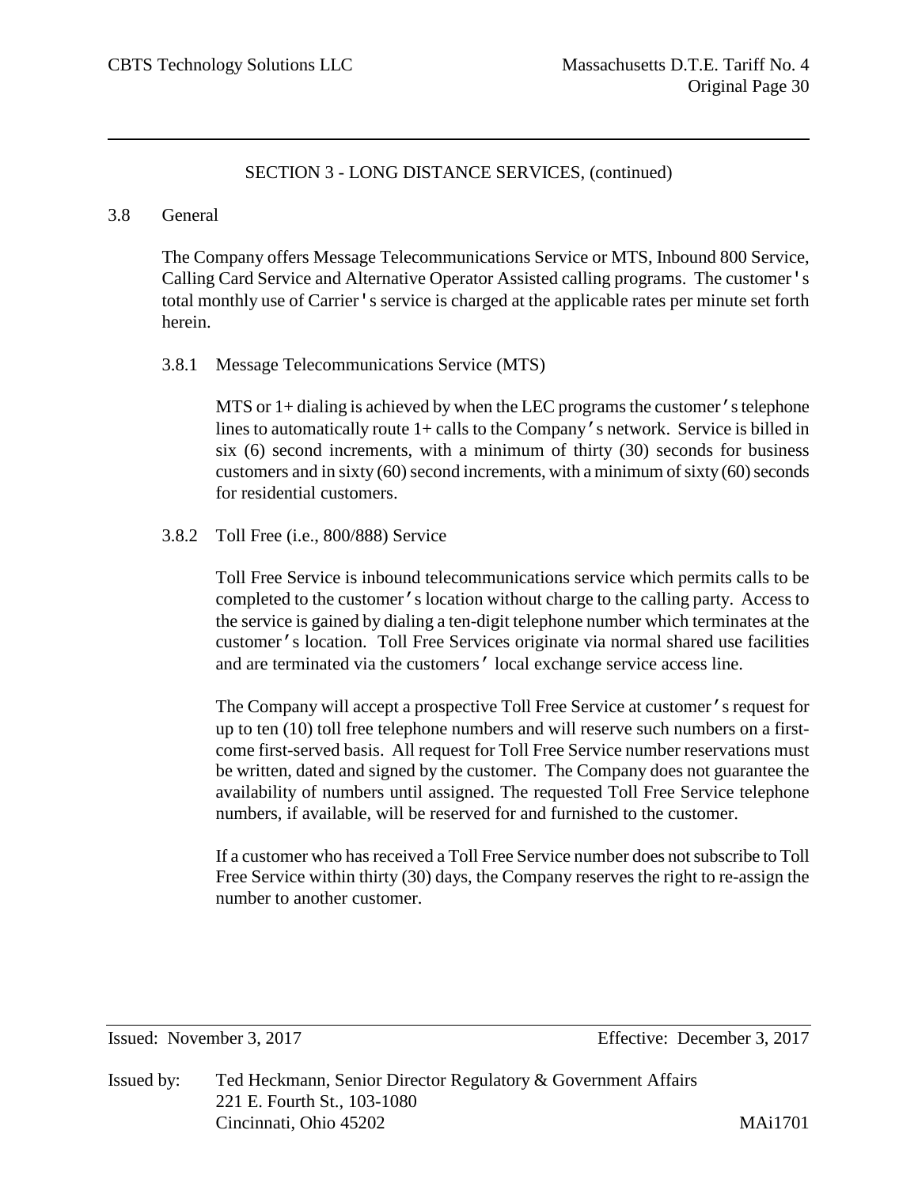## SECTION 3 - LONG DISTANCE SERVICES, (continued)

### 3.8 General

The Company offers Message Telecommunications Service or MTS, Inbound 800 Service, Calling Card Service and Alternative Operator Assisted calling programs. The customer's total monthly use of Carrier's service is charged at the applicable rates per minute set forth herein.

#### 3.8.1 Message Telecommunications Service (MTS)

MTS or 1+ dialing is achieved by when the LEC programs the customer's telephone lines to automatically route 1+ calls to the Company's network. Service is billed in six (6) second increments, with a minimum of thirty (30) seconds for business customers and in sixty (60) second increments, with a minimum of sixty (60) seconds for residential customers.

#### 3.8.2 Toll Free (i.e., 800/888) Service

Toll Free Service is inbound telecommunications service which permits calls to be completed to the customer's location without charge to the calling party. Access to the service is gained by dialing a ten-digit telephone number which terminates at the customer's location. Toll Free Services originate via normal shared use facilities and are terminated via the customers' local exchange service access line.

The Company will accept a prospective Toll Free Service at customer's request for up to ten (10) toll free telephone numbers and will reserve such numbers on a first-come first-served basis. All request for Toll Free Service number reservations must be written, dated and signed by the customer. The Company does not guarantee the availability of numbers until assigned. The requested Toll Free Service telephone numbers, if available, will be reserved for and furnished to the customer.

If a customer who has received a Toll Free Service number does not subscribe to Toll Free Service within thirty (30) days, the Company reserves the right to re-assign the number to another customer.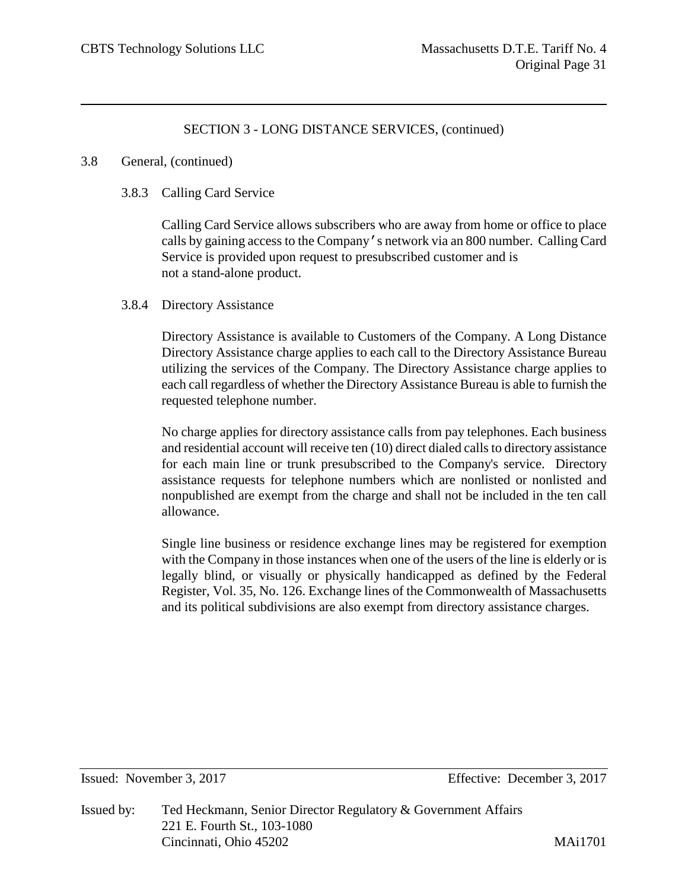SECTION 3 - LONG DISTANCE SERVICES, (continued)

3.8 General, (continued)

3.8.3 Calling Card Service

Calling Card Service allows subscribers who are away from home or office to place calls by gaining access to the Company's network via an 800 number. Calling Card Service is provided upon request to presubscribed customer and is not a stand-alone product.

3.8.4 Directory Assistance

Directory Assistance is available to Customers of the Company. A Long Distance Directory Assistance charge applies to each call to the Directory Assistance Bureau utilizing the services of the Company. The Directory Assistance charge applies to each call regardless of whether the Directory Assistance Bureau is able to furnish the requested telephone number.

No charge applies for directory assistance calls from pay telephones. Each business and residential account will receive ten (10) direct dialed calls to directory assistance for each main line or trunk presubscribed to the Company's service. Directory assistance requests for telephone numbers which are nonlisted or nonlisted and nonpublished are exempt from the charge and shall not be included in the ten call allowance.

Single line business or residence exchange lines may be registered for exemption with the Company in those instances when one of the users of the line is elderly or is legally blind, or visually or physically handicapped as defined by the Federal Register, Vol. 35, No. 126. Exchange lines of the Commonwealth of Massachusetts and its political subdivisions are also exempt from directory assistance charges.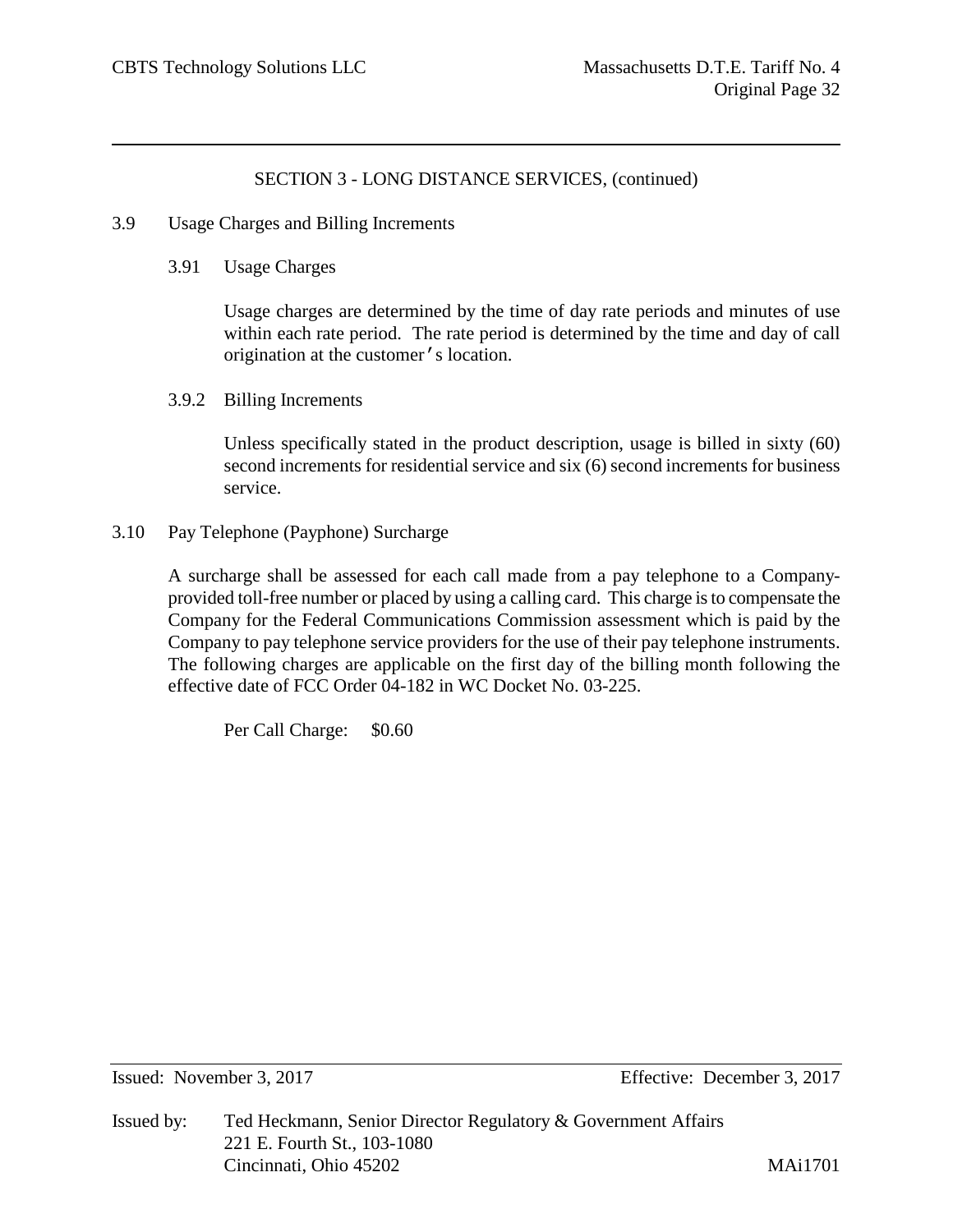SECTION 3 - LONG DISTANCE SERVICES, (continued)

## 3.9 Usage Charges and Billing Increments

### 3.91 Usage Charges

Usage charges are determined by the time of day rate periods and minutes of use within each rate period. The rate period is determined by the time and day of call origination at the customer's location.

### 3.9.2 Billing Increments

Unless specifically stated in the product description, usage is billed in sixty (60) second increments for residential service and six (6) second increments for business service.

## 3.10 Pay Telephone (Payphone) Surcharge

A surcharge shall be assessed for each call made from a pay telephone to a Company-provided toll-free number or placed by using a calling card. This charge is to compensate the Company for the Federal Communications Commission assessment which is paid by the Company to pay telephone service providers for the use of their pay telephone instruments. The following charges are applicable on the first day of the billing month following the effective date of FCC Order 04-182 in WC Docket No. 03-225.

Per Call Charge: $0.60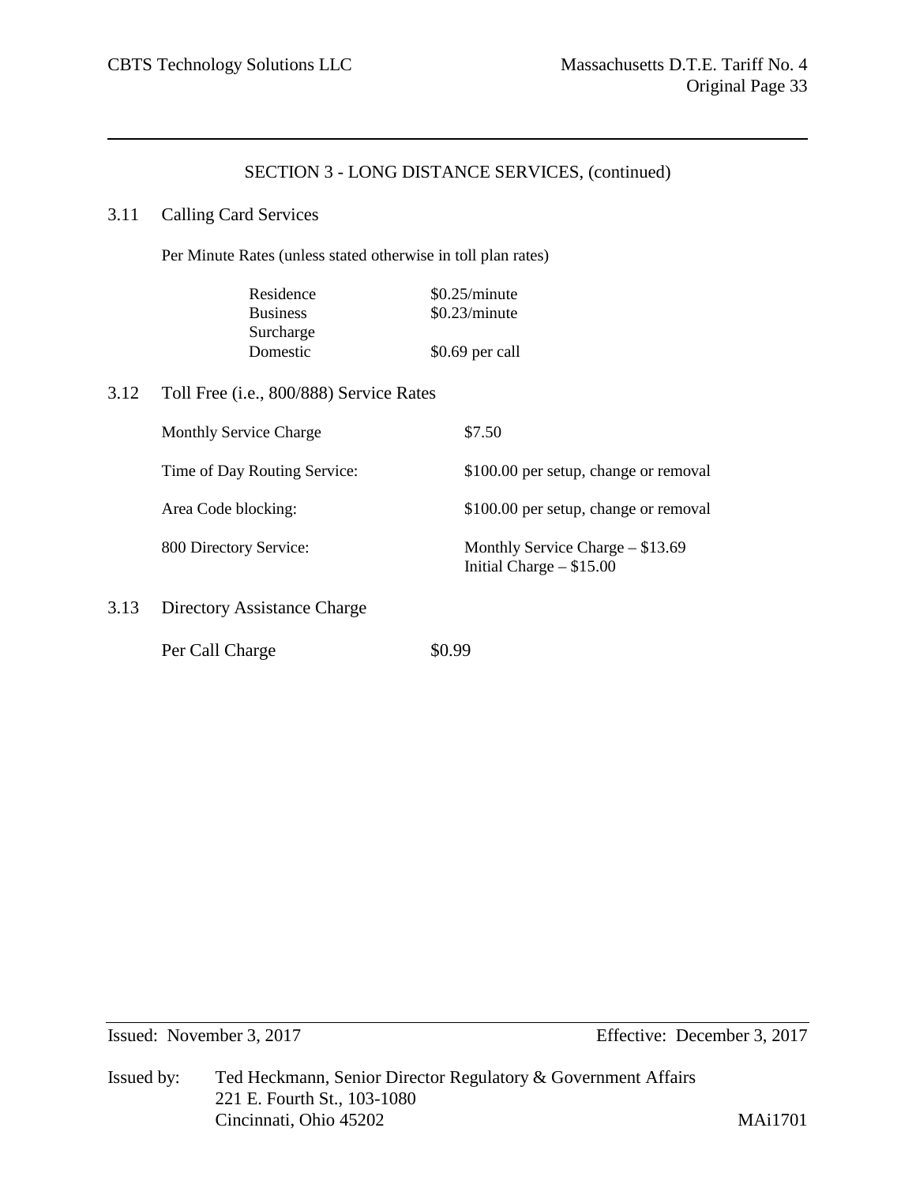## SECTION 3 - LONG DISTANCE SERVICES, (continued)

### 3.11 Calling Card Services

Per Minute Rates (unless stated otherwise in toll plan rates)

| | |
|---|---|
| Residence | $0.25/minute |
| Business | $0.23/minute |
| Surcharge | |
| Domestic | $0.69 per call |

### 3.12 Toll Free (i.e., 800/888) Service Rates

| | |
|---|---|
| Monthly Service Charge | $7.50 |
| Time of Day Routing Service: | $100.00 per setup, change or removal |
| Area Code blocking: | $100.00 per setup, change or removal |
| 800 Directory Service: | Monthly Service Charge – $13.69<br>Initial Charge – $15.00 |

### 3.13 Directory Assistance Charge

| | |
|---|---|
| Per Call Charge | $0.99 |

Issued: November 3, 2017 Effective: December 3, 2017

Issued by: Ted Heckmann, Senior Director Regulatory & Government Affairs
221 E. Fourth St., 103-1080
Cincinnati, Ohio 45202

MAi1701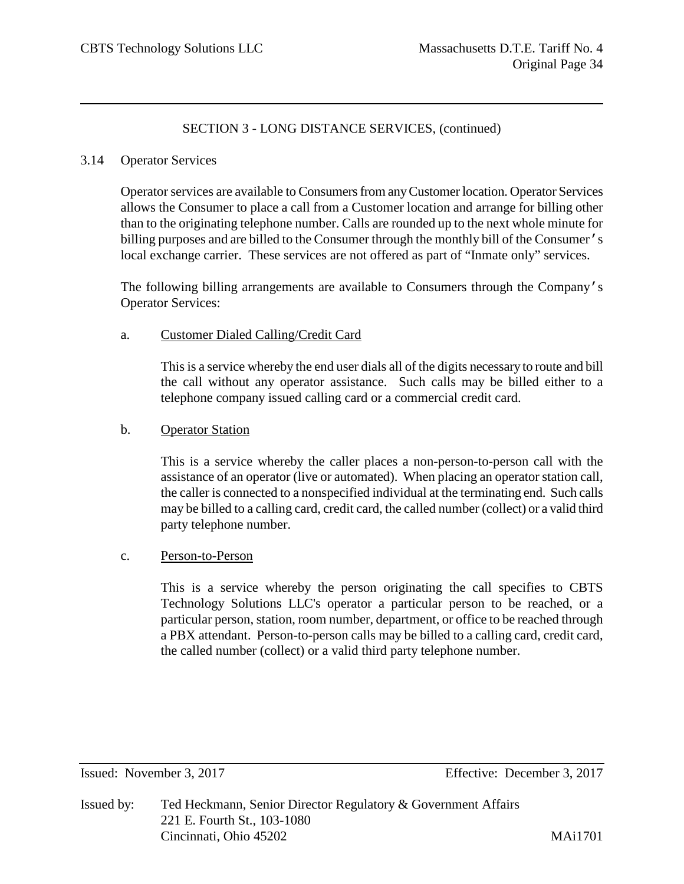## SECTION 3 - LONG DISTANCE SERVICES, (continued)

### 3.14 Operator Services

Operator services are available to Consumers from any Customer location. Operator Services allows the Consumer to place a call from a Customer location and arrange for billing other than to the originating telephone number. Calls are rounded up to the next whole minute for billing purposes and are billed to the Consumer through the monthly bill of the Consumer's local exchange carrier. These services are not offered as part of "Inmate only" services.

The following billing arrangements are available to Consumers through the Company's Operator Services:

a. Customer Dialed Calling/Credit Card

This is a service whereby the end user dials all of the digits necessary to route and bill the call without any operator assistance. Such calls may be billed either to a telephone company issued calling card or a commercial credit card.

b. Operator Station

This is a service whereby the caller places a non-person-to-person call with the assistance of an operator (live or automated). When placing an operator station call, the caller is connected to a nonspecified individual at the terminating end. Such calls may be billed to a calling card, credit card, the called number (collect) or a valid third party telephone number.

c. Person-to-Person

This is a service whereby the person originating the call specifies to CBTS Technology Solutions LLC's operator a particular person to be reached, or a particular person, station, room number, department, or office to be reached through a PBX attendant. Person-to-person calls may be billed to a calling card, credit card, the called number (collect) or a valid third party telephone number.

Issued: November 3, 2017 Effective: December 3, 2017

Issued by: Ted Heckmann, Senior Director Regulatory & Government Affairs
221 E. Fourth St., 103-1080
Cincinnati, Ohio 45202 MAi1701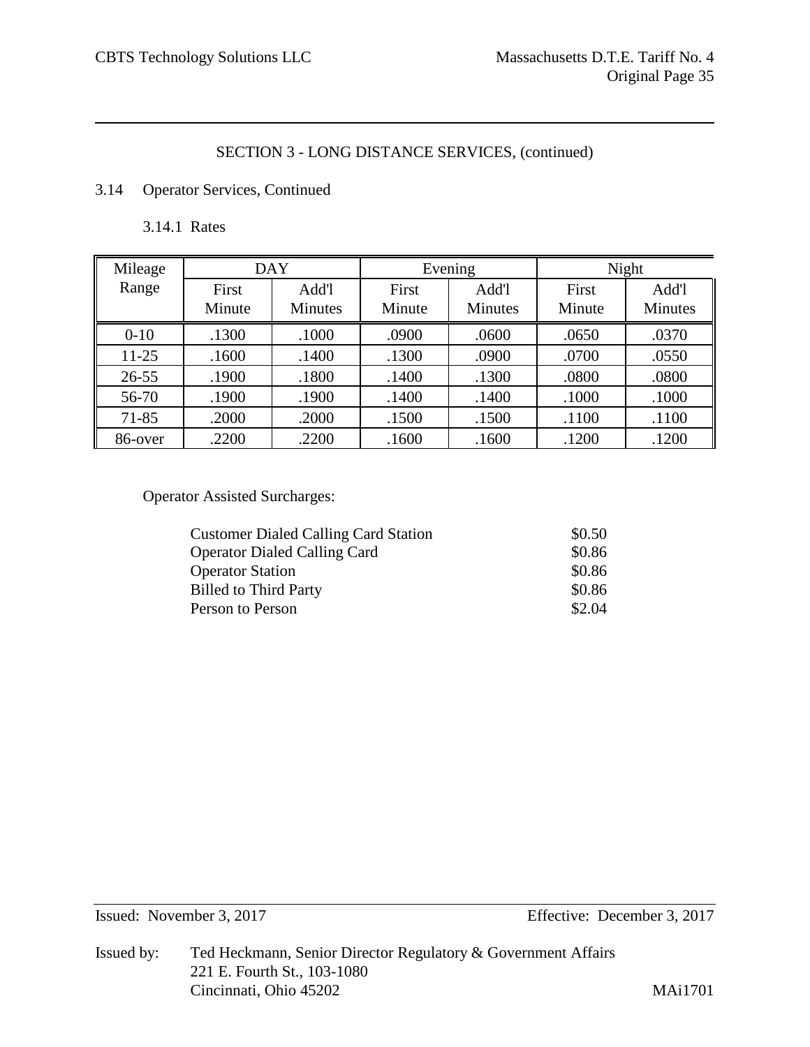SECTION 3 - LONG DISTANCE SERVICES, (continued)

3.14 Operator Services, Continued

3.14.1 Rates

| Mileage Range | DAY | | Evening | | Night | |
|---|---|---|---|---|---|---|
| | First Minute | Add'l Minutes | First Minute | Add'l Minutes | First Minute | Add'l Minutes |
| 0-10 | .1300 | .1000 | .0900 | .0600 | .0650 | .0370 |
| 11-25 | .1600 | .1400 | .1300 | .0900 | .0700 | .0550 |
| 26-55 | .1900 | .1800 | .1400 | .1300 | .0800 | .0800 |
| 56-70 | .1900 | .1900 | .1400 | .1400 | .1000 | .1000 |
| 71-85 | .2000 | .2000 | .1500 | .1500 | .1100 | .1100 |
| 86-over | .2200 | .2200 | .1600 | .1600 | .1200 | .1200 |

Operator Assisted Surcharges:

| | |
|---|---|
| Customer Dialed Calling Card Station | $0.50 |
| Operator Dialed Calling Card | $0.86 |
| Operator Station | $0.86 |
| Billed to Third Party | $0.86 |
| Person to Person | $2.04 |

Issued: November 3, 2017 Effective: December 3, 2017

Issued by: Ted Heckmann, Senior Director Regulatory & Government Affairs
221 E. Fourth St., 103-1080
Cincinnati, Ohio 45202 MAi1701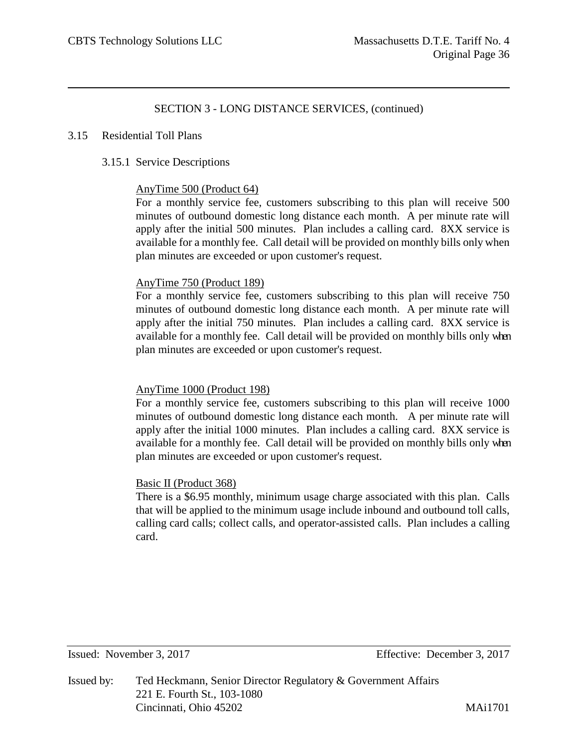SECTION 3 - LONG DISTANCE SERVICES, (continued)

3.15 Residential Toll Plans

3.15.1 Service Descriptions

AnyTime 500 (Product 64)

For a monthly service fee, customers subscribing to this plan will receive 500 minutes of outbound domestic long distance each month. A per minute rate will apply after the initial 500 minutes. Plan includes a calling card. 8XX service is available for a monthly fee. Call detail will be provided on monthly bills only when plan minutes are exceeded or upon customer's request.

AnyTime 750 (Product 189)

For a monthly service fee, customers subscribing to this plan will receive 750 minutes of outbound domestic long distance each month. A per minute rate will apply after the initial 750 minutes. Plan includes a calling card. 8XX service is available for a monthly fee. Call detail will be provided on monthly bills only when plan minutes are exceeded or upon customer's request.

AnyTime 1000 (Product 198)

For a monthly service fee, customers subscribing to this plan will receive 1000 minutes of outbound domestic long distance each month. A per minute rate will apply after the initial 1000 minutes. Plan includes a calling card. 8XX service is available for a monthly fee. Call detail will be provided on monthly bills only when plan minutes are exceeded or upon customer's request.

Basic II (Product 368)

There is a $6.95 monthly, minimum usage charge associated with this plan. Calls that will be applied to the minimum usage include inbound and outbound toll calls, calling card calls; collect calls, and operator-assisted calls. Plan includes a calling card.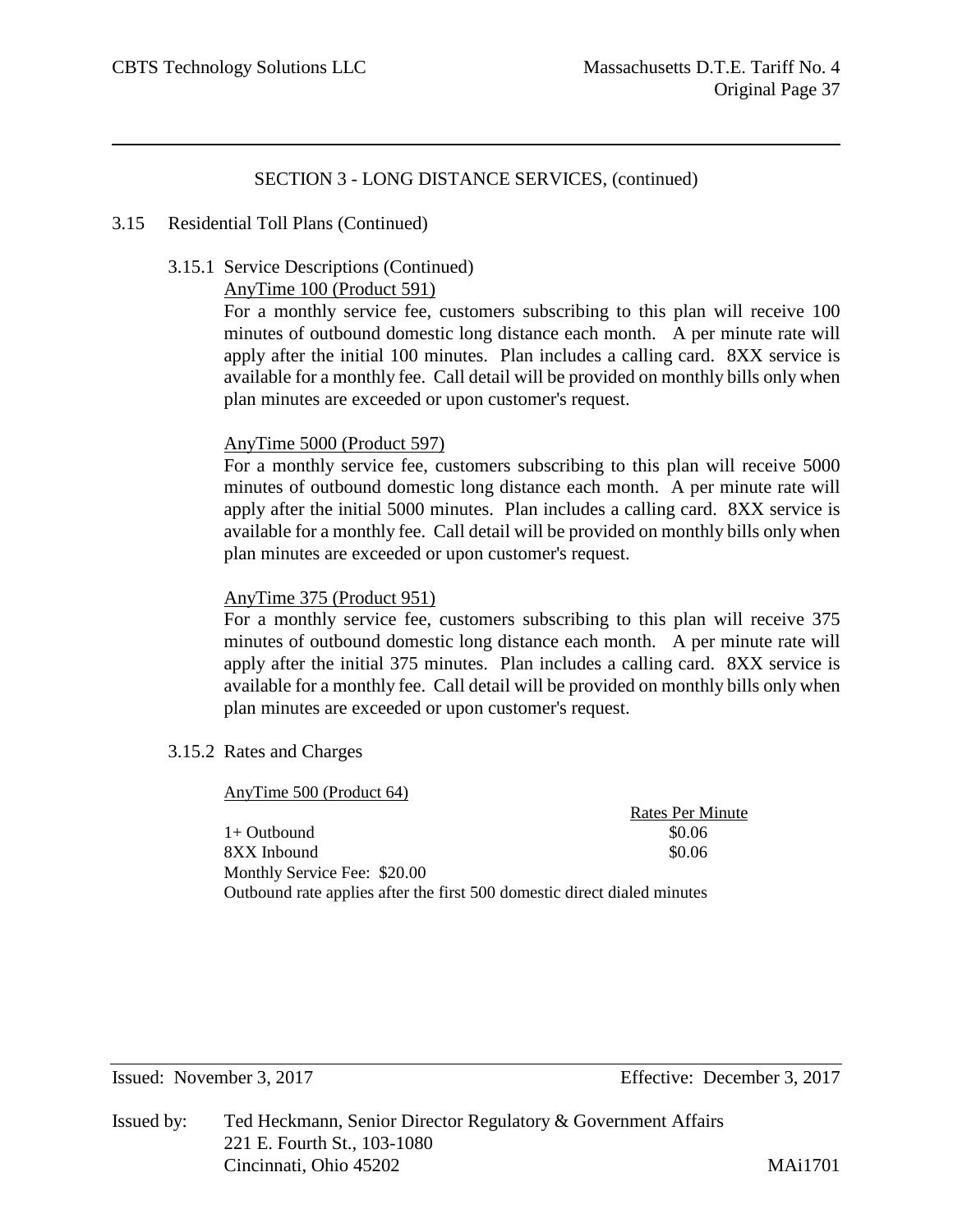## SECTION 3 - LONG DISTANCE SERVICES, (continued)

### 3.15 Residential Toll Plans (Continued)

#### 3.15.1 Service Descriptions (Continued)

<u>AnyTime 100 (Product 591)</u>

For a monthly service fee, customers subscribing to this plan will receive 100 minutes of outbound domestic long distance each month. A per minute rate will apply after the initial 100 minutes. Plan includes a calling card. 8XX service is available for a monthly fee. Call detail will be provided on monthly bills only when plan minutes are exceeded or upon customer's request.

<u>AnyTime 5000 (Product 597)</u>

For a monthly service fee, customers subscribing to this plan will receive 5000 minutes of outbound domestic long distance each month. A per minute rate will apply after the initial 5000 minutes. Plan includes a calling card. 8XX service is available for a monthly fee. Call detail will be provided on monthly bills only when plan minutes are exceeded or upon customer's request.

<u>AnyTime 375 (Product 951)</u>

For a monthly service fee, customers subscribing to this plan will receive 375 minutes of outbound domestic long distance each month. A per minute rate will apply after the initial 375 minutes. Plan includes a calling card. 8XX service is available for a monthly fee. Call detail will be provided on monthly bills only when plan minutes are exceeded or upon customer's request.

#### 3.15.2 Rates and Charges

<u>AnyTime 500 (Product 64)</u>

| | Rates Per Minute |
|---|---|
| 1+ Outbound | $0.06 |
| 8XX Inbound | $0.06 |

Monthly Service Fee: $20.00

Outbound rate applies after the first 500 domestic direct dialed minutes

Issued: November 3, 2017 Effective: December 3, 2017

Issued by: Ted Heckmann, Senior Director Regulatory & Government Affairs
221 E. Fourth St., 103-1080
Cincinnati, Ohio 45202 MAi1701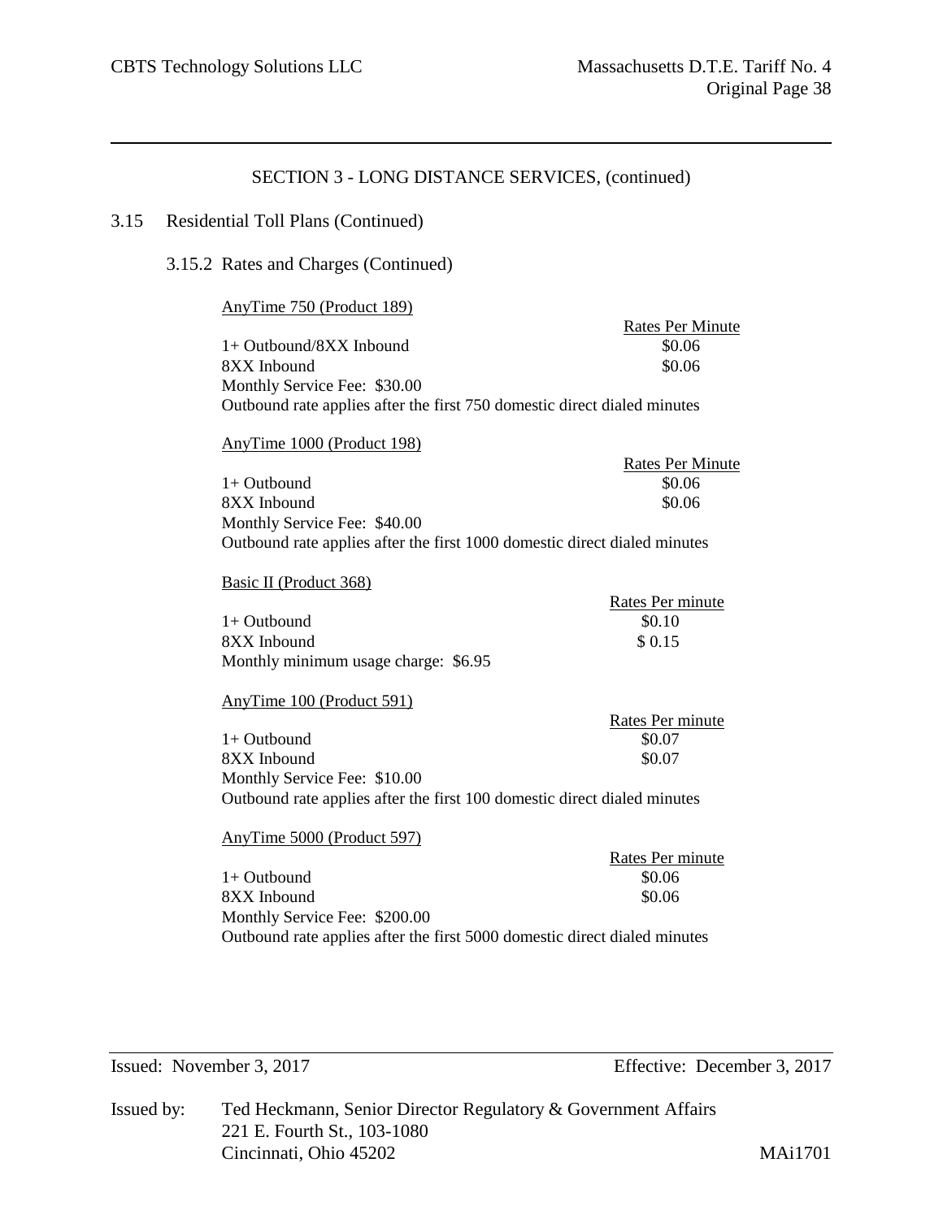## SECTION 3 - LONG DISTANCE SERVICES, (continued)

### 3.15 Residential Toll Plans (Continued)

#### 3.15.2 Rates and Charges (Continued)

AnyTime 750 (Product 189)

| | Rates Per Minute |
|---|---|
| 1+ Outbound/8XX Inbound | $0.06 |
| 8XX Inbound | $0.06 |

Monthly Service Fee: $30.00
Outbound rate applies after the first 750 domestic direct dialed minutes

AnyTime 1000 (Product 198)

| | Rates Per Minute |
|---|---|
| 1+ Outbound | $0.06 |
| 8XX Inbound | $0.06 |

Monthly Service Fee: $40.00
Outbound rate applies after the first 1000 domestic direct dialed minutes

Basic II (Product 368)

| | Rates Per minute |
|---|---|
| 1+ Outbound | $0.10 |
| 8XX Inbound | $ 0.15 |

Monthly minimum usage charge: $6.95

AnyTime 100 (Product 591)

| | Rates Per minute |
|---|---|
| 1+ Outbound | $0.07 |
| 8XX Inbound | $0.07 |

Monthly Service Fee: $10.00
Outbound rate applies after the first 100 domestic direct dialed minutes

AnyTime 5000 (Product 597)

| | Rates Per minute |
|---|---|
| 1+ Outbound | $0.06 |
| 8XX Inbound | $0.06 |

Monthly Service Fee: $200.00
Outbound rate applies after the first 5000 domestic direct dialed minutes

Issued: November 3, 2017 Effective: December 3, 2017

Issued by: Ted Heckmann, Senior Director Regulatory & Government Affairs
221 E. Fourth St., 103-1080
Cincinnati, Ohio 45202

MAi1701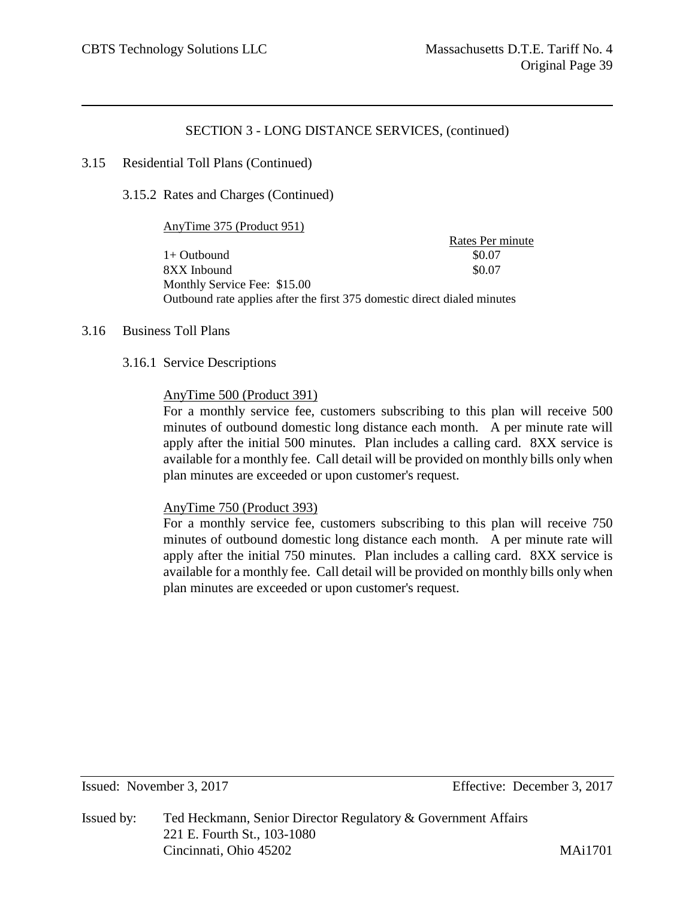## SECTION 3 - LONG DISTANCE SERVICES, (continued)

### 3.15 Residential Toll Plans (Continued)

#### 3.15.2 Rates and Charges (Continued)

AnyTime 375 (Product 951)

| | Rates Per minute |
|---|---|
| 1+ Outbound | $0.07 |
| 8XX Inbound | $0.07 |

Monthly Service Fee: $15.00

Outbound rate applies after the first 375 domestic direct dialed minutes

### 3.16 Business Toll Plans

#### 3.16.1 Service Descriptions

AnyTime 500 (Product 391)

For a monthly service fee, customers subscribing to this plan will receive 500 minutes of outbound domestic long distance each month. A per minute rate will apply after the initial 500 minutes. Plan includes a calling card. 8XX service is available for a monthly fee. Call detail will be provided on monthly bills only when plan minutes are exceeded or upon customer's request.

AnyTime 750 (Product 393)

For a monthly service fee, customers subscribing to this plan will receive 750 minutes of outbound domestic long distance each month. A per minute rate will apply after the initial 750 minutes. Plan includes a calling card. 8XX service is available for a monthly fee. Call detail will be provided on monthly bills only when plan minutes are exceeded or upon customer's request.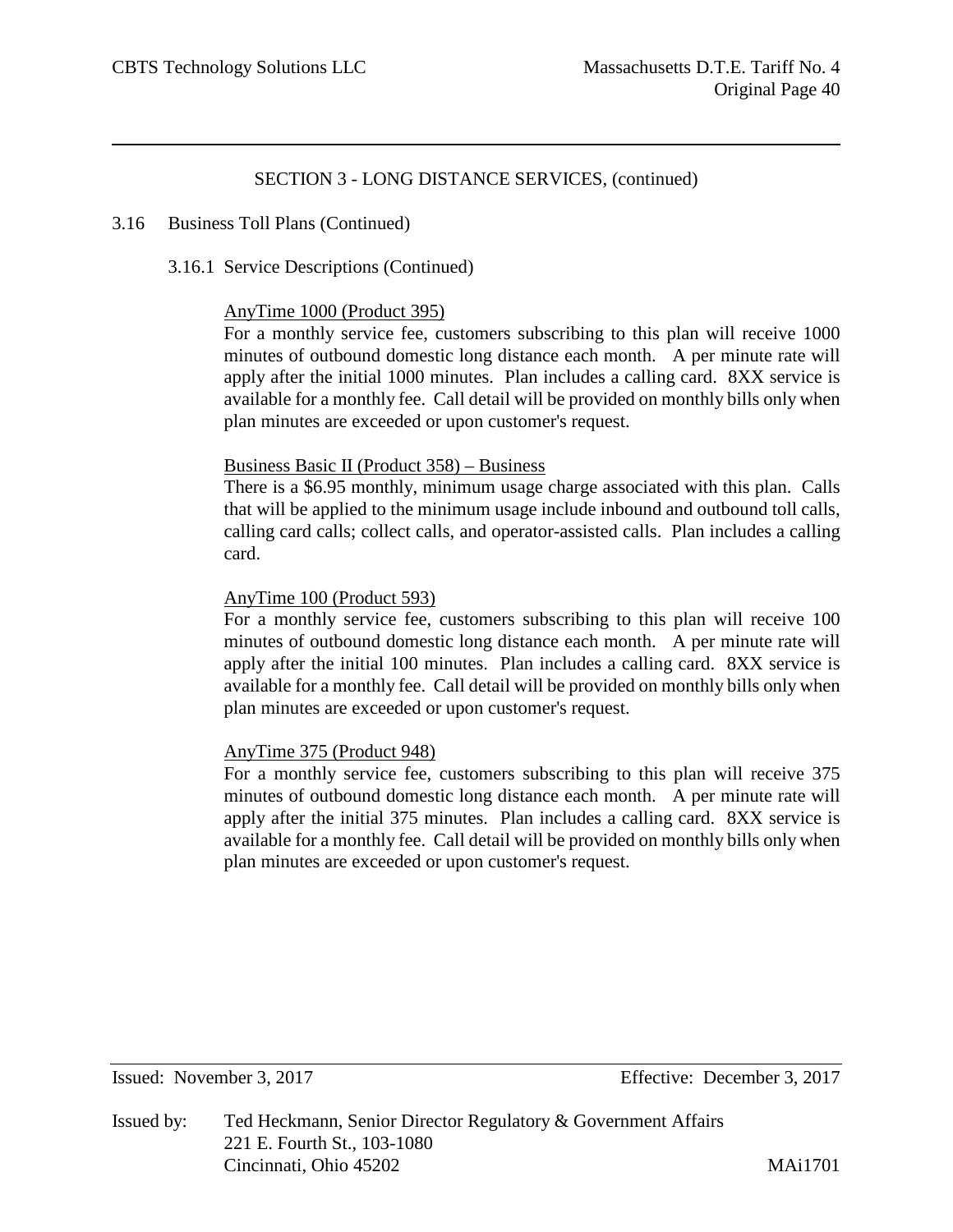SECTION 3 - LONG DISTANCE SERVICES, (continued)

3.16 Business Toll Plans (Continued)

3.16.1 Service Descriptions (Continued)

AnyTime 1000 (Product 395)

For a monthly service fee, customers subscribing to this plan will receive 1000 minutes of outbound domestic long distance each month. A per minute rate will apply after the initial 1000 minutes. Plan includes a calling card. 8XX service is available for a monthly fee. Call detail will be provided on monthly bills only when plan minutes are exceeded or upon customer's request.

Business Basic II (Product 358) – Business

There is a $6.95 monthly, minimum usage charge associated with this plan. Calls that will be applied to the minimum usage include inbound and outbound toll calls, calling card calls; collect calls, and operator-assisted calls. Plan includes a calling card.

AnyTime 100 (Product 593)

For a monthly service fee, customers subscribing to this plan will receive 100 minutes of outbound domestic long distance each month. A per minute rate will apply after the initial 100 minutes. Plan includes a calling card. 8XX service is available for a monthly fee. Call detail will be provided on monthly bills only when plan minutes are exceeded or upon customer's request.

AnyTime 375 (Product 948)

For a monthly service fee, customers subscribing to this plan will receive 375 minutes of outbound domestic long distance each month. A per minute rate will apply after the initial 375 minutes. Plan includes a calling card. 8XX service is available for a monthly fee. Call detail will be provided on monthly bills only when plan minutes are exceeded or upon customer's request.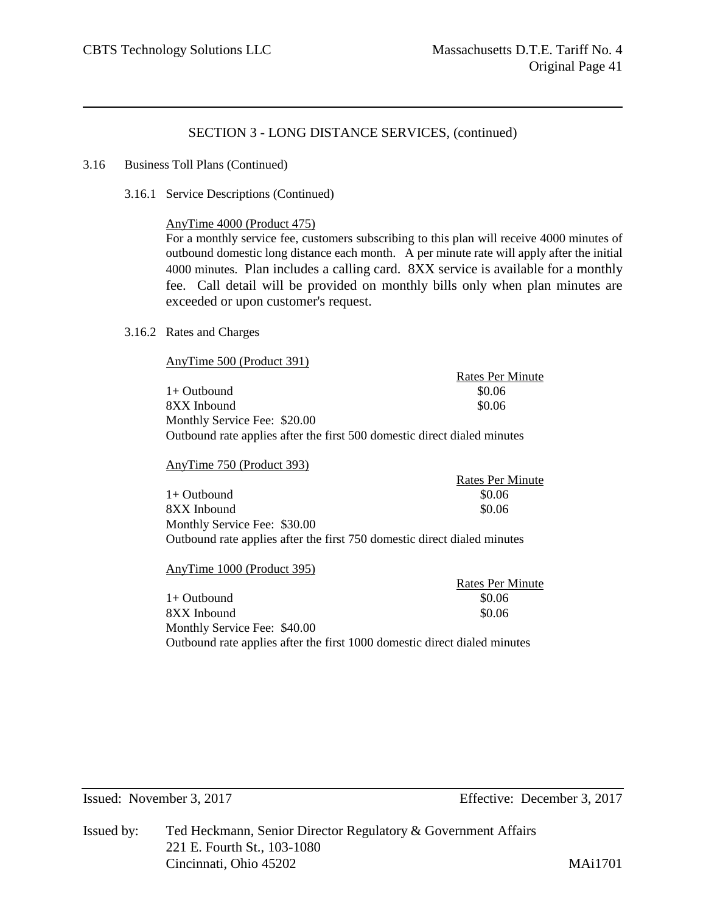## SECTION 3 - LONG DISTANCE SERVICES, (continued)

3.16 Business Toll Plans (Continued)

3.16.1 Service Descriptions (Continued)

AnyTime 4000 (Product 475)

For a monthly service fee, customers subscribing to this plan will receive 4000 minutes of outbound domestic long distance each month. A per minute rate will apply after the initial 4000 minutes. Plan includes a calling card. 8XX service is available for a monthly fee. Call detail will be provided on monthly bills only when plan minutes are exceeded or upon customer's request.

3.16.2 Rates and Charges

AnyTime 500 (Product 391)

| | Rates Per Minute |
|---|---|
| 1+ Outbound | $0.06 |
| 8XX Inbound | $0.06 |

Monthly Service Fee: $20.00

Outbound rate applies after the first 500 domestic direct dialed minutes

AnyTime 750 (Product 393)

| | Rates Per Minute |
|---|---|
| 1+ Outbound | $0.06 |
| 8XX Inbound | $0.06 |

Monthly Service Fee: $30.00

Outbound rate applies after the first 750 domestic direct dialed minutes

AnyTime 1000 (Product 395)

| | Rates Per Minute |
|---|---|
| 1+ Outbound | $0.06 |
| 8XX Inbound | $0.06 |

Monthly Service Fee: $40.00

Outbound rate applies after the first 1000 domestic direct dialed minutes

Issued: November 3, 2017 Effective: December 3, 2017

Issued by: Ted Heckmann, Senior Director Regulatory & Government Affairs
221 E. Fourth St., 103-1080
Cincinnati, Ohio 45202 MAi1701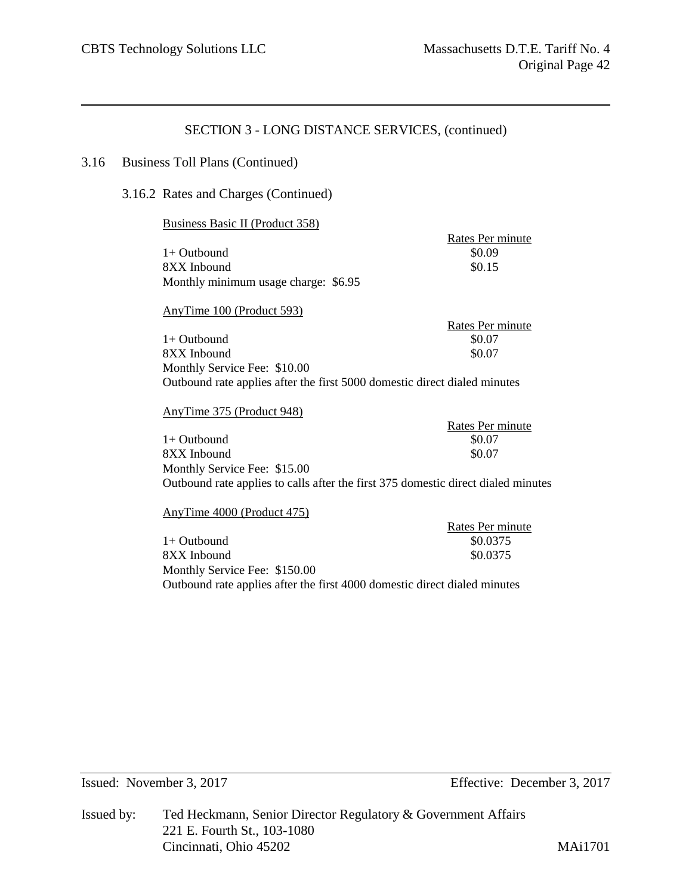## SECTION 3 - LONG DISTANCE SERVICES, (continued)

### 3.16 Business Toll Plans (Continued)

#### 3.16.2 Rates and Charges (Continued)

Business Basic II (Product 358)

| | Rates Per minute |
|---|---|
| 1+ Outbound | $0.09 |
| 8XX Inbound | $0.15 |

Monthly minimum usage charge: $6.95

AnyTime 100 (Product 593)

| | Rates Per minute |
|---|---|
| 1+ Outbound | $0.07 |
| 8XX Inbound | $0.07 |

Monthly Service Fee: $10.00

Outbound rate applies after the first 5000 domestic direct dialed minutes

AnyTime 375 (Product 948)

| | Rates Per minute |
|---|---|
| 1+ Outbound | $0.07 |
| 8XX Inbound | $0.07 |

Monthly Service Fee: $15.00

Outbound rate applies to calls after the first 375 domestic direct dialed minutes

AnyTime 4000 (Product 475)

| | Rates Per minute |
|---|---|
| 1+ Outbound | $0.0375 |
| 8XX Inbound | $0.0375 |

Monthly Service Fee: $150.00

Outbound rate applies after the first 4000 domestic direct dialed minutes

Issued: November 3, 2017 Effective: December 3, 2017

Issued by: Ted Heckmann, Senior Director Regulatory & Government Affairs
221 E. Fourth St., 103-1080
Cincinnati, Ohio 45202 MAi1701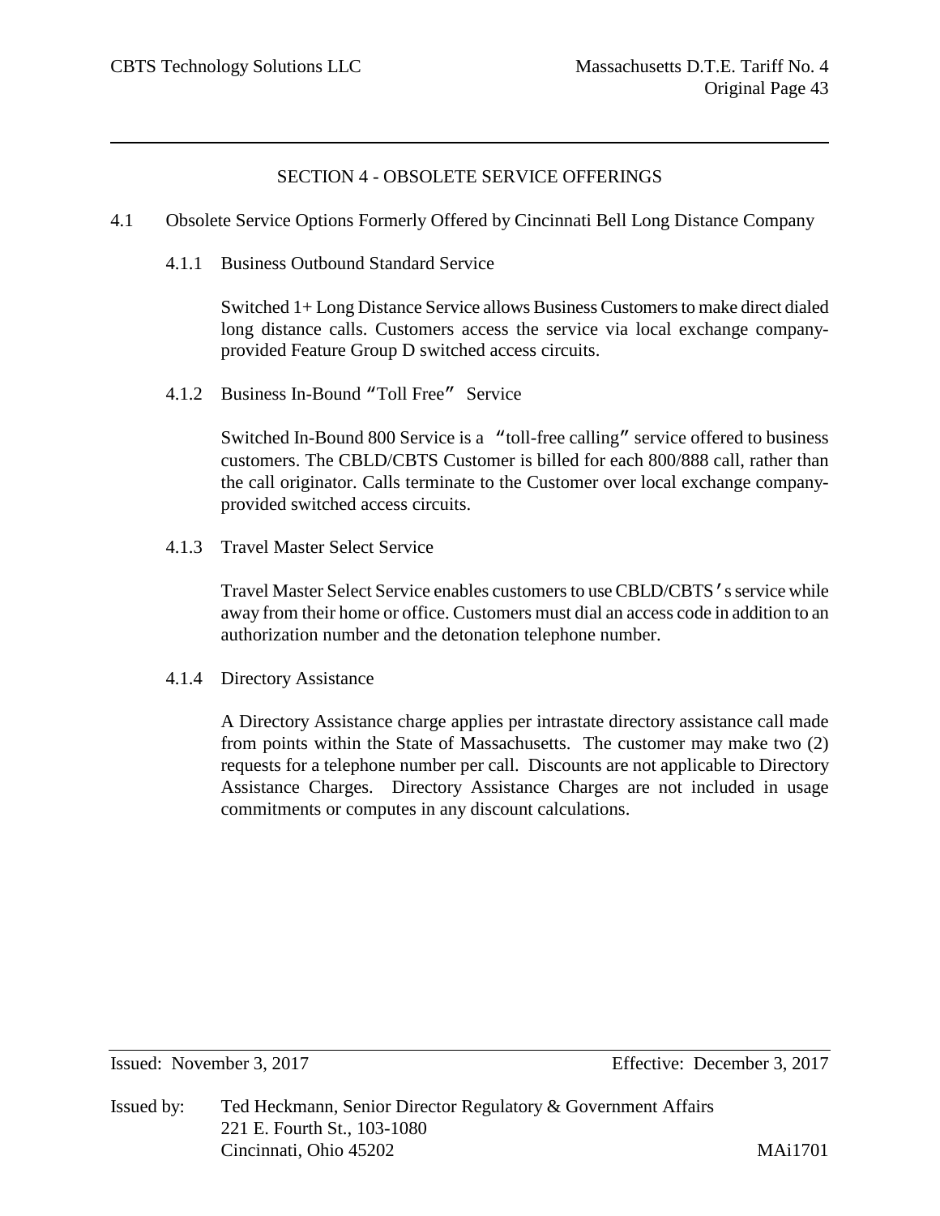## SECTION 4 - OBSOLETE SERVICE OFFERINGS

### 4.1 Obsolete Service Options Formerly Offered by Cincinnati Bell Long Distance Company

#### 4.1.1 Business Outbound Standard Service

Switched 1+ Long Distance Service allows Business Customers to make direct dialed long distance calls. Customers access the service via local exchange company-provided Feature Group D switched access circuits.

#### 4.1.2 Business In-Bound "Toll Free" Service

Switched In-Bound 800 Service is a "toll-free calling" service offered to business customers. The CBLD/CBTS Customer is billed for each 800/888 call, rather than the call originator. Calls terminate to the Customer over local exchange company-provided switched access circuits.

#### 4.1.3 Travel Master Select Service

Travel Master Select Service enables customers to use CBLD/CBTS's service while away from their home or office. Customers must dial an access code in addition to an authorization number and the detonation telephone number.

#### 4.1.4 Directory Assistance

A Directory Assistance charge applies per intrastate directory assistance call made from points within the State of Massachusetts. The customer may make two (2) requests for a telephone number per call. Discounts are not applicable to Directory Assistance Charges. Directory Assistance Charges are not included in usage commitments or computes in any discount calculations.

Issued: November 3, 2017 Effective: December 3, 2017

Issued by: Ted Heckmann, Senior Director Regulatory & Government Affairs
221 E. Fourth St., 103-1080
Cincinnati, Ohio 45202 MAi1701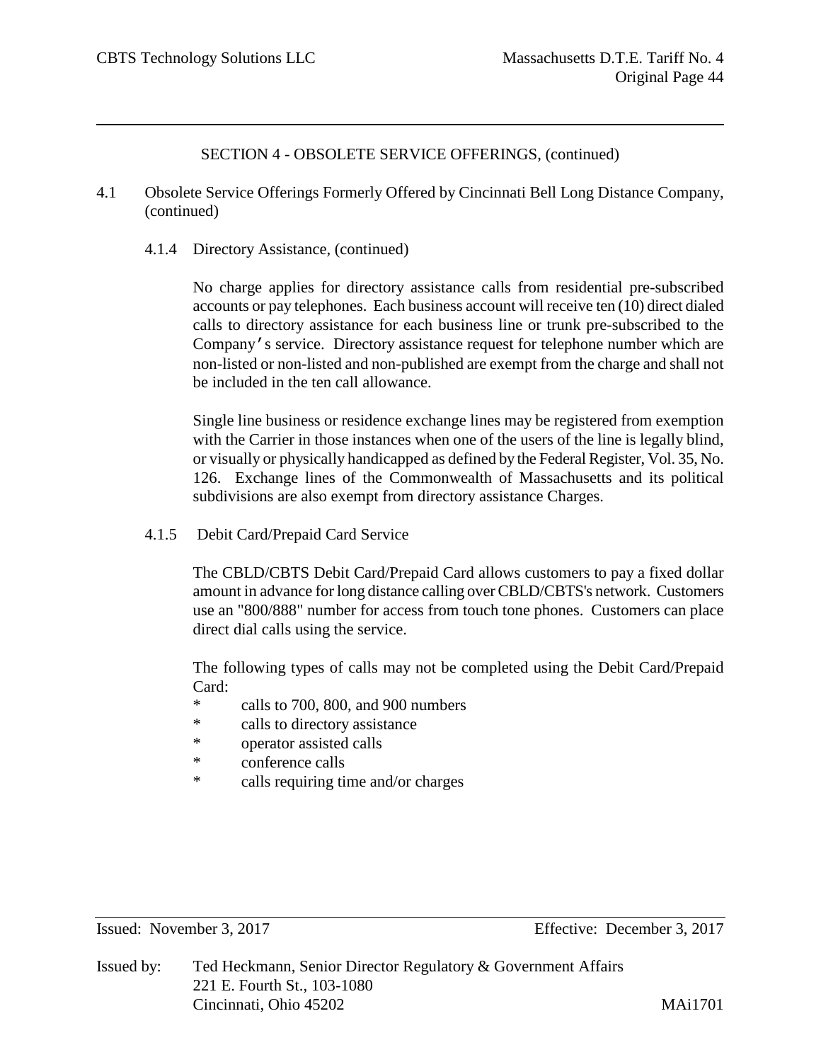## SECTION 4 - OBSOLETE SERVICE OFFERINGS, (continued)

4.1 Obsolete Service Offerings Formerly Offered by Cincinnati Bell Long Distance Company, (continued)

### 4.1.4 Directory Assistance, (continued)

No charge applies for directory assistance calls from residential pre-subscribed accounts or pay telephones. Each business account will receive ten (10) direct dialed calls to directory assistance for each business line or trunk pre-subscribed to the Company's service. Directory assistance request for telephone number which are non-listed or non-listed and non-published are exempt from the charge and shall not be included in the ten call allowance.

Single line business or residence exchange lines may be registered from exemption with the Carrier in those instances when one of the users of the line is legally blind, or visually or physically handicapped as defined by the Federal Register, Vol. 35, No. 126. Exchange lines of the Commonwealth of Massachusetts and its political subdivisions are also exempt from directory assistance Charges.

### 4.1.5 Debit Card/Prepaid Card Service

The CBLD/CBTS Debit Card/Prepaid Card allows customers to pay a fixed dollar amount in advance for long distance calling over CBLD/CBTS's network. Customers use an "800/888" number for access from touch tone phones. Customers can place direct dial calls using the service.

The following types of calls may not be completed using the Debit Card/Prepaid Card:

* calls to 700, 800, and 900 numbers
* calls to directory assistance
* operator assisted calls
* conference calls
* calls requiring time and/or charges

Issued: November 3, 2017 Effective: December 3, 2017

Issued by: Ted Heckmann, Senior Director Regulatory & Government Affairs
221 E. Fourth St., 103-1080
Cincinnati, Ohio 45202 MAi1701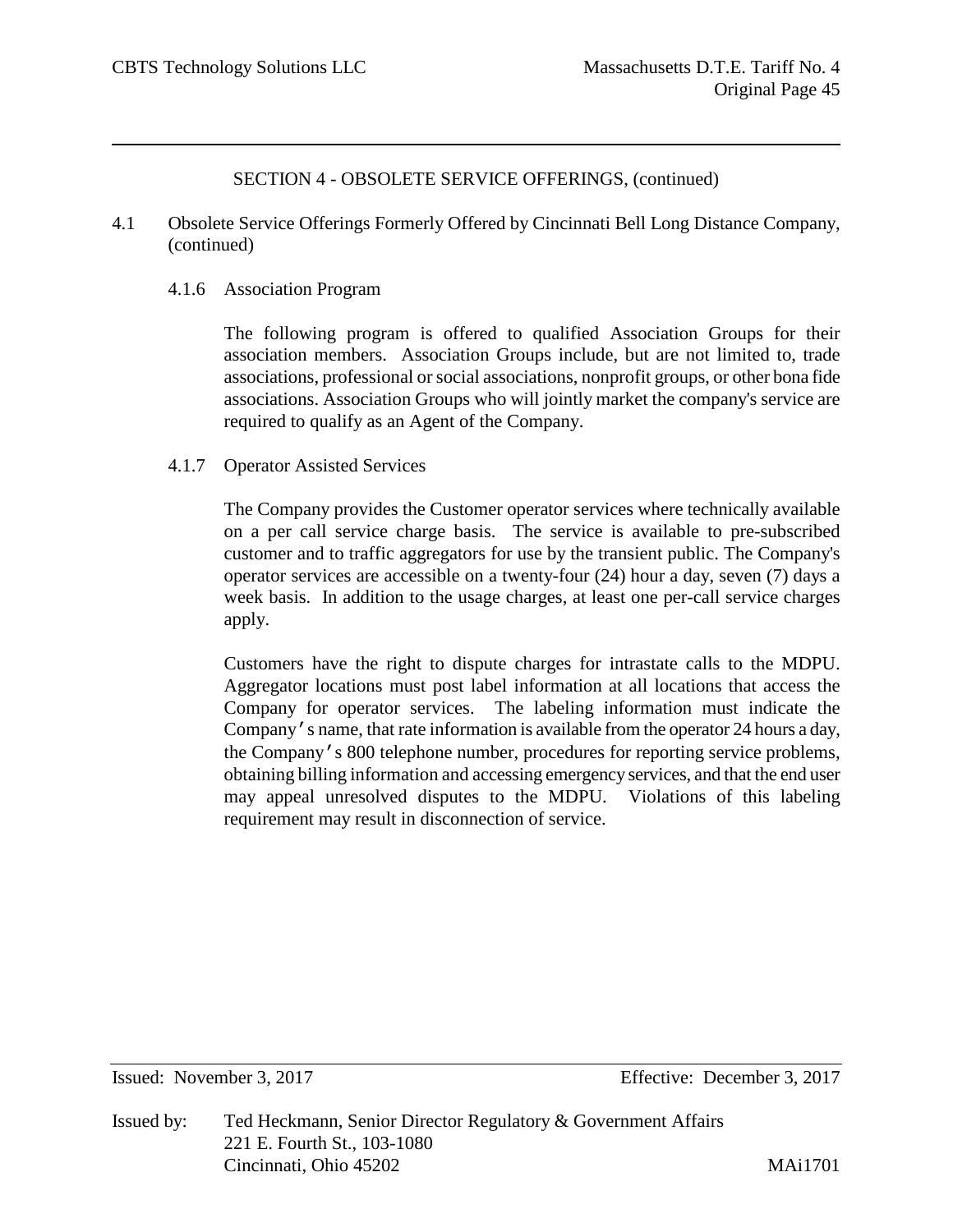SECTION 4 - OBSOLETE SERVICE OFFERINGS, (continued)

4.1 Obsolete Service Offerings Formerly Offered by Cincinnati Bell Long Distance Company, (continued)

4.1.6 Association Program

The following program is offered to qualified Association Groups for their association members. Association Groups include, but are not limited to, trade associations, professional or social associations, nonprofit groups, or other bona fide associations. Association Groups who will jointly market the company's service are required to qualify as an Agent of the Company.

4.1.7 Operator Assisted Services

The Company provides the Customer operator services where technically available on a per call service charge basis. The service is available to pre-subscribed customer and to traffic aggregators for use by the transient public. The Company's operator services are accessible on a twenty-four (24) hour a day, seven (7) days a week basis. In addition to the usage charges, at least one per-call service charges apply.

Customers have the right to dispute charges for intrastate calls to the MDPU. Aggregator locations must post label information at all locations that access the Company for operator services. The labeling information must indicate the Company's name, that rate information is available from the operator 24 hours a day, the Company's 800 telephone number, procedures for reporting service problems, obtaining billing information and accessing emergency services, and that the end user may appeal unresolved disputes to the MDPU. Violations of this labeling requirement may result in disconnection of service.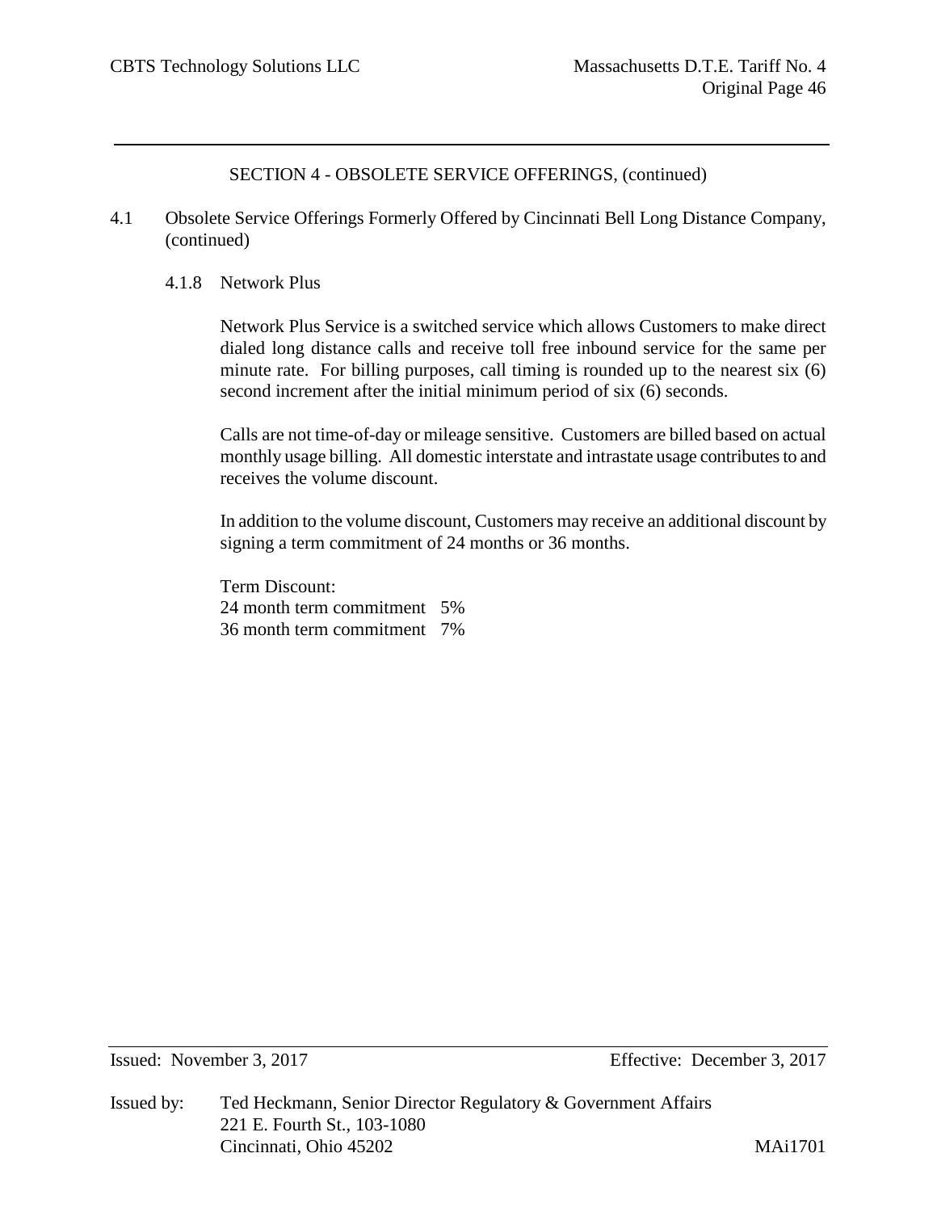SECTION 4 - OBSOLETE SERVICE OFFERINGS, (continued)

4.1 Obsolete Service Offerings Formerly Offered by Cincinnati Bell Long Distance Company, (continued)

4.1.8 Network Plus

Network Plus Service is a switched service which allows Customers to make direct dialed long distance calls and receive toll free inbound service for the same per minute rate. For billing purposes, call timing is rounded up to the nearest six (6) second increment after the initial minimum period of six (6) seconds.

Calls are not time-of-day or mileage sensitive. Customers are billed based on actual monthly usage billing. All domestic interstate and intrastate usage contributes to and receives the volume discount.

In addition to the volume discount, Customers may receive an additional discount by signing a term commitment of 24 months or 36 months.

Term Discount:

| | |
|---|---|
| 24 month term commitment | 5% |
| 36 month term commitment | 7% |

Issued: November 3, 2017 Effective: December 3, 2017

Issued by: Ted Heckmann, Senior Director Regulatory & Government Affairs
221 E. Fourth St., 103-1080
Cincinnati, Ohio 45202 MAi1701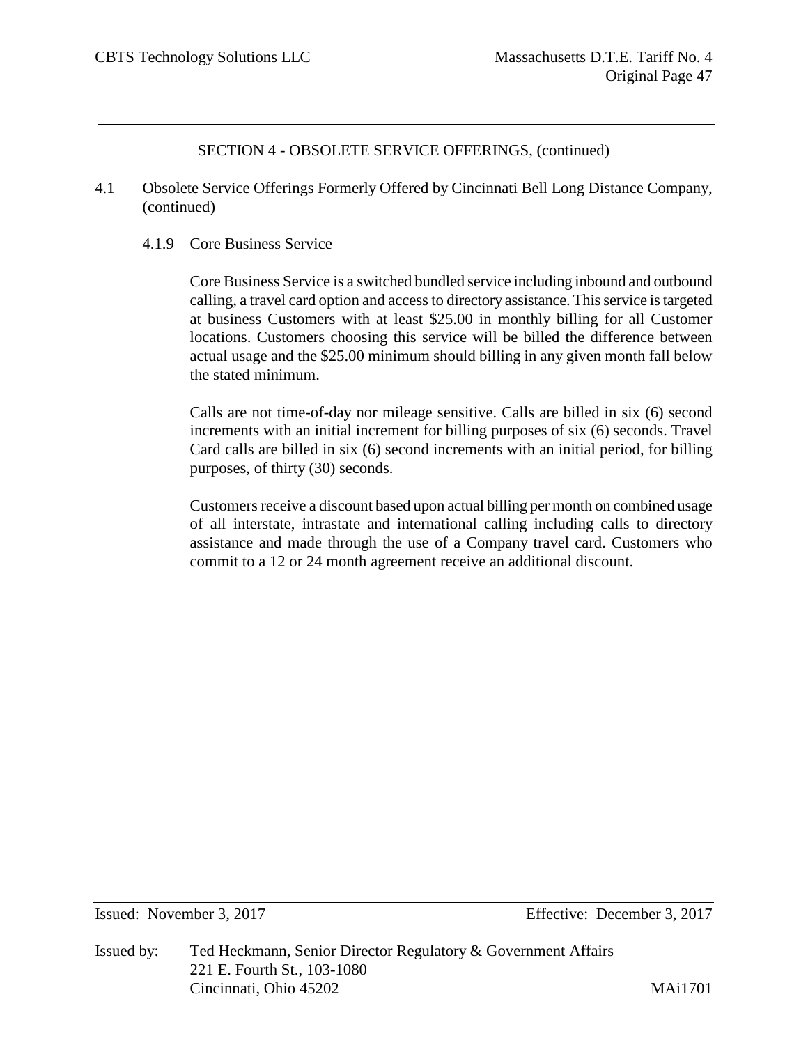## SECTION 4 - OBSOLETE SERVICE OFFERINGS, (continued)

### 4.1 Obsolete Service Offerings Formerly Offered by Cincinnati Bell Long Distance Company, (continued)

#### 4.1.9 Core Business Service

Core Business Service is a switched bundled service including inbound and outbound calling, a travel card option and access to directory assistance. This service is targeted at business Customers with at least $25.00 in monthly billing for all Customer locations. Customers choosing this service will be billed the difference between actual usage and the $25.00 minimum should billing in any given month fall below the stated minimum.

Calls are not time-of-day nor mileage sensitive. Calls are billed in six (6) second increments with an initial increment for billing purposes of six (6) seconds. Travel Card calls are billed in six (6) second increments with an initial period, for billing purposes, of thirty (30) seconds.

Customers receive a discount based upon actual billing per month on combined usage of all interstate, intrastate and international calling including calls to directory assistance and made through the use of a Company travel card. Customers who commit to a 12 or 24 month agreement receive an additional discount.

Issued: November 3, 2017 Effective: December 3, 2017

Issued by: Ted Heckmann, Senior Director Regulatory & Government Affairs
221 E. Fourth St., 103-1080
Cincinnati, Ohio 45202

MAi1701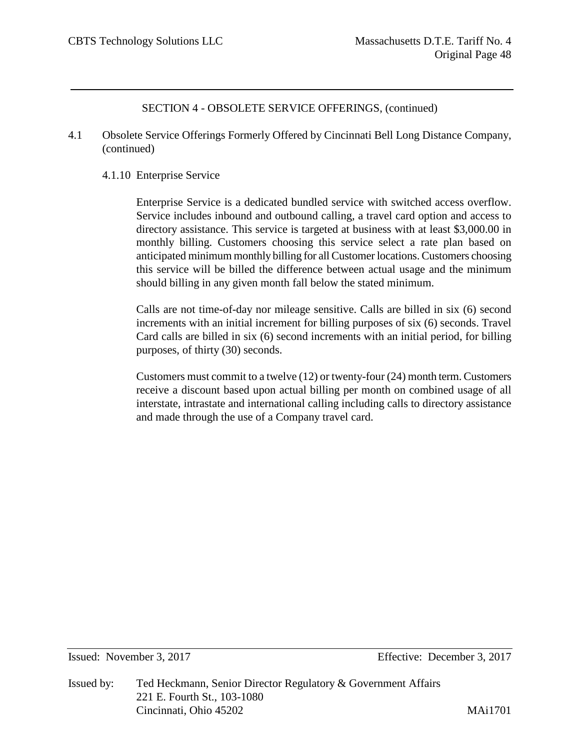## SECTION 4 - OBSOLETE SERVICE OFFERINGS, (continued)

4.1 Obsolete Service Offerings Formerly Offered by Cincinnati Bell Long Distance Company, (continued)

### 4.1.10 Enterprise Service

Enterprise Service is a dedicated bundled service with switched access overflow. Service includes inbound and outbound calling, a travel card option and access to directory assistance. This service is targeted at business with at least $3,000.00 in monthly billing. Customers choosing this service select a rate plan based on anticipated minimum monthly billing for all Customer locations. Customers choosing this service will be billed the difference between actual usage and the minimum should billing in any given month fall below the stated minimum.

Calls are not time-of-day nor mileage sensitive. Calls are billed in six (6) second increments with an initial increment for billing purposes of six (6) seconds. Travel Card calls are billed in six (6) second increments with an initial period, for billing purposes, of thirty (30) seconds.

Customers must commit to a twelve (12) or twenty-four (24) month term. Customers receive a discount based upon actual billing per month on combined usage of all interstate, intrastate and international calling including calls to directory assistance and made through the use of a Company travel card.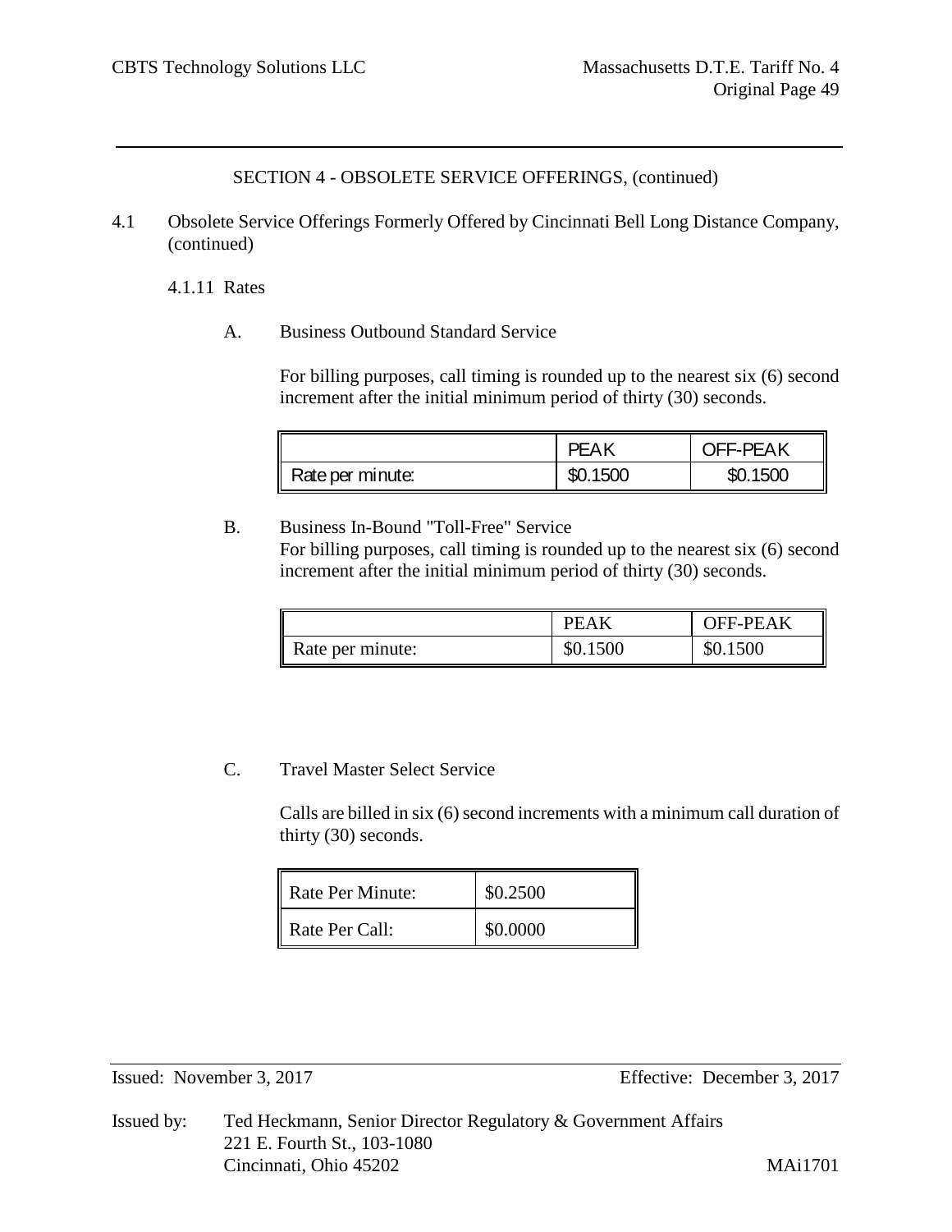SECTION 4 - OBSOLETE SERVICE OFFERINGS, (continued)

4.1 Obsolete Service Offerings Formerly Offered by Cincinnati Bell Long Distance Company, (continued)

4.1.11 Rates

A. Business Outbound Standard Service

For billing purposes, call timing is rounded up to the nearest six (6) second increment after the initial minimum period of thirty (30) seconds.

| | PEAK | OFF-PEAK |
|---|---|---|
| Rate per minute: | $0.1500 | $0.1500 |

B. Business In-Bound "Toll-Free" Service

For billing purposes, call timing is rounded up to the nearest six (6) second increment after the initial minimum period of thirty (30) seconds.

| | PEAK | OFF-PEAK |
|---|---|---|
| Rate per minute: | $0.1500 | $0.1500 |

C. Travel Master Select Service

Calls are billed in six (6) second increments with a minimum call duration of thirty (30) seconds.

| | |
|---|---|
| Rate Per Minute: | $0.2500 |
| Rate Per Call: | $0.0000 |

Issued: November 3, 2017 Effective: December 3, 2017

Issued by: Ted Heckmann, Senior Director Regulatory & Government Affairs
221 E. Fourth St., 103-1080
Cincinnati, Ohio 45202 MAi1701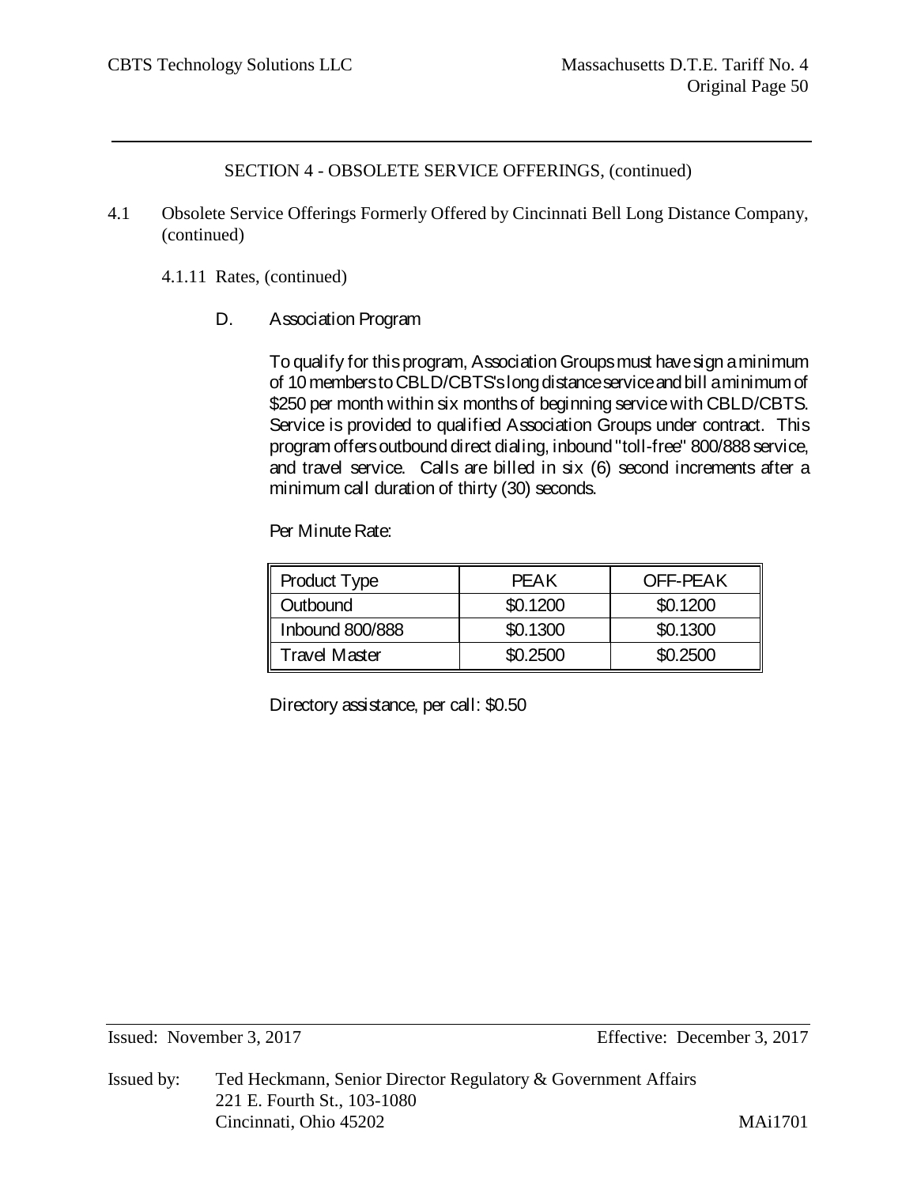SECTION 4 - OBSOLETE SERVICE OFFERINGS, (continued)

4.1 Obsolete Service Offerings Formerly Offered by Cincinnati Bell Long Distance Company, (continued)

4.1.11 Rates, (continued)

D. Association Program

To qualify for this program, Association Groups must have sign a minimum of 10 members to CBLD/CBTS's long distance service and bill a minimum of $250 per month within six months of beginning service with CBLD/CBTS. Service is provided to qualified Association Groups under contract. This program offers outbound direct dialing, inbound "toll-free" 800/888 service, and travel service. Calls are billed in six (6) second increments after a minimum call duration of thirty (30) seconds.

Per Minute Rate:

| Product Type | PEAK | OFF-PEAK |
|---|---|---|
| Outbound | $0.1200 | $0.1200 |
| Inbound 800/888 | $0.1300 | $0.1300 |
| Travel Master | $0.2500 | $0.2500 |

Directory assistance, per call: $0.50

Issued: November 3, 2017 Effective: December 3, 2017

Issued by: Ted Heckmann, Senior Director Regulatory & Government Affairs
221 E. Fourth St., 103-1080
Cincinnati, Ohio 45202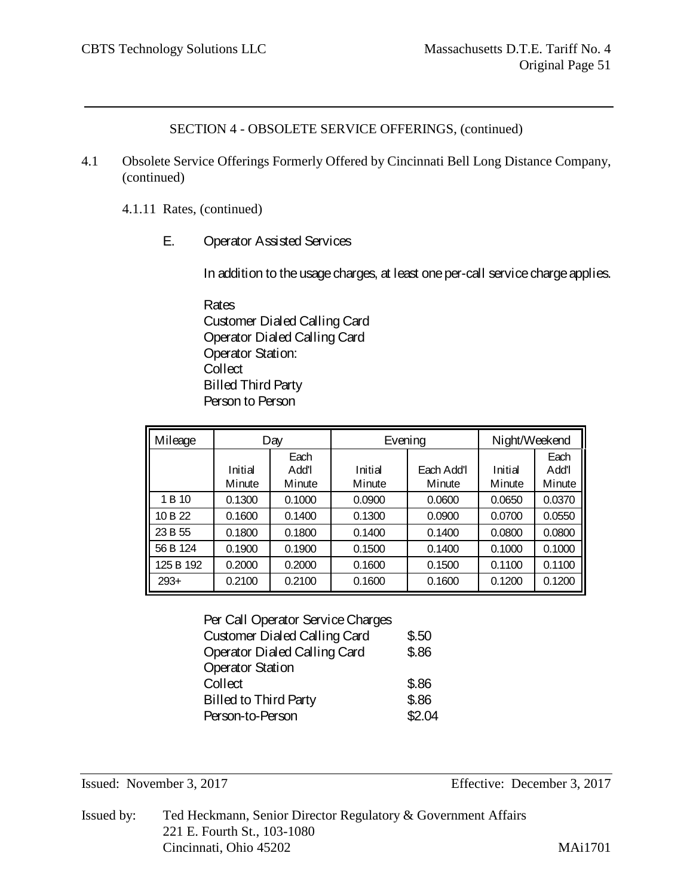SECTION 4 - OBSOLETE SERVICE OFFERINGS, (continued)

4.1 Obsolete Service Offerings Formerly Offered by Cincinnati Bell Long Distance Company, (continued)

4.1.11 Rates, (continued)

E. Operator Assisted Services

In addition to the usage charges, at least one per-call service charge applies.

Rates
Customer Dialed Calling Card
Operator Dialed Calling Card
Operator Station:
Collect
Billed Third Party
Person to Person

| Mileage | Day | | Evening | | Night/Weekend | |
|---|---|---|---|---|---|---|
| | Initial Minute | Each Add'l Minute | Initial Minute | Each Add'l Minute | Initial Minute | Each Add'l Minute |
| 1 B 10 | 0.1300 | 0.1000 | 0.0900 | 0.0600 | 0.0650 | 0.0370 |
| 10 B 22 | 0.1600 | 0.1400 | 0.1300 | 0.0900 | 0.0700 | 0.0550 |
| 23 B 55 | 0.1800 | 0.1800 | 0.1400 | 0.1400 | 0.0800 | 0.0800 |
| 56 B 124 | 0.1900 | 0.1900 | 0.1500 | 0.1400 | 0.1000 | 0.1000 |
| 125 B 192 | 0.2000 | 0.2000 | 0.1600 | 0.1500 | 0.1100 | 0.1100 |
| 293+ | 0.2100 | 0.2100 | 0.1600 | 0.1600 | 0.1200 | 0.1200 |

| Per Call Operator Service Charges | |
|---|---|
| Customer Dialed Calling Card | \$.50 |
| Operator Dialed Calling Card | \$.86 |
| Operator Station | |
| Collect | \$.86 |
| Billed to Third Party | \$.86 |
| Person-to-Person | \$2.04 |

Issued: November 3, 2017 Effective: December 3, 2017

Issued by: Ted Heckmann, Senior Director Regulatory & Government Affairs
221 E. Fourth St., 103-1080
Cincinnati, Ohio 45202 MAi1701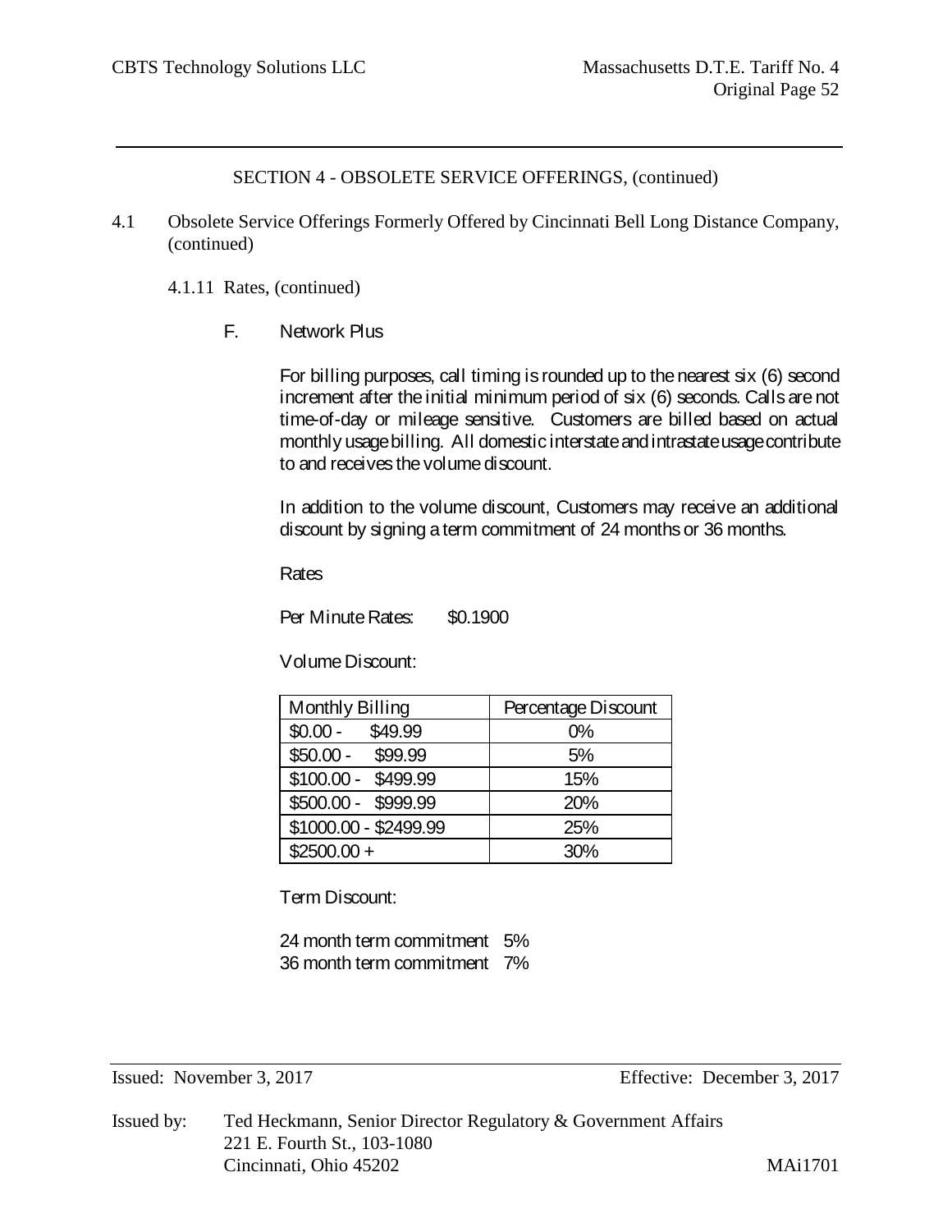## SECTION 4 - OBSOLETE SERVICE OFFERINGS, (continued)

4.1 Obsolete Service Offerings Formerly Offered by Cincinnati Bell Long Distance Company, (continued)

4.1.11 Rates, (continued)

F. Network Plus

For billing purposes, call timing is rounded up to the nearest six (6) second increment after the initial minimum period of six (6) seconds. Calls are not time-of-day or mileage sensitive. Customers are billed based on actual monthly usage billing. All domestic interstate and intrastate usage contribute to and receives the volume discount.

In addition to the volume discount, Customers may receive an additional discount by signing a term commitment of 24 months or 36 months.

Rates

Per Minute Rates: $0.1900

Volume Discount:

| Monthly Billing | Percentage Discount |
|---|---|
| $0.00 - $49.99 | 0% |
| $50.00 - $99.99 | 5% |
| $100.00 - $499.99 | 15% |
| $500.00 - $999.99 | 20% |
| $1000.00 - $2499.99 | 25% |
| $2500.00 + | 30% |

Term Discount:

24 month term commitment 5%
36 month term commitment 7%

Issued: November 3, 2017 Effective: December 3, 2017

Issued by: Ted Heckmann, Senior Director Regulatory & Government Affairs
221 E. Fourth St., 103-1080
Cincinnati, Ohio 45202 MAi1701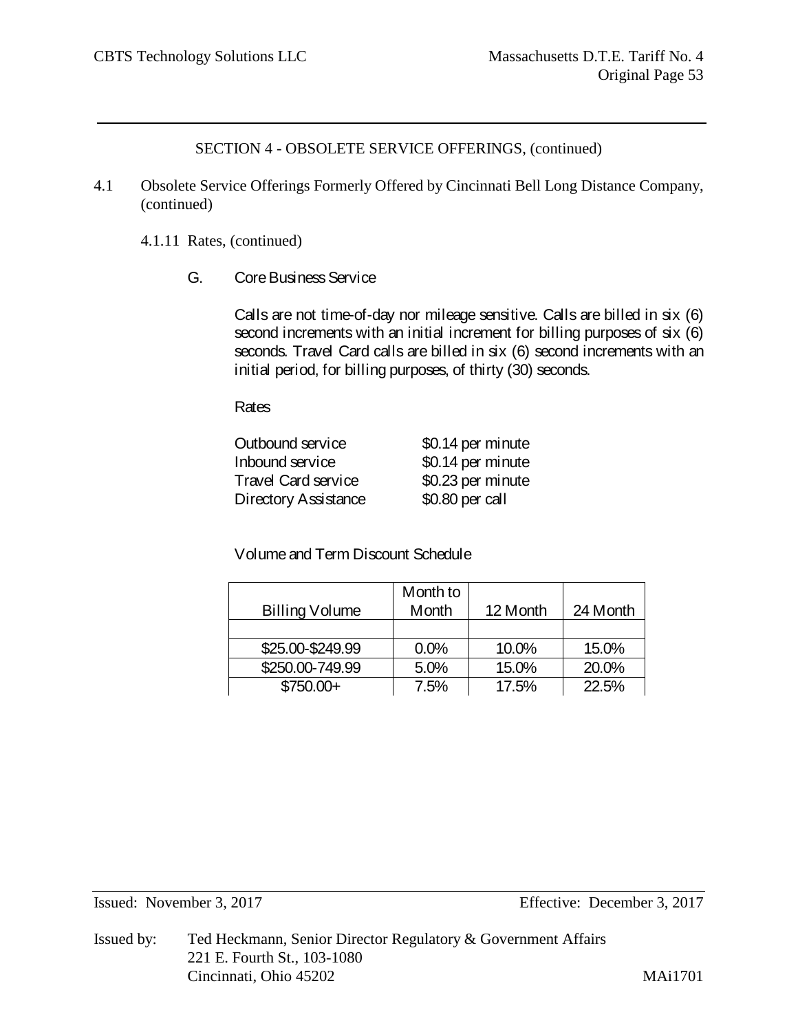SECTION 4 - OBSOLETE SERVICE OFFERINGS, (continued)

4.1 Obsolete Service Offerings Formerly Offered by Cincinnati Bell Long Distance Company, (continued)

4.1.11 Rates, (continued)

G. Core Business Service

Calls are not time-of-day nor mileage sensitive. Calls are billed in six (6) second increments with an initial increment for billing purposes of six (6) seconds. Travel Card calls are billed in six (6) second increments with an initial period, for billing purposes, of thirty (30) seconds.

Rates

| | |
|---|---|
| Outbound service | $0.14 per minute |
| Inbound service | $0.14 per minute |
| Travel Card service | $0.23 per minute |
| Directory Assistance | $0.80 per call |

Volume and Term Discount Schedule

| Billing Volume | Month to Month | 12 Month | 24 Month |
|---|---|---|---|
| | | | |
| $25.00-$249.99 | 0.0% | 10.0% | 15.0% |
| $250.00-749.99 | 5.0% | 15.0% | 20.0% |
| $750.00+ | 7.5% | 17.5% | 22.5% |

Issued: November 3, 2017 Effective: December 3, 2017

Issued by: Ted Heckmann, Senior Director Regulatory & Government Affairs
221 E. Fourth St., 103-1080
Cincinnati, Ohio 45202 MAi1701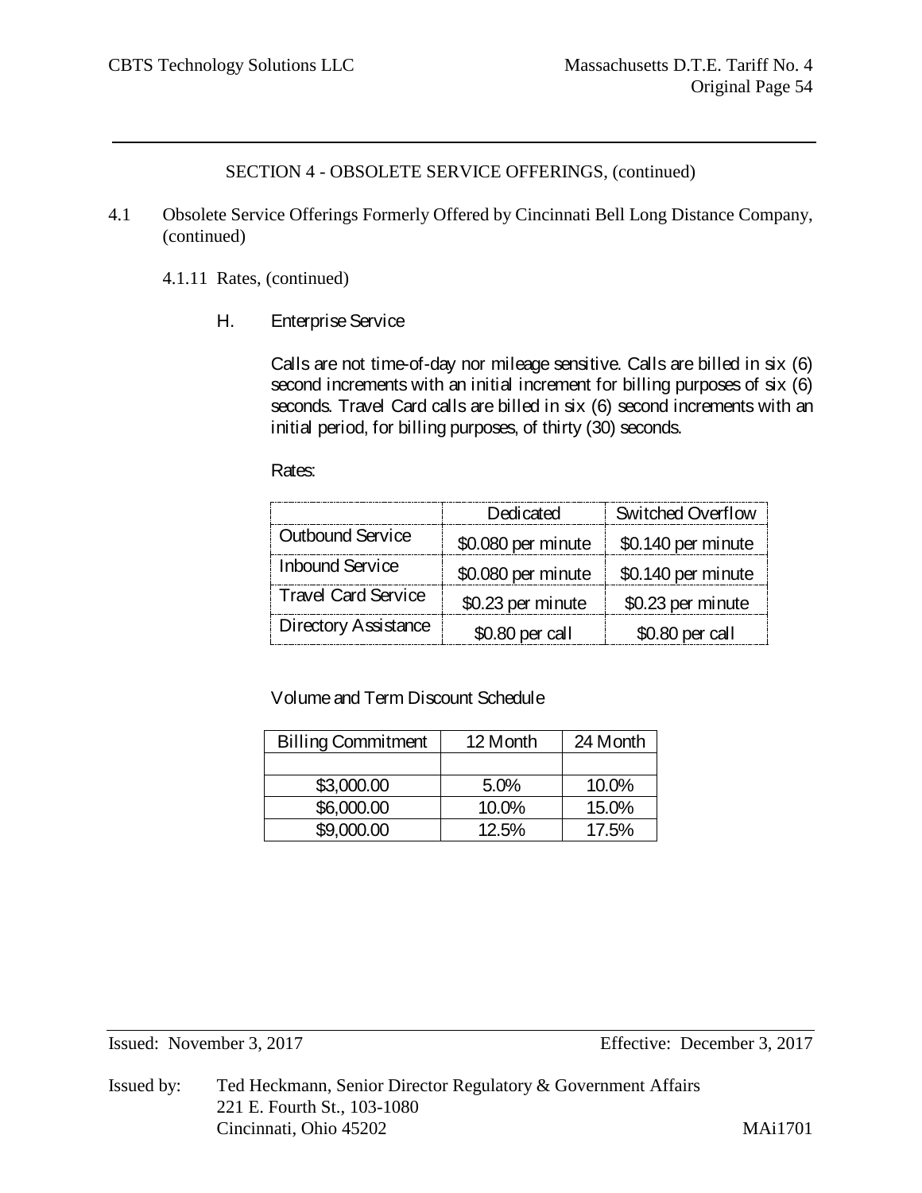SECTION 4 - OBSOLETE SERVICE OFFERINGS, (continued)

4.1 Obsolete Service Offerings Formerly Offered by Cincinnati Bell Long Distance Company, (continued)

4.1.11 Rates, (continued)

H. Enterprise Service

Calls are not time-of-day nor mileage sensitive. Calls are billed in six (6) second increments with an initial increment for billing purposes of six (6) seconds. Travel Card calls are billed in six (6) second increments with an initial period, for billing purposes, of thirty (30) seconds.

Rates:

| | Dedicated | Switched Overflow |
|---|---|---|
| Outbound Service | $0.080 per minute | $0.140 per minute |
| Inbound Service | $0.080 per minute | $0.140 per minute |
| Travel Card Service | $0.23 per minute | $0.23 per minute |
| Directory Assistance | $0.80 per call | $0.80 per call |

Volume and Term Discount Schedule

| Billing Commitment | 12 Month | 24 Month |
|---|---|---|
| | | |
| $3,000.00 | 5.0% | 10.0% |
| $6,000.00 | 10.0% | 15.0% |
| $9,000.00 | 12.5% | 17.5% |

Issued: November 3, 2017 Effective: December 3, 2017

Issued by: Ted Heckmann, Senior Director Regulatory & Government Affairs
221 E. Fourth St., 103-1080
Cincinnati, Ohio 45202 MAi1701